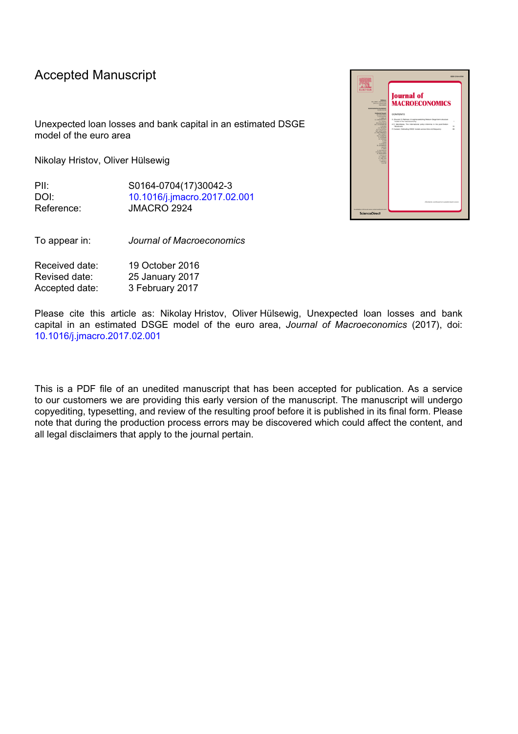# Accepted Manuscript

Unexpected loan losses and bank capital in an estimated DSGE model of the euro area

Nikolay Hristov, Oliver Hülsewig

| | |
|---|---|
| PII: | S0164-0704(17)30042-3 |
| DOI: | 10.1016/j.jmacro.2017.02.001 |
| Reference: | JMACRO 2924 |

| | |
|---|---|
| To appear in: | *Journal of Macroeconomics* |

| | |
|---|---|
| Received date: | 19 October 2016 |
| Revised date: | 25 January 2017 |
| Accepted date: | 3 February 2017 |

Please cite this article as: Nikolay Hristov, Oliver Hülsewig, Unexpected loan losses and bank capital in an estimated DSGE model of the euro area, *Journal of Macroeconomics* (2017), doi: 10.1016/j.jmacro.2017.02.001

This is a PDF file of an unedited manuscript that has been accepted for publication. As a service to our customers we are providing this early version of the manuscript. The manuscript will undergo copyediting, typesetting, and review of the resulting proof before it is published in its final form. Please note that during the production process errors may be discovered which could affect the content, and all legal disclaimers that apply to the journal pertain.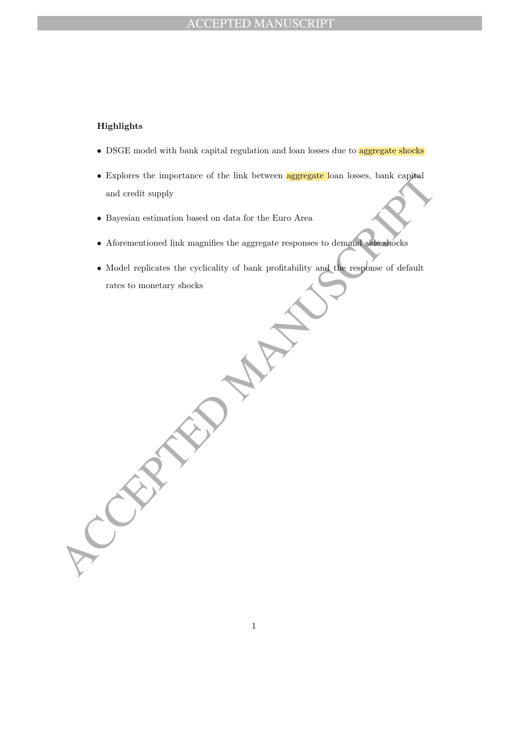**Highlights**

- DSGE model with bank capital regulation and loan losses due to aggregate shocks
- Explores the importance of the link between aggregate loan losses, bank capital and credit supply
- Bayesian estimation based on data for the Euro Area
- Aforementioned link magnifies the aggregate responses to demand side shocks
- Model replicates the cyclicality of bank profitability and the response of default rates to monetary shocks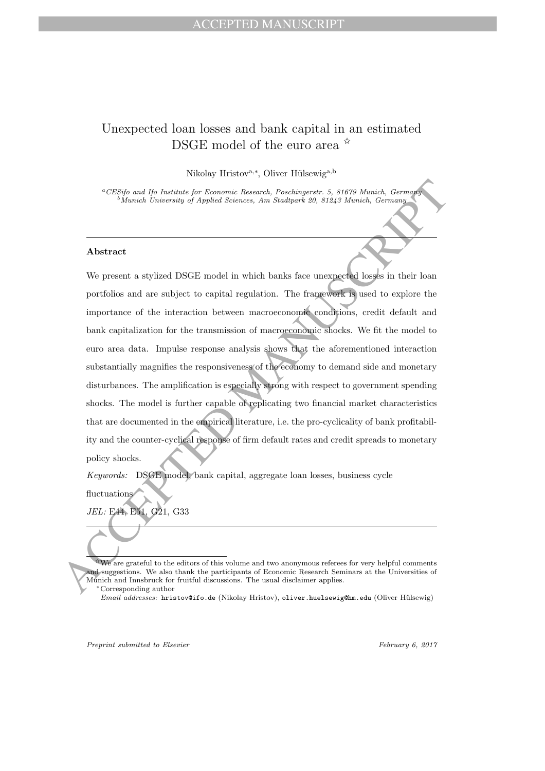# Unexpected loan losses and bank capital in an estimated DSGE model of the euro area ☆

Nikolay Hristov[a,*], Oliver Hülsewig[a,b]

[a] *CESifo and Ifo Institute for Economic Research, Poschingerstr. 5, 81679 Munich, Germany*
[b] *Munich University of Applied Sciences, Am Stadtpark 20, 81243 Munich, Germany*

---

**Abstract**

We present a stylized DSGE model in which banks face unexpected losses in their loan portfolios and are subject to capital regulation. The framework is used to explore the importance of the interaction between macroeconomic conditions, credit default and bank capitalization for the transmission of macroeconomic shocks. We fit the model to euro area data. Impulse response analysis shows that the aforementioned interaction substantially magnifies the responsiveness of the economy to demand side and monetary disturbances. The amplification is especially strong with respect to government spending shocks. The model is further capable of replicating two financial market characteristics that are documented in the empirical literature, i.e. the pro-cyclicality of bank profitability and the counter-cyclical response of firm default rates and credit spreads to monetary policy shocks.

*Keywords:* DSGE model, bank capital, aggregate loan losses, business cycle fluctuations

*JEL:* E44, E51, G21, G33

---

☆ We are grateful to the editors of this volume and two anonymous referees for very helpful comments and suggestions. We also thank the participants of Economic Research Seminars at the Universities of Munich and Innsbruck for fruitful discussions. The usual disclaimer applies.

\* Corresponding author

*Email addresses:* hristov@ifo.de (Nikolay Hristov), oliver.huelsewig@hm.edu (Oliver Hülsewig)

*Preprint submitted to Elsevier* *February 6, 2017*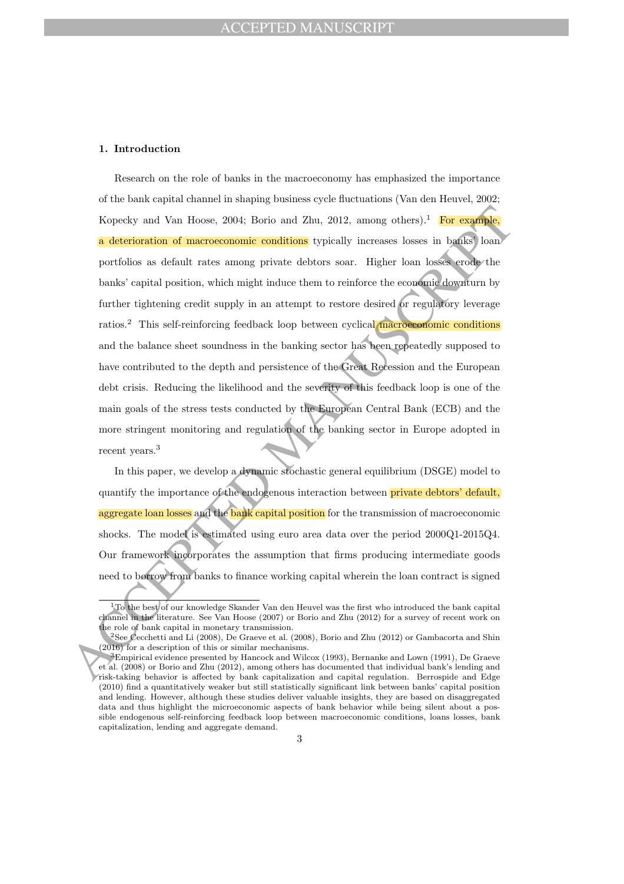## 1. Introduction

Research on the role of banks in the macroeconomy has emphasized the importance of the bank capital channel in shaping business cycle fluctuations (Van den Heuvel, 2002; Kopecky and Van Hoose, 2004; Borio and Zhu, 2012, among others).[1] For example, a deterioration of macroeconomic conditions typically increases losses in banks' loan portfolios as default rates among private debtors soar. Higher loan losses erode the banks' capital position, which might induce them to reinforce the economic downturn by further tightening credit supply in an attempt to restore desired or regulatory leverage ratios.[2] This self-reinforcing feedback loop between cyclical macroeconomic conditions and the balance sheet soundness in the banking sector has been repeatedly supposed to have contributed to the depth and persistence of the Great Recession and the European debt crisis. Reducing the likelihood and the severity of this feedback loop is one of the main goals of the stress tests conducted by the European Central Bank (ECB) and the more stringent monitoring and regulation of the banking sector in Europe adopted in recent years.[3]

In this paper, we develop a dynamic stochastic general equilibrium (DSGE) model to quantify the importance of the endogenous interaction between private debtors' default, aggregate loan losses and the bank capital position for the transmission of macroeconomic shocks. The model is estimated using euro area data over the period 2000Q1-2015Q4. Our framework incorporates the assumption that firms producing intermediate goods need to borrow from banks to finance working capital wherein the loan contract is signed

[1] To the best of our knowledge Skander Van den Heuvel was the first who introduced the bank capital channel in the literature. See Van Hoose (2007) or Borio and Zhu (2012) for a survey of recent work on the role of bank capital in monetary transmission.

[2] See Cecchetti and Li (2008), De Graeve et al. (2008), Borio and Zhu (2012) or Gambacorta and Shin (2016) for a description of this or similar mechanisms.

[3] Empirical evidence presented by Hancock and Wilcox (1993), Bernanke and Lown (1991), De Graeve et al. (2008) or Borio and Zhu (2012), among others has documented that individual bank's lending and risk-taking behavior is affected by bank capitalization and capital regulation. Berrospide and Edge (2010) find a quantitatively weaker but still statistically significant link between banks' capital position and lending. However, although these studies deliver valuable insights, they are based on disaggregated data and thus highlight the microeconomic aspects of bank behavior while being silent about a possible endogenous self-reinforcing feedback loop between macroeconomic conditions, loans losses, bank capitalization, lending and aggregate demand.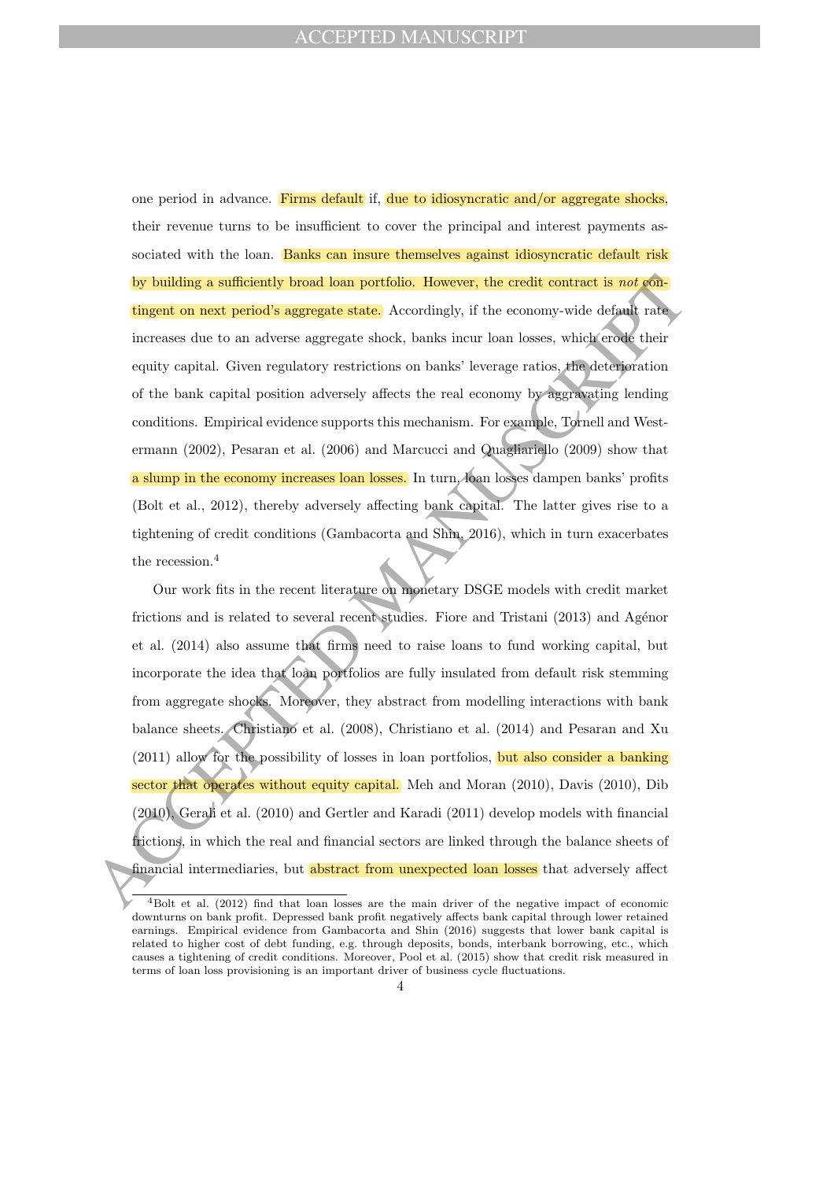one period in advance. Firms default if, due to idiosyncratic and/or aggregate shocks, their revenue turns to be insufficient to cover the principal and interest payments associated with the loan. Banks can insure themselves against idiosyncratic default risk by building a sufficiently broad loan portfolio. However, the credit contract is *not* contingent on next period's aggregate state. Accordingly, if the economy-wide default rate increases due to an adverse aggregate shock, banks incur loan losses, which erode their equity capital. Given regulatory restrictions on banks' leverage ratios, the deterioration of the bank capital position adversely affects the real economy by aggravating lending conditions. Empirical evidence supports this mechanism. For example, Tornell and Westermann (2002), Pesaran et al. (2006) and Marcucci and Quagliariello (2009) show that a slump in the economy increases loan losses. In turn, loan losses dampen banks' profits (Bolt et al., 2012), thereby adversely affecting bank capital. The latter gives rise to a tightening of credit conditions (Gambacorta and Shin, 2016), which in turn exacerbates the recession.[4]

Our work fits in the recent literature on monetary DSGE models with credit market frictions and is related to several recent studies. Fiore and Tristani (2013) and Agénor et al. (2014) also assume that firms need to raise loans to fund working capital, but incorporate the idea that loan portfolios are fully insulated from default risk stemming from aggregate shocks. Moreover, they abstract from modelling interactions with bank balance sheets. Christiano et al. (2008), Christiano et al. (2014) and Pesaran and Xu (2011) allow for the possibility of losses in loan portfolios, but also consider a banking sector that operates without equity capital. Meh and Moran (2010), Davis (2010), Dib (2010), Gerali et al. (2010) and Gertler and Karadi (2011) develop models with financial frictions, in which the real and financial sectors are linked through the balance sheets of financial intermediaries, but abstract from unexpected loan losses that adversely affect

[4] Bolt et al. (2012) find that loan losses are the main driver of the negative impact of economic downturns on bank profit. Depressed bank profit negatively affects bank capital through lower retained earnings. Empirical evidence from Gambacorta and Shin (2016) suggests that lower bank capital is related to higher cost of debt funding, e.g. through deposits, bonds, interbank borrowing, etc., which causes a tightening of credit conditions. Moreover, Pool et al. (2015) show that credit risk measured in terms of loan loss provisioning is an important driver of business cycle fluctuations.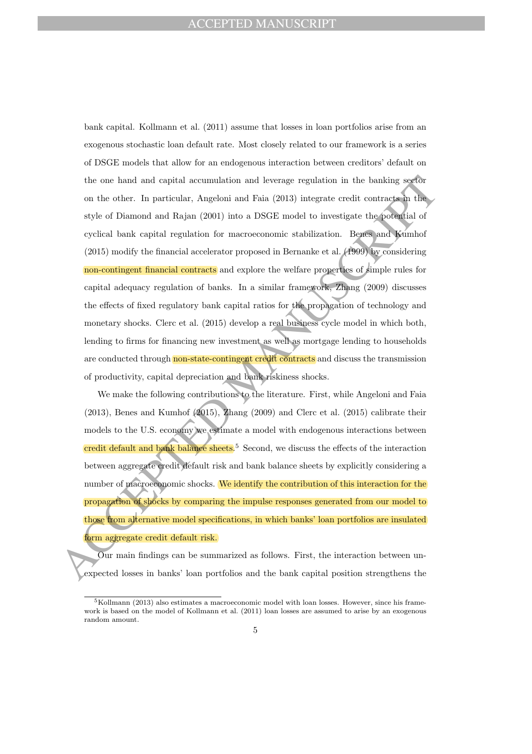bank capital. Kollmann et al. (2011) assume that losses in loan portfolios arise from an exogenous stochastic loan default rate. Most closely related to our framework is a series of DSGE models that allow for an endogenous interaction between creditors' default on the one hand and capital accumulation and leverage regulation in the banking sector on the other. In particular, Angeloni and Faia (2013) integrate credit contracts in the style of Diamond and Rajan (2001) into a DSGE model to investigate the potential of cyclical bank capital regulation for macroeconomic stabilization. Benes and Kumhof (2015) modify the financial accelerator proposed in Bernanke et al. (1999) by considering non-contingent financial contracts and explore the welfare properties of simple rules for capital adequacy regulation of banks. In a similar framework, Zhang (2009) discusses the effects of fixed regulatory bank capital ratios for the propagation of technology and monetary shocks. Clerc et al. (2015) develop a real business cycle model in which both, lending to firms for financing new investment as well as mortgage lending to households are conducted through non-state-contingent credit contracts and discuss the transmission of productivity, capital depreciation and bank riskiness shocks.

We make the following contributions to the literature. First, while Angeloni and Faia (2013), Benes and Kumhof (2015), Zhang (2009) and Clerc et al. (2015) calibrate their models to the U.S. economy we estimate a model with endogenous interactions between credit default and bank balance sheets.[5] Second, we discuss the effects of the interaction between aggregate credit default risk and bank balance sheets by explicitly considering a number of macroeconomic shocks. We identify the contribution of this interaction for the propagation of shocks by comparing the impulse responses generated from our model to those from alternative model specifications, in which banks' loan portfolios are insulated form aggregate credit default risk.

Our main findings can be summarized as follows. First, the interaction between unexpected losses in banks' loan portfolios and the bank capital position strengthens the

[5] Kollmann (2013) also estimates a macroeconomic model with loan losses. However, since his framework is based on the model of Kollmann et al. (2011) loan losses are assumed to arise by an exogenous random amount.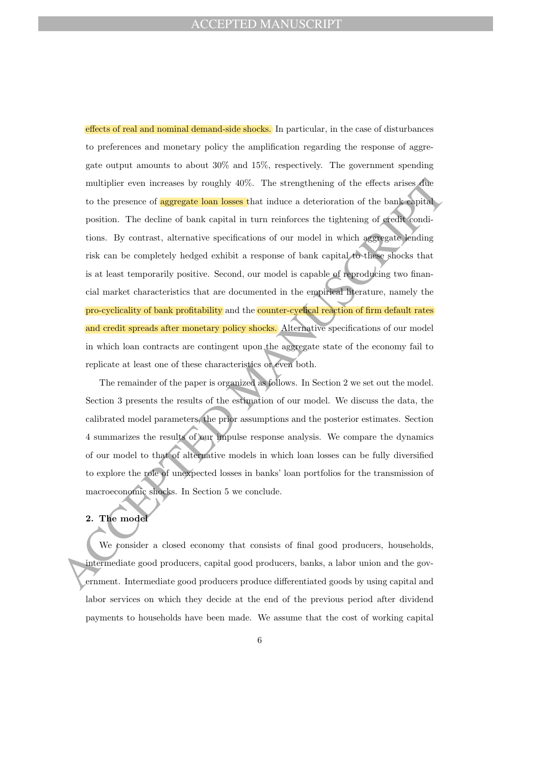effects of real and nominal demand-side shocks. In particular, in the case of disturbances to preferences and monetary policy the amplification regarding the response of aggregate output amounts to about 30% and 15%, respectively. The government spending multiplier even increases by roughly 40%. The strengthening of the effects arises due to the presence of aggregate loan losses that induce a deterioration of the bank capital position. The decline of bank capital in turn reinforces the tightening of credit conditions. By contrast, alternative specifications of our model in which aggregate lending risk can be completely hedged exhibit a response of bank capital to these shocks that is at least temporarily positive. Second, our model is capable of reproducing two financial market characteristics that are documented in the empirical literature, namely the pro-cyclicality of bank profitability and the counter-cyclical reaction of firm default rates and credit spreads after monetary policy shocks. Alternative specifications of our model in which loan contracts are contingent upon the aggregate state of the economy fail to replicate at least one of these characteristics or even both.

The remainder of the paper is organized as follows. In Section 2 we set out the model. Section 3 presents the results of the estimation of our model. We discuss the data, the calibrated model parameters, the prior assumptions and the posterior estimates. Section 4 summarizes the results of our impulse response analysis. We compare the dynamics of our model to that of alternative models in which loan losses can be fully diversified to explore the role of unexpected losses in banks' loan portfolios for the transmission of macroeconomic shocks. In Section 5 we conclude.

## 2. The model

We consider a closed economy that consists of final good producers, households, intermediate good producers, capital good producers, banks, a labor union and the government. Intermediate good producers produce differentiated goods by using capital and labor services on which they decide at the end of the previous period after dividend payments to households have been made. We assume that the cost of working capital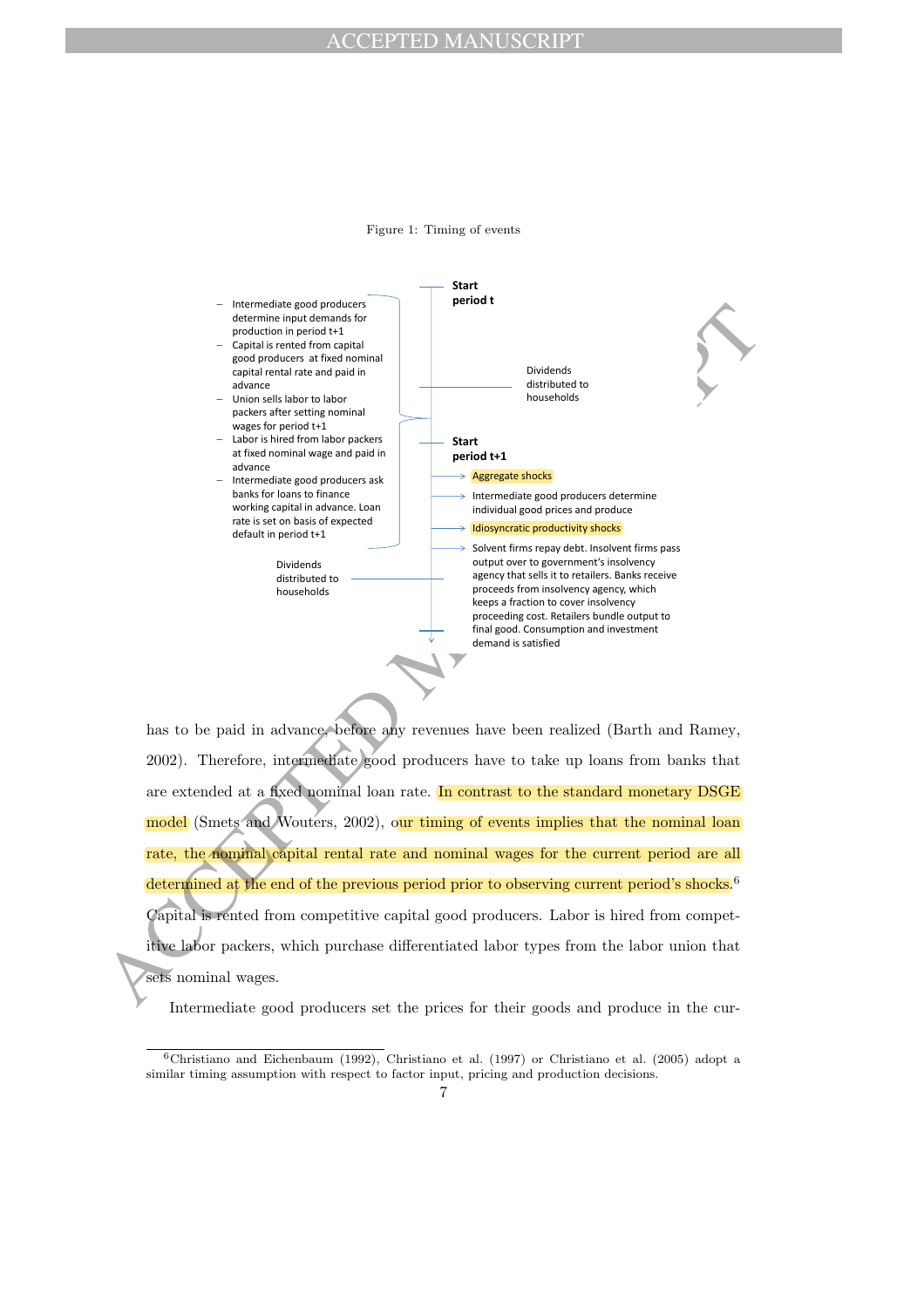Figure 1: Timing of events

**Start period t**

- Intermediate good producers determine input demands for production in period t+1
- Capital is rented from capital good producers at fixed nominal capital rental rate and paid in advance
- Union sells labor to labor packers after setting nominal wages for period t+1
- Labor is hired from labor packers at fixed nominal wage and paid in advance
- Intermediate good producers ask banks for loans to finance working capital in advance. Loan rate is set on basis of expected default in period t+1

Dividends distributed to households

**Start period t+1**

- Aggregate shocks
- Intermediate good producers determine individual good prices and produce
- Idiosyncratic productivity shocks
- Solvent firms repay debt. Insolvent firms pass output over to government's insolvency agency that sells it to retailers. Banks receive proceeds from insolvency agency, which keeps a fraction to cover insolvency proceeding cost. Retailers bundle output to final good. Consumption and investment demand is satisfied

Dividends distributed to households

has to be paid in advance, before any revenues have been realized (Barth and Ramey, 2002). Therefore, intermediate good producers have to take up loans from banks that are extended at a fixed nominal loan rate. In contrast to the standard monetary DSGE model (Smets and Wouters, 2002), our timing of events implies that the nominal loan rate, the nominal capital rental rate and nominal wages for the current period are all determined at the end of the previous period prior to observing current period's shocks.[6] Capital is rented from competitive capital good producers. Labor is hired from competitive labor packers, which purchase differentiated labor types from the labor union that sets nominal wages.

Intermediate good producers set the prices for their goods and produce in the cur-

[6] Christiano and Eichenbaum (1992), Christiano et al. (1997) or Christiano et al. (2005) adopt a similar timing assumption with respect to factor input, pricing and production decisions.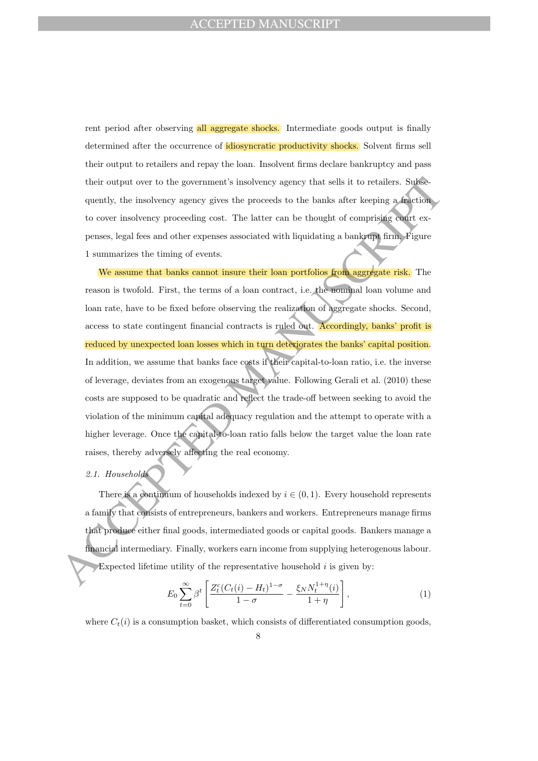rent period after observing all aggregate shocks. Intermediate goods output is finally determined after the occurrence of idiosyncratic productivity shocks. Solvent firms sell their output to retailers and repay the loan. Insolvent firms declare bankruptcy and pass their output over to the government's insolvency agency that sells it to retailers. Subsequently, the insolvency agency gives the proceeds to the banks after keeping a fraction to cover insolvency proceeding cost. The latter can be thought of comprising court expenses, legal fees and other expenses associated with liquidating a bankrupt firm. Figure 1 summarizes the timing of events.

We assume that banks cannot insure their loan portfolios from aggregate risk. The reason is twofold. First, the terms of a loan contract, i.e. the nominal loan volume and loan rate, have to be fixed before observing the realization of aggregate shocks. Second, access to state contingent financial contracts is ruled out. Accordingly, banks' profit is reduced by unexpected loan losses which in turn deteriorates the banks' capital position. In addition, we assume that banks face costs if their capital-to-loan ratio, i.e. the inverse of leverage, deviates from an exogenous target value. Following Gerali et al. (2010) these costs are supposed to be quadratic and reflect the trade-off between seeking to avoid the violation of the minimum capital adequacy regulation and the attempt to operate with a higher leverage. Once the capital-to-loan ratio falls below the target value the loan rate raises, thereby adversely affecting the real economy.

### *2.1. Households*

There is a continuum of households indexed by $i \in (0,1)$. Every household represents a family that consists of entrepreneurs, bankers and workers. Entrepreneurs manage firms that produce either final goods, intermediated goods or capital goods. Bankers manage a financial intermediary. Finally, workers earn income from supplying heterogenous labour.

Expected lifetime utility of the representative household $i$ is given by:

$$E_0 \sum_{t=0}^{\infty} \beta^t \left[ \frac{Z_t^c (C_t(i) - H_t)^{1-\sigma}}{1-\sigma} - \frac{\xi_N N_t^{1+\eta}(i)}{1+\eta} \right], \tag{1}$$

where $C_t(i)$ is a consumption basket, which consists of differentiated consumption goods,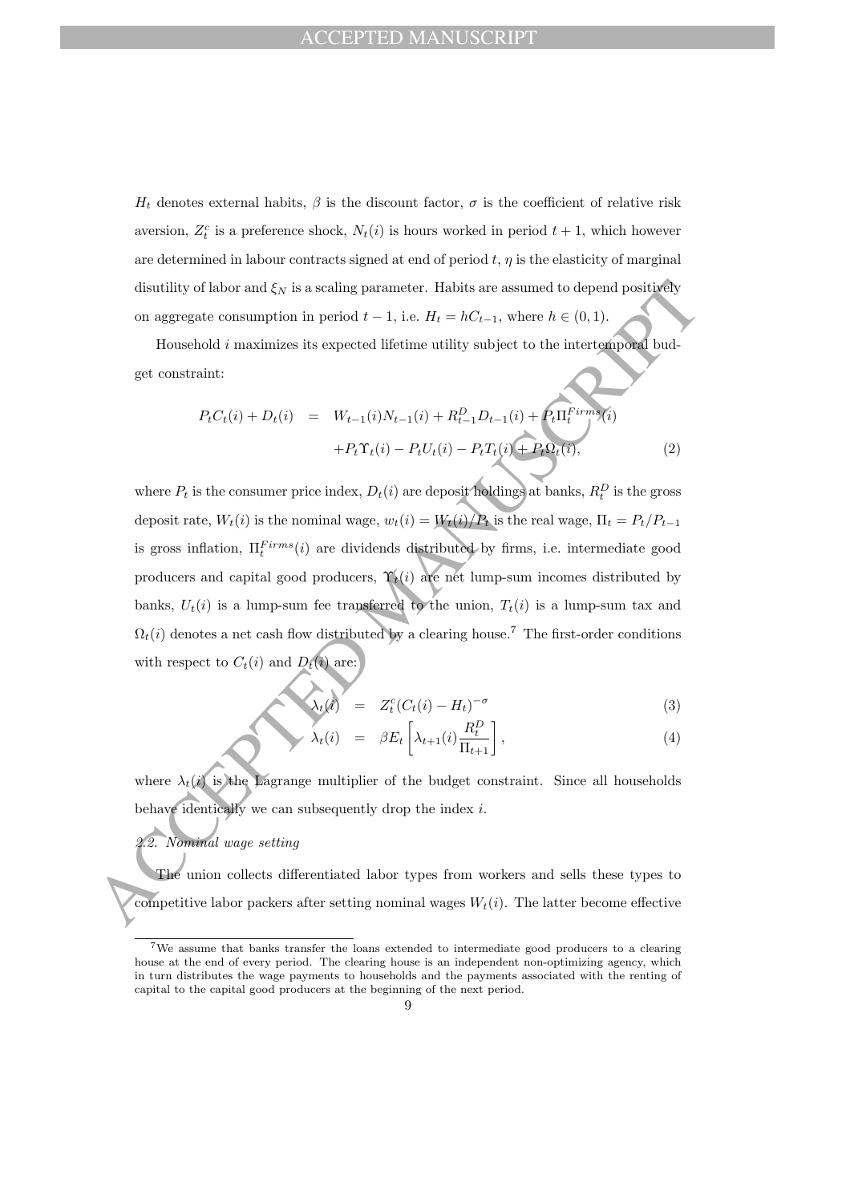$H_t$ denotes external habits, $\beta$ is the discount factor, $\sigma$ is the coefficient of relative risk aversion, $Z_t^c$ is a preference shock, $N_t(i)$ is hours worked in period $t+1$, which however are determined in labour contracts signed at end of period $t$, $\eta$ is the elasticity of marginal disutility of labor and $\xi_N$ is a scaling parameter. Habits are assumed to depend positively on aggregate consumption in period $t-1$, i.e. $H_t = hC_{t-1}$, where $h \in (0,1)$.

Household $i$ maximizes its expected lifetime utility subject to the intertemporal budget constraint:

$$
\begin{aligned}
P_t C_t(i) + D_t(i) &= W_{t-1}(i) N_{t-1}(i) + R_{t-1}^D D_{t-1}(i) + P_t \Pi_t^{Firms}(i) \\
&\quad + P_t \Upsilon_t(i) - P_t U_t(i) - P_t T_t(i) + P_t \Omega_t(i),
\end{aligned} \tag{2}
$$

where $P_t$ is the consumer price index, $D_t(i)$ are deposit holdings at banks, $R_t^D$ is the gross deposit rate, $W_t(i)$ is the nominal wage, $w_t(i) = W_t(i)/P_t$ is the real wage, $\Pi_t = P_t/P_{t-1}$ is gross inflation, $\Pi_t^{Firms}(i)$ are dividends distributed by firms, i.e. intermediate good producers and capital good producers, $\Upsilon_t(i)$ are net lump-sum incomes distributed by banks, $U_t(i)$ is a lump-sum fee transferred to the union, $T_t(i)$ is a lump-sum tax and $\Omega_t(i)$ denotes a net cash flow distributed by a clearing house.[7] The first-order conditions with respect to $C_t(i)$ and $D_t(i)$ are:

$$
\lambda_t(i) = Z_t^c (C_t(i) - H_t)^{-\sigma} \tag{3}
$$

$$
\lambda_t(i) = \beta E_t \left[ \lambda_{t+1}(i) \frac{R_t^D}{\Pi_{t+1}} \right], \tag{4}
$$

where $\lambda_t(i)$ is the Lagrange multiplier of the budget constraint. Since all households behave identically we can subsequently drop the index $i$.

### 2.2. Nominal wage setting

The union collects differentiated labor types from workers and sells these types to competitive labor packers after setting nominal wages $W_t(i)$. The latter become effective

[7] We assume that banks transfer the loans extended to intermediate good producers to a clearing house at the end of every period. The clearing house is an independent non-optimizing agency, which in turn distributes the wage payments to households and the payments associated with the renting of capital to the capital good producers at the beginning of the next period.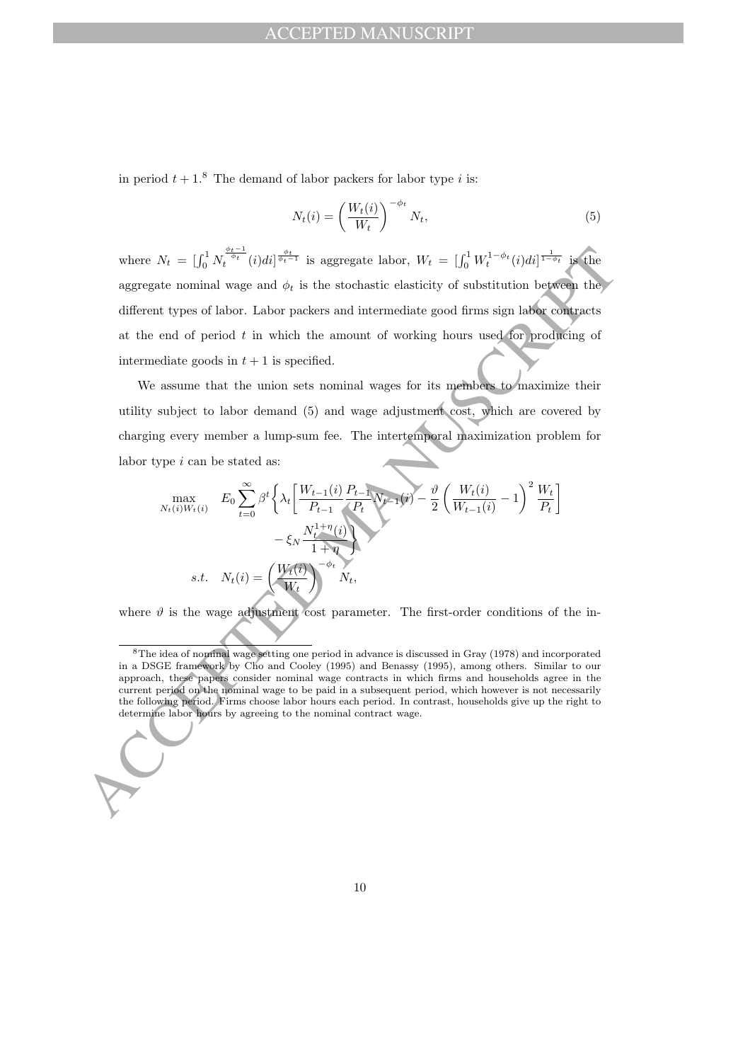in period $t+1$.[8] The demand of labor packers for labor type $i$ is:

$$N_t(i) = \left(\frac{W_t(i)}{W_t}\right)^{-\phi_t} N_t, \tag{5}$$

where $N_t = [\int_0^1 N_t^{\frac{\phi_t - 1}{\phi_t}}(i)di]^{\frac{\phi_t}{\phi_t - 1}}$ is aggregate labor, $W_t = [\int_0^1 W_t^{1-\phi_t}(i)di]^{\frac{1}{1-\phi_t}}$ is the aggregate nominal wage and $\phi_t$ is the stochastic elasticity of substitution between the different types of labor. Labor packers and intermediate good firms sign labor contracts at the end of period $t$ in which the amount of working hours used for producing of intermediate goods in $t+1$ is specified.

We assume that the union sets nominal wages for its members to maximize their utility subject to labor demand (5) and wage adjustment cost, which are covered by charging every member a lump-sum fee. The intertemporal maximization problem for labor type $i$ can be stated as:

$$\max_{N_t(i) W_t(i)} \quad E_0 \sum_{t=0}^{\infty} \beta^t \Bigg\{ \lambda_t \left[ \frac{W_{t-1}(i)}{P_{t-1}} \frac{P_{t-1}}{P_t} N_{t-1}(i) - \frac{\vartheta}{2} \left( \frac{W_t(i)}{W_{t-1}(i)} - 1 \right)^2 \frac{W_t}{P_t} \right] - \xi_N \frac{N_t^{1+\eta}(i)}{1+\eta} \Bigg\}$$

$$s.t. \quad N_t(i) = \left(\frac{W_t(i)}{W_t}\right)^{-\phi_t} N_t,$$

where $\vartheta$ is the wage adjustment cost parameter. The first-order conditions of the in-

[8] The idea of nominal wage setting one period in advance is discussed in Gray (1978) and incorporated in a DSGE framework by Cho and Cooley (1995) and Benassy (1995), among others. Similar to our approach, these papers consider nominal wage contracts in which firms and households agree in the current period on the nominal wage to be paid in a subsequent period, which however is not necessarily the following period. Firms choose labor hours each period. In contrast, households give up the right to determine labor hours by agreeing to the nominal contract wage.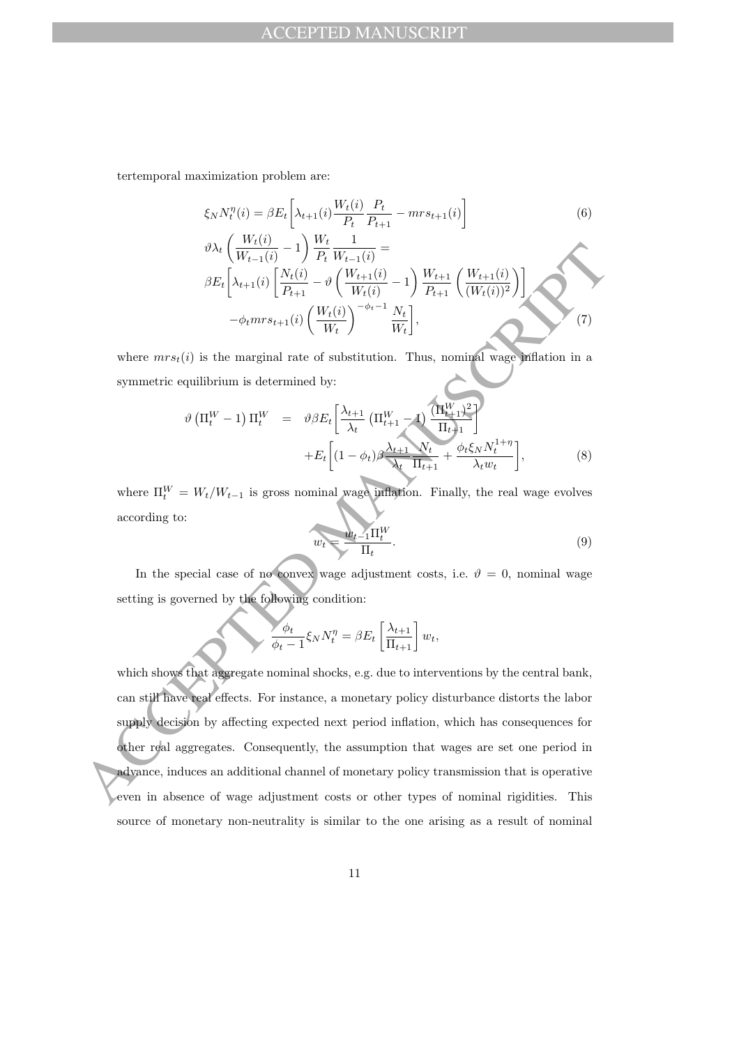tertemporal maximization problem are:

$$\xi_N N_t^\eta(i) = \beta E_t\bigg[\lambda_{t+1}(i)\frac{W_t(i)}{P_t}\frac{P_t}{P_{t+1}} - mrs_{t+1}(i)\bigg] \tag{6}$$

$$\begin{aligned}
&\vartheta\lambda_t\left(\frac{W_t(i)}{W_{t-1}(i)}-1\right)\frac{W_t}{P_t}\frac{1}{W_{t-1}(i)} = \\
&\beta E_t\bigg[\lambda_{t+1}(i)\left[\frac{N_t(i)}{P_{t+1}} - \vartheta\left(\frac{W_{t+1}(i)}{W_t(i)}-1\right)\frac{W_{t+1}}{P_{t+1}}\left(\frac{W_{t+1}(i)}{(W_t(i))^2}\right)\right] \\
&\quad -\phi_t mrs_{t+1}(i)\left(\frac{W_t(i)}{W_t}\right)^{-\phi_t-1}\frac{N_t}{W_t}\bigg],
\end{aligned} \tag{7}$$

where $mrs_t(i)$ is the marginal rate of substitution. Thus, nominal wage inflation in a symmetric equilibrium is determined by:

$$\begin{aligned}
\vartheta\left(\Pi_t^W - 1\right)\Pi_t^W &= \vartheta\beta E_t\bigg[\frac{\lambda_{t+1}}{\lambda_t}\left(\Pi_{t+1}^W - 1\right)\frac{(\Pi_{t+1}^W)^2}{\Pi_{t+1}}\bigg] \\
&\quad + E_t\bigg[(1-\phi_t)\beta\frac{\lambda_{t+1}}{\lambda_t}\frac{N_t}{\Pi_{t+1}} + \frac{\phi_t \xi_N N_t^{1+\eta}}{\lambda_t w_t}\bigg],
\end{aligned} \tag{8}$$

where $\Pi_t^W = W_t/W_{t-1}$ is gross nominal wage inflation. Finally, the real wage evolves according to:

$$w_t = \frac{w_{t-1}\Pi_t^W}{\Pi_t}. \tag{9}$$

In the special case of no convex wage adjustment costs, i.e. $\vartheta = 0$, nominal wage setting is governed by the following condition:

$$\frac{\phi_t}{\phi_t - 1}\xi_N N_t^\eta = \beta E_t\left[\frac{\lambda_{t+1}}{\Pi_{t+1}}\right] w_t,$$

which shows that aggregate nominal shocks, e.g. due to interventions by the central bank, can still have real effects. For instance, a monetary policy disturbance distorts the labor supply decision by affecting expected next period inflation, which has consequences for other real aggregates. Consequently, the assumption that wages are set one period in advance, induces an additional channel of monetary policy transmission that is operative even in absence of wage adjustment costs or other types of nominal rigidities. This source of monetary non-neutrality is similar to the one arising as a result of nominal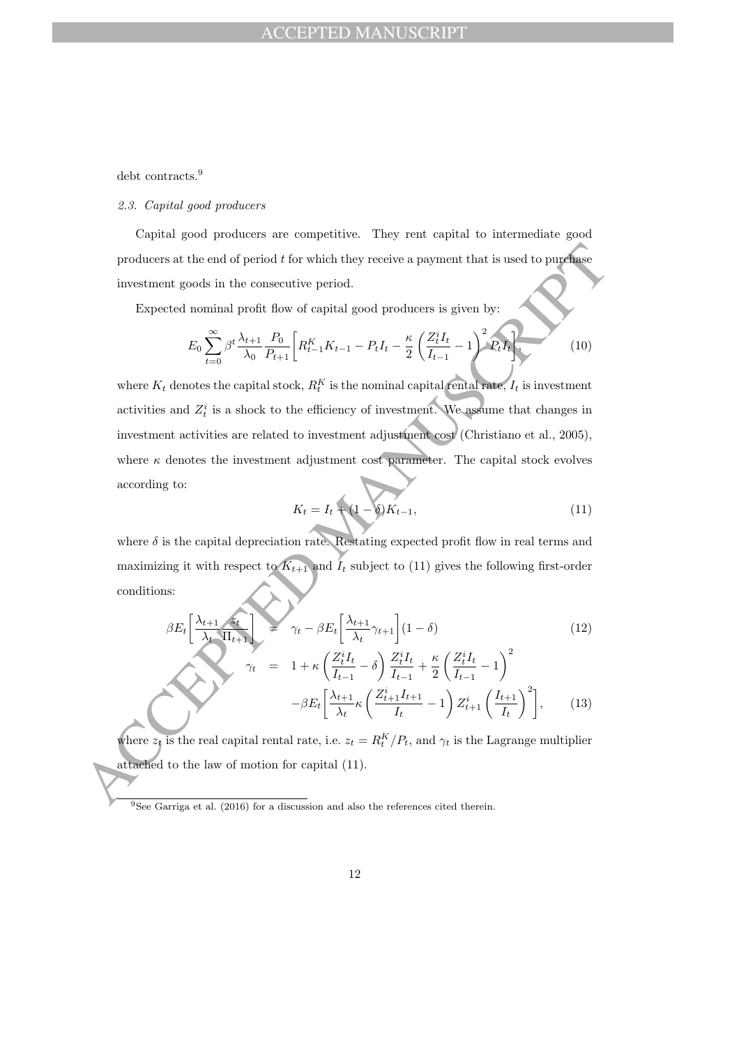debt contracts.[9]

*2.3. Capital good producers*

Capital good producers are competitive. They rent capital to intermediate good producers at the end of period $t$ for which they receive a payment that is used to purchase investment goods in the consecutive period.

Expected nominal profit flow of capital good producers is given by:

$$E_0 \sum_{t=0}^{\infty} \beta^t \frac{\lambda_{t+1}}{\lambda_0} \frac{P_0}{P_{t+1}} \left[ R_{t-1}^K K_{t-1} - P_t I_t - \frac{\kappa}{2} \left( \frac{Z_t^i I_t}{I_{t-1}} - 1 \right)^2 P_t I_t \right], \tag{10}$$

where $K_t$ denotes the capital stock, $R_t^K$ is the nominal capital rental rate, $I_t$ is investment activities and $Z_t^i$ is a shock to the efficiency of investment. We assume that changes in investment activities are related to investment adjustment cost (Christiano et al., 2005), where $\kappa$ denotes the investment adjustment cost parameter. The capital stock evolves according to:

$$K_t = I_t + (1 - \delta) K_{t-1}, \tag{11}$$

where $\delta$ is the capital depreciation rate. Restating expected profit flow in real terms and maximizing it with respect to $K_{t+1}$ and $I_t$ subject to (11) gives the following first-order conditions:

$$\beta E_t \left[ \frac{\lambda_{t+1}}{\lambda_t} \frac{z_t}{\Pi_{t+1}} \right] = \gamma_t - \beta E_t \left[ \frac{\lambda_{t+1}}{\lambda_t} \gamma_{t+1} \right] (1 - \delta) \tag{12}$$

$$\gamma_t = 1 + \kappa \left( \frac{Z_t^i I_t}{I_{t-1}} - \delta \right) \frac{Z_t^i I_t}{I_{t-1}} + \frac{\kappa}{2} \left( \frac{Z_t^i I_t}{I_{t-1}} - 1 \right)^2 - \beta E_t \left[ \frac{\lambda_{t+1}}{\lambda_t} \kappa \left( \frac{Z_{t+1}^i I_{t+1}}{I_t} - 1 \right) Z_{t+1}^i \left( \frac{I_{t+1}}{I_t} \right)^2 \right], \tag{13}$$

where $z_t$ is the real capital rental rate, i.e. $z_t = R_t^K / P_t$, and $\gamma_t$ is the Lagrange multiplier attached to the law of motion for capital (11).

[9] See Garriga et al. (2016) for a discussion and also the references cited therein.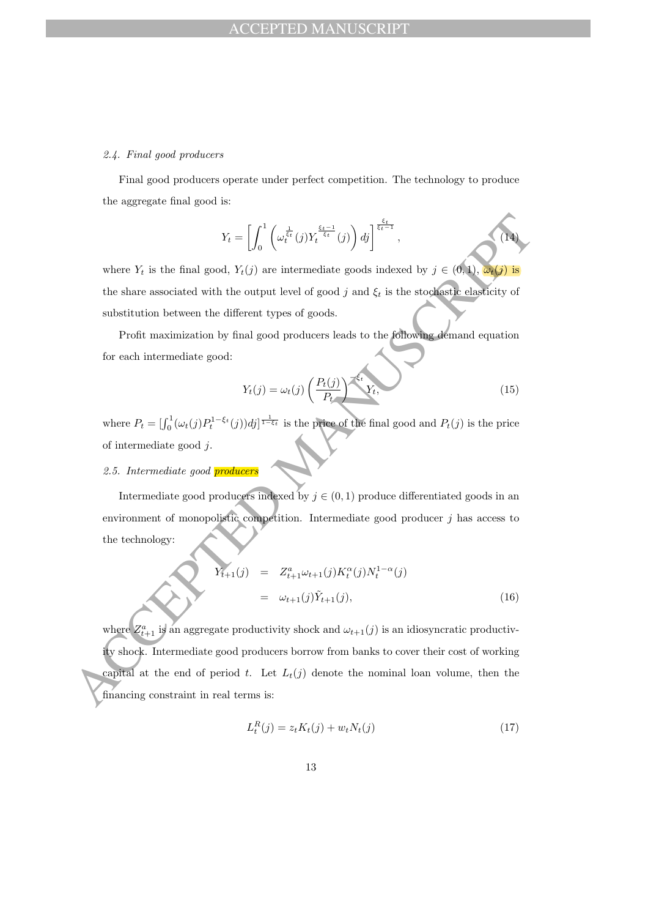### 2.4. Final good producers

Final good producers operate under perfect competition. The technology to produce the aggregate final good is:

$$Y_t = \left[ \int_0^1 \left( \omega_t^{\frac{1}{\xi_t}}(j) Y_t^{\frac{\xi_t - 1}{\xi_t}}(j) \right) dj \right]^{\frac{\xi_t}{\xi_t - 1}}, \tag{14}$$

where $Y_t$ is the final good, $Y_t(j)$ are intermediate goods indexed by $j \in (0, 1)$, $\omega_t(j)$ is the share associated with the output level of good $j$ and $\xi_t$ is the stochastic elasticity of substitution between the different types of goods.

Profit maximization by final good producers leads to the following demand equation for each intermediate good:

$$Y_t(j) = \omega_t(j) \left( \frac{P_t(j)}{P_t} \right)^{-\xi_t} Y_t, \tag{15}$$

where $P_t = [\int_0^1 (\omega_t(j) P_t^{1-\xi_t}(j)) dj]^{\frac{1}{1-\xi_t}}$ is the price of the final good and $P_t(j)$ is the price of intermediate good $j$.

### 2.5. Intermediate good producers

Intermediate good producers indexed by $j \in (0, 1)$ produce differentiated goods in an environment of monopolistic competition. Intermediate good producer $j$ has access to the technology:

$$\begin{aligned} Y_{t+1}(j) &= Z_{t+1}^a \omega_{t+1}(j) K_t^\alpha(j) N_t^{1-\alpha}(j) \\ &= \omega_{t+1}(j) \tilde{Y}_{t+1}(j), \end{aligned} \tag{16}$$

where $Z_{t+1}^a$ is an aggregate productivity shock and $\omega_{t+1}(j)$ is an idiosyncratic productivity shock. Intermediate good producers borrow from banks to cover their cost of working capital at the end of period $t$. Let $L_t(j)$ denote the nominal loan volume, then the financing constraint in real terms is:

$$L_t^R(j) = z_t K_t(j) + w_t N_t(j) \tag{17}$$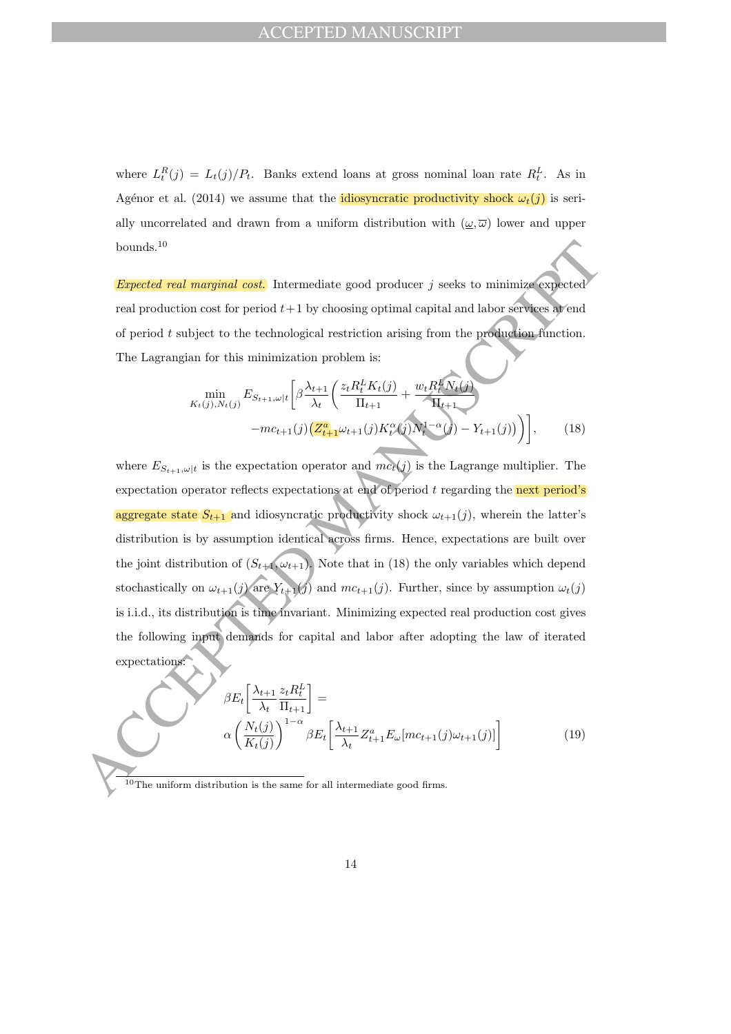where $L_t^R(j) = L_t(j)/P_t$. Banks extend loans at gross nominal loan rate $R_t^L$. As in Agénor et al. (2014) we assume that the idiosyncratic productivity shock $\omega_t(j)$ is serially uncorrelated and drawn from a uniform distribution with $(\underline{\omega}, \overline{\omega})$ lower and upper bounds.[10]

*Expected real marginal cost.* Intermediate good producer $j$ seeks to minimize expected real production cost for period $t+1$ by choosing optimal capital and labor services at end of period $t$ subject to the technological restriction arising from the production function. The Lagrangian for this minimization problem is:

$$\min_{K_t(j), N_t(j)} E_{S_{t+1},\omega|t} \Bigg[ \beta \frac{\lambda_{t+1}}{\lambda_t} \bigg( \frac{z_t R_t^L K_t(j)}{\Pi_{t+1}} + \frac{w_t R_t^L N_t(j)}{\Pi_{t+1}} \\ - mc_{t+1}(j) \big( Z_{t+1}^a \omega_{t+1}(j) K_t^\alpha(j) N_t^{1-\alpha}(j) - Y_{t+1}(j) \big) \bigg) \Bigg], \tag{18}$$

where $E_{S_{t+1},\omega|t}$ is the expectation operator and $mc_t(j)$ is the Lagrange multiplier. The expectation operator reflects expectations at end of period $t$ regarding the next period's aggregate state $S_{t+1}$ and idiosyncratic productivity shock $\omega_{t+1}(j)$, wherein the latter's distribution is by assumption identical across firms. Hence, expectations are built over the joint distribution of $(S_{t+1}, \omega_{t+1})$. Note that in (18) the only variables which depend stochastically on $\omega_{t+1}(j)$ are $Y_{t+1}(j)$ and $mc_{t+1}(j)$. Further, since by assumption $\omega_t(j)$ is i.i.d., its distribution is time invariant. Minimizing expected real production cost gives the following input demands for capital and labor after adopting the law of iterated expectations:

$$\beta E_t \left[ \frac{\lambda_{t+1}}{\lambda_t} \frac{z_t R_t^L}{\Pi_{t+1}} \right] = \\ \alpha \left( \frac{N_t(j)}{K_t(j)} \right)^{1-\alpha} \beta E_t \left[ \frac{\lambda_{t+1}}{\lambda_t} Z_{t+1}^a E_\omega [mc_{t+1}(j) \omega_{t+1}(j)] \right] \tag{19}$$

[10] The uniform distribution is the same for all intermediate good firms.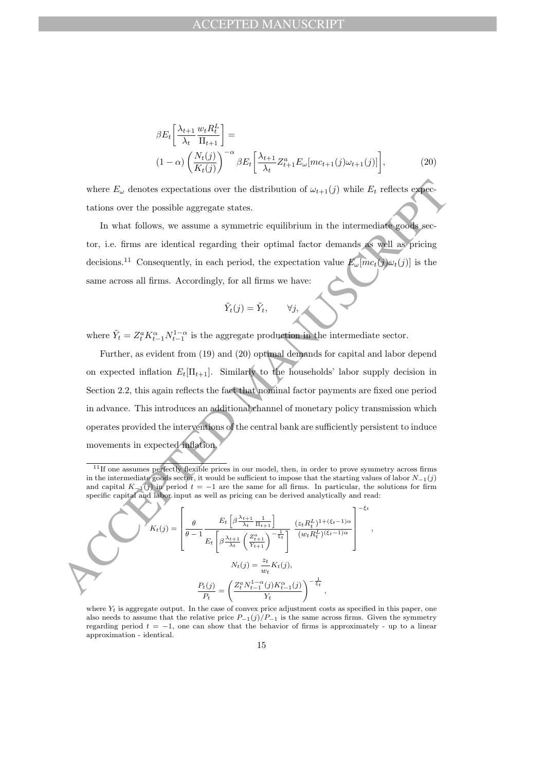$$\beta E_t\bigg[\frac{\lambda_{t+1}}{\lambda_t}\frac{w_t R_t^L}{\Pi_{t+1}}\bigg] = \\ (1-\alpha)\left(\frac{N_t(j)}{K_t(j)}\right)^{-\alpha}\beta E_t\bigg[\frac{\lambda_{t+1}}{\lambda_t}Z_{t+1}^a E_\omega[mc_{t+1}(j)\omega_{t+1}(j)]\bigg], \tag{20}$$

where $E_\omega$ denotes expectations over the distribution of $\omega_{t+1}(j)$ while $E_t$ reflects expectations over the possible aggregate states.

In what follows, we assume a symmetric equilibrium in the intermediate goods sector, i.e. firms are identical regarding their optimal factor demands as well as pricing decisions.[11] Consequently, in each period, the expectation value $E_\omega[mc_t(j)\omega_t(j)]$ is the same across all firms. Accordingly, for all firms we have:

$$\tilde{Y}_t(j) = \tilde{Y}_t, \qquad \forall j,$$

where $\tilde{Y}_t = Z_t^a K_{t-1}^\alpha N_{t-1}^{1-\alpha}$ is the aggregate production in the intermediate sector.

Further, as evident from (19) and (20) optimal demands for capital and labor depend on expected inflation $E_t[\Pi_{t+1}]$. Similarly to the households' labor supply decision in Section 2.2, this again reflects the fact that nominal factor payments are fixed one period in advance. This introduces an additional channel of monetary policy transmission which operates provided the interventions of the central bank are sufficiently persistent to induce movements in expected inflation.

[11] If one assumes perfectly flexible prices in our model, then, in order to prove symmetry across firms in the intermediate goods sector, it would be sufficient to impose that the starting values of labor $N_{-1}(j)$ and capital $K_{-1}(j)$ in period $t=-1$ are the same for all firms. In particular, the solutions for firm specific capital and labor input as well as pricing can be derived analytically and read:

$$K_t(j) = \left[\frac{\theta}{\theta-1}\frac{E_t\left[\beta\frac{\lambda_{t+1}}{\lambda_t}\frac{1}{\Pi_{t+1}}\right]}{E_t\left[\beta\frac{\lambda_{t+1}}{\lambda_t}\left(\frac{Z_{t+1}^a}{Y_{t+1}}\right)^{-\frac{1}{\xi_t}}\right]}\;\frac{(z_t R_t^L)^{1+(\xi_t-1)\alpha}}{(w_t R_t^L)^{(\xi_t-1)\alpha}}\right]^{-\xi_t},$$

$$N_t(j) = \frac{z_t}{w_t}K_t(j),$$

$$\frac{P_t(j)}{P_t} = \left(\frac{Z_t^a N_{t-1}^{1-\alpha}(j)K_{t-1}^\alpha(j)}{Y_t}\right)^{-\frac{1}{\xi_t}},$$

where $Y_t$ is aggregate output. In the case of convex price adjustment costs as specified in this paper, one also needs to assume that the relative price $P_{-1}(j)/P_{-1}$ is the same across firms. Given the symmetry regarding period $t=-1$, one can show that the behavior of firms is approximately - up to a linear approximation - identical.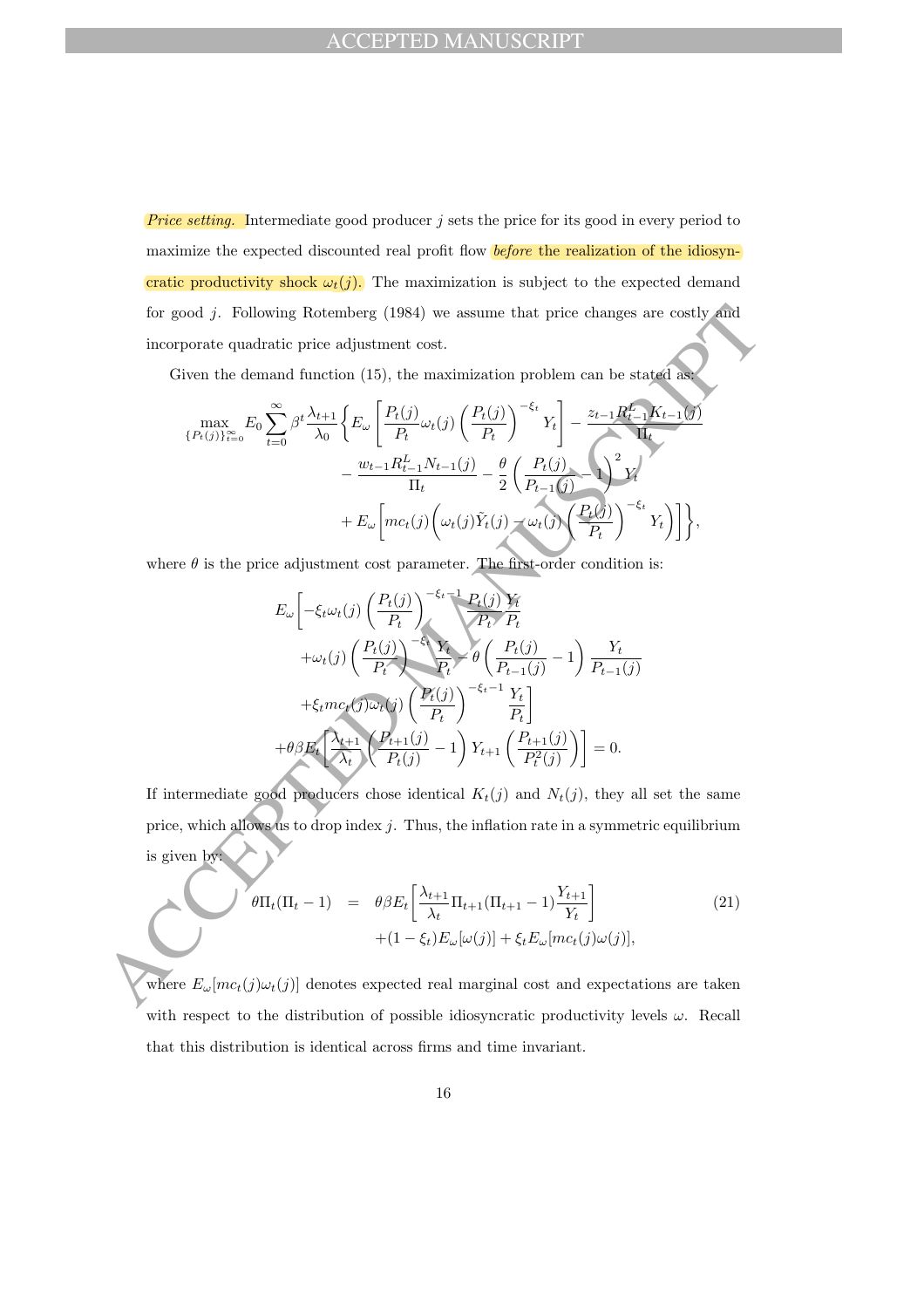*Price setting.* Intermediate good producer $j$ sets the price for its good in every period to maximize the expected discounted real profit flow *before* the realization of the idiosyncratic productivity shock $\omega_t(j)$. The maximization is subject to the expected demand for good $j$. Following Rotemberg (1984) we assume that price changes are costly and incorporate quadratic price adjustment cost.

Given the demand function (15), the maximization problem can be stated as:

$$\max_{\{P_t(j)\}_{t=0}^{\infty}} E_0 \sum_{t=0}^{\infty} \beta^t \frac{\lambda_{t+1}}{\lambda_0} \Bigg\{ E_\omega \left[ \frac{P_t(j)}{P_t} \omega_t(j) \left( \frac{P_t(j)}{P_t} \right)^{-\xi_t} Y_t \right] - \frac{z_{t-1} R_{t-1}^L K_{t-1}(j)}{\Pi_t} - \frac{w_{t-1} R_{t-1}^L N_{t-1}(j)}{\Pi_t} - \frac{\theta}{2} \left( \frac{P_t(j)}{P_{t-1}(j)} - 1 \right)^2 Y_t + E_\omega \left[ mc_t(j) \left( \omega_t(j) \tilde{Y}_t(j) - \omega_t(j) \left( \frac{P_t(j)}{P_t} \right)^{-\xi_t} Y_t \right) \right] \Bigg\},$$

where $\theta$ is the price adjustment cost parameter. The first-order condition is:

$$\begin{aligned}
& E_\omega \Bigg[ -\xi_t \omega_t(j) \left( \frac{P_t(j)}{P_t} \right)^{-\xi_t - 1} \frac{P_t(j)}{P_t} \frac{Y_t}{P_t} \\
& \quad + \omega_t(j) \left( \frac{P_t(j)}{P_t} \right)^{-\xi_t} \frac{Y_t}{P_t} - \theta \left( \frac{P_t(j)}{P_{t-1}(j)} - 1 \right) \frac{Y_t}{P_{t-1}(j)} \\
& \quad + \xi_t mc_t(j) \omega_t(j) \left( \frac{P_t(j)}{P_t} \right)^{-\xi_t - 1} \frac{Y_t}{P_t} \Bigg] \\
& + \theta \beta E_t \left[ \frac{\lambda_{t+1}}{\lambda_t} \left( \frac{P_{t+1}(j)}{P_t(j)} - 1 \right) Y_{t+1} \left( \frac{P_{t+1}(j)}{P_t^2(j)} \right) \right] = 0.
\end{aligned}$$

If intermediate good producers chose identical $K_t(j)$ and $N_t(j)$, they all set the same price, which allows us to drop index $j$. Thus, the inflation rate in a symmetric equilibrium is given by:

$$\begin{aligned}
\theta \Pi_t (\Pi_t - 1) &= \theta \beta E_t \left[ \frac{\lambda_{t+1}}{\lambda_t} \Pi_{t+1} (\Pi_{t+1} - 1) \frac{Y_{t+1}}{Y_t} \right] \\
& \quad + (1 - \xi_t) E_\omega[\omega(j)] + \xi_t E_\omega[mc_t(j) \omega(j)],
\end{aligned} \tag{21}$$

where $E_\omega[mc_t(j)\omega_t(j)]$ denotes expected real marginal cost and expectations are taken with respect to the distribution of possible idiosyncratic productivity levels $\omega$. Recall that this distribution is identical across firms and time invariant.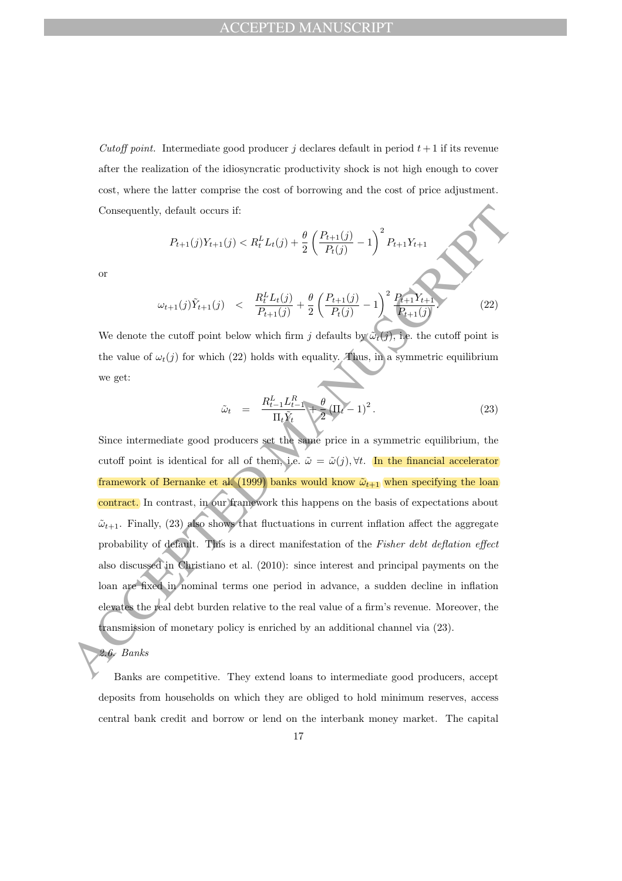*Cutoff point.* Intermediate good producer $j$ declares default in period $t+1$ if its revenue after the realization of the idiosyncratic productivity shock is not high enough to cover cost, where the latter comprise the cost of borrowing and the cost of price adjustment. Consequently, default occurs if:

$$P_{t+1}(j)Y_{t+1}(j) < R_t^L L_t(j) + \frac{\theta}{2}\left(\frac{P_{t+1}(j)}{P_t(j)} - 1\right)^2 P_{t+1}Y_{t+1}$$

or

$$\omega_{t+1}(j)\tilde{Y}_{t+1}(j) \quad < \quad \frac{R_t^L L_t(j)}{P_{t+1}(j)} + \frac{\theta}{2}\left(\frac{P_{t+1}(j)}{P_t(j)} - 1\right)^2 \frac{P_{t+1}Y_{t+1}}{P_{t+1}(j)}. \tag{22}$$

We denote the cutoff point below which firm $j$ defaults by $\tilde{\omega}_t(j)$, i.e. the cutoff point is the value of $\omega_t(j)$ for which (22) holds with equality. Thus, in a symmetric equilibrium we get:

$$\tilde{\omega}_t \quad = \quad \frac{R_{t-1}^L L_{t-1}^R}{\Pi_t \tilde{Y}_t} + \frac{\theta}{2}\left(\Pi_t - 1\right)^2. \tag{23}$$

Since intermediate good producers set the same price in a symmetric equilibrium, the cutoff point is identical for all of them, i.e. $\tilde{\omega} = \tilde{\omega}(j), \forall t$. In the financial accelerator framework of Bernanke et al. (1999) banks would know $\tilde{\omega}_{t+1}$ when specifying the loan contract. In contrast, in our framework this happens on the basis of expectations about $\tilde{\omega}_{t+1}$. Finally, (23) also shows that fluctuations in current inflation affect the aggregate probability of default. This is a direct manifestation of the *Fisher debt deflation effect* also discussed in Christiano et al. (2010): since interest and principal payments on the loan are fixed in nominal terms one period in advance, a sudden decline in inflation elevates the real debt burden relative to the real value of a firm's revenue. Moreover, the transmission of monetary policy is enriched by an additional channel via (23).

### 2.6. Banks

Banks are competitive. They extend loans to intermediate good producers, accept deposits from households on which they are obliged to hold minimum reserves, access central bank credit and borrow or lend on the interbank money market. The capital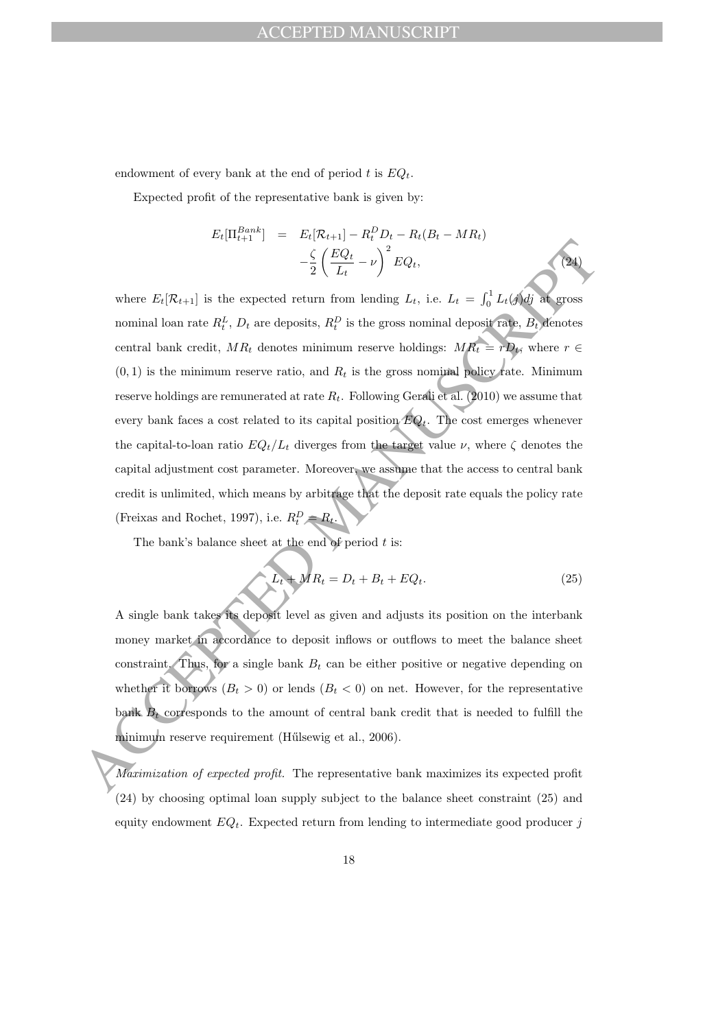endowment of every bank at the end of period $t$ is $EQ_t$.

Expected profit of the representative bank is given by:

$$
\begin{aligned}
E_t[\Pi_{t+1}^{Bank}] &= E_t[\mathcal{R}_{t+1}] - R_t^D D_t - R_t(B_t - MR_t) \\
&\quad -\frac{\zeta}{2}\left(\frac{EQ_t}{L_t} - \nu\right)^2 EQ_t, \qquad (24)
\end{aligned}
$$

where $E_t[\mathcal{R}_{t+1}]$ is the expected return from lending $L_t$, i.e. $L_t = \int_0^1 L_t(j)dj$ at gross nominal loan rate $R_t^L$, $D_t$ are deposits, $R_t^D$ is the gross nominal deposit rate, $B_t$ denotes central bank credit, $MR_t$ denotes minimum reserve holdings: $MR_t = rD_t$, where $r \in (0,1)$ is the minimum reserve ratio, and $R_t$ is the gross nominal policy rate. Minimum reserve holdings are remunerated at rate $R_t$. Following Gerali et al. (2010) we assume that every bank faces a cost related to its capital position $EQ_t$. The cost emerges whenever the capital-to-loan ratio $EQ_t/L_t$ diverges from the target value $\nu$, where $\zeta$ denotes the capital adjustment cost parameter. Moreover, we assume that the access to central bank credit is unlimited, which means by arbitrage that the deposit rate equals the policy rate (Freixas and Rochet, 1997), i.e. $R_t^D = R_t$.

The bank's balance sheet at the end of period $t$ is:

$$
L_t + MR_t = D_t + B_t + EQ_t. \qquad (25)
$$

A single bank takes its deposit level as given and adjusts its position on the interbank money market in accordance to deposit inflows or outflows to meet the balance sheet constraint. Thus, for a single bank $B_t$ can be either positive or negative depending on whether it borrows ($B_t > 0$) or lends ($B_t < 0$) on net. However, for the representative bank $B_t$ corresponds to the amount of central bank credit that is needed to fulfill the minimum reserve requirement (Hülsewig et al., 2006).

*Maximization of expected profit.* The representative bank maximizes its expected profit (24) by choosing optimal loan supply subject to the balance sheet constraint (25) and equity endowment $EQ_t$. Expected return from lending to intermediate good producer $j$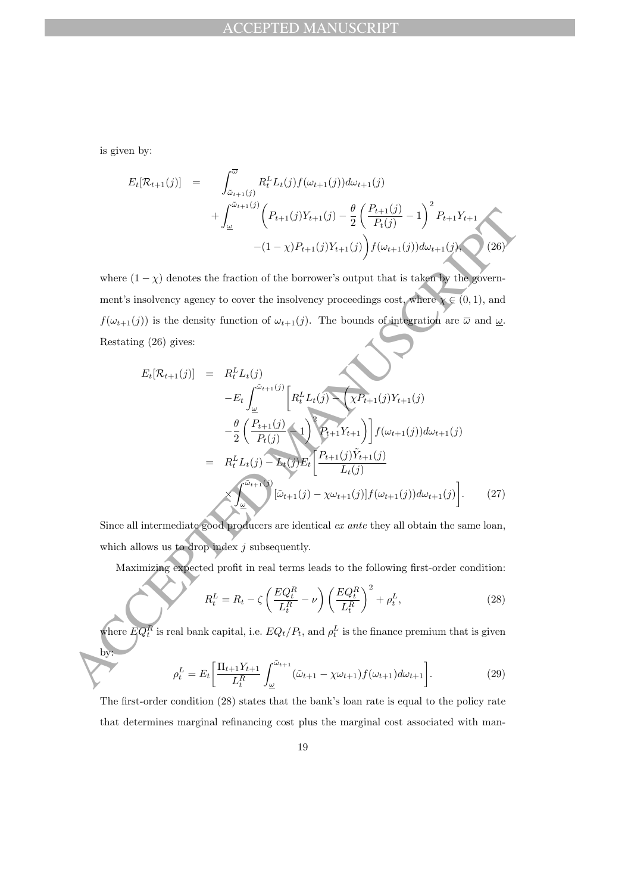is given by:

$$
\begin{aligned}
E_t[\mathcal{R}_{t+1}(j)] &= \int_{\tilde{\omega}_{t+1}(j)}^{\overline{\varpi}} R_t^L L_t(j) f(\omega_{t+1}(j)) d\omega_{t+1}(j) \\
&\quad + \int_{\underline{\omega}}^{\tilde{\omega}_{t+1}(j)} \bigg( P_{t+1}(j) Y_{t+1}(j) - \frac{\theta}{2} \left( \frac{P_{t+1}(j)}{P_t(j)} - 1 \right)^2 P_{t+1} Y_{t+1} \\
&\qquad - (1-\chi) P_{t+1}(j) Y_{t+1}(j) \bigg) f(\omega_{t+1}(j)) d\omega_{t+1}(j), \qquad (26)
\end{aligned}
$$

where $(1-\chi)$ denotes the fraction of the borrower's output that is taken by the government's insolvency agency to cover the insolvency proceedings cost, where $\chi \in (0,1)$, and $f(\omega_{t+1}(j))$ is the density function of $\omega_{t+1}(j)$. The bounds of integration are $\overline{\varpi}$ and $\underline{\omega}$. Restating (26) gives:

$$
\begin{aligned}
E_t[\mathcal{R}_{t+1}(j)] &= R_t^L L_t(j) \\
&\quad - E_t \int_{\underline{\omega}}^{\tilde{\omega}_{t+1}(j)} \bigg[ R_t^L L_t(j) - \bigg( \chi P_{t+1}(j) Y_{t+1}(j) \\
&\quad - \frac{\theta}{2} \left( \frac{P_{t+1}(j)}{P_t(j)} - 1 \right)^2 P_{t+1} Y_{t+1} \bigg) \bigg] f(\omega_{t+1}(j)) d\omega_{t+1}(j) \\
&= R_t^L L_t(j) - L_t(j) E_t \bigg[ \frac{P_{t+1}(j) \tilde{Y}_{t+1}(j)}{L_t(j)} \\
&\quad \times \int_{\underline{\omega}}^{\tilde{\omega}_{t+1}(j)} [\tilde{\omega}_{t+1}(j) - \chi \omega_{t+1}(j)] f(\omega_{t+1}(j)) d\omega_{t+1}(j) \bigg]. \qquad (27)
\end{aligned}
$$

Since all intermediate good producers are identical *ex ante* they all obtain the same loan, which allows us to drop index $j$ subsequently.

Maximizing expected profit in real terms leads to the following first-order condition:

$$
R_t^L = R_t - \zeta \left( \frac{EQ_t^R}{L_t^R} - \nu \right) \left( \frac{EQ_t^R}{L_t^R} \right)^2 + \rho_t^L, \qquad (28)
$$

where $EQ_t^R$ is real bank capital, i.e. $EQ_t/P_t$, and $\rho_t^L$ is the finance premium that is given by:

$$
\rho_t^L = E_t \bigg[ \frac{\Pi_{t+1} Y_{t+1}}{L_t^R} \int_{\underline{\omega}}^{\tilde{\omega}_{t+1}} (\tilde{\omega}_{t+1} - \chi \omega_{t+1}) f(\omega_{t+1}) d\omega_{t+1} \bigg]. \qquad (29)
$$

The first-order condition (28) states that the bank's loan rate is equal to the policy rate that determines marginal refinancing cost plus the marginal cost associated with man-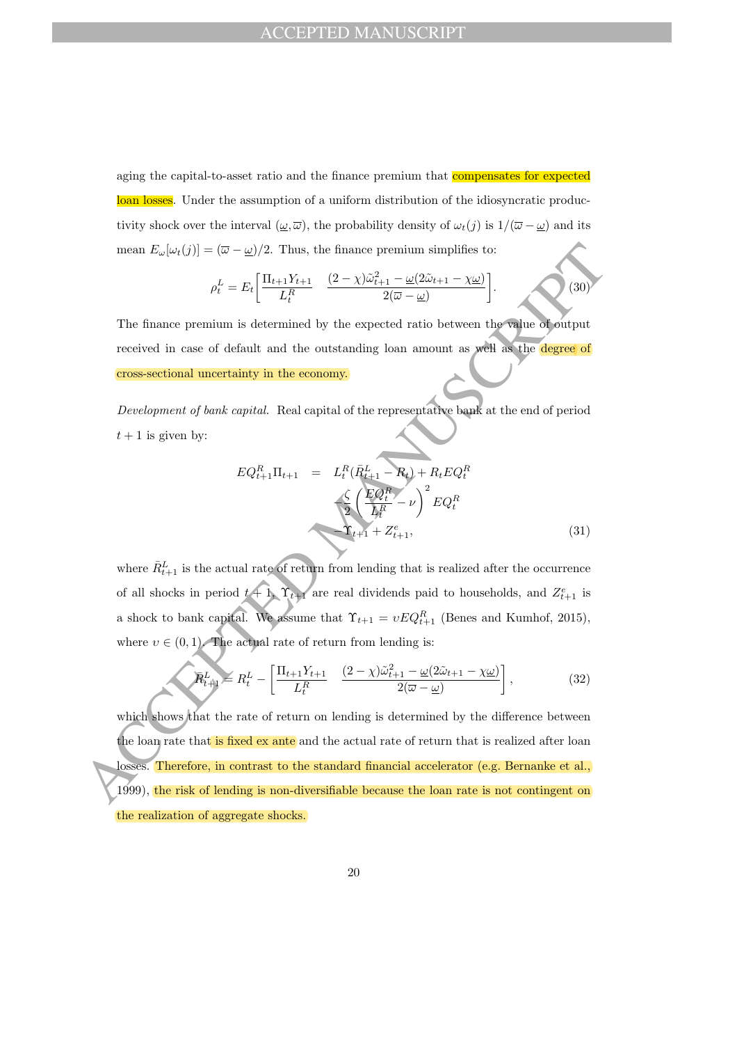aging the capital-to-asset ratio and the finance premium that compensates for expected loan losses. Under the assumption of a uniform distribution of the idiosyncratic productivity shock over the interval $(\underline{\omega}, \overline{\omega})$, the probability density of $\omega_t(j)$ is $1/(\overline{\omega} - \underline{\omega})$ and its mean $E_\omega[\omega_t(j)] = (\overline{\omega} - \underline{\omega})/2$. Thus, the finance premium simplifies to:

$$\rho_t^L = E_t \left[ \frac{\Pi_{t+1} Y_{t+1}}{L_t^R} \quad \frac{(2-\chi)\tilde{\omega}_{t+1}^2 - \underline{\omega}(2\tilde{\omega}_{t+1} - \chi\underline{\omega})}{2(\overline{\omega} - \underline{\omega})} \right]. \tag{30}$$

The finance premium is determined by the expected ratio between the value of output received in case of default and the outstanding loan amount as well as the degree of cross-sectional uncertainty in the economy.

*Development of bank capital.* Real capital of the representative bank at the end of period $t+1$ is given by:

$$\begin{aligned} EQ_{t+1}^R \Pi_{t+1} \quad = \quad & L_t^R(\bar{R}_{t+1}^L - R_t) + R_t EQ_t^R \\ & -\frac{\zeta}{2}\left(\frac{EQ_t^R}{L_t^R} - \nu\right)^2 EQ_t^R \\ & -\Upsilon_{t+1} + Z_{t+1}^e, \end{aligned} \tag{31}$$

where $\bar{R}_{t+1}^L$ is the actual rate of return from lending that is realized after the occurrence of all shocks in period $t+1$, $\Upsilon_{t+1}$ are real dividends paid to households, and $Z_{t+1}^e$ is a shock to bank capital. We assume that $\Upsilon_{t+1} = \upsilon EQ_{t+1}^R$ (Benes and Kumhof, 2015), where $\upsilon \in (0,1)$. The actual rate of return from lending is:

$$\bar{R}_{t+1}^L = R_t^L - \left[ \frac{\Pi_{t+1} Y_{t+1}}{L_t^R} \quad \frac{(2-\chi)\tilde{\omega}_{t+1}^2 - \underline{\omega}(2\tilde{\omega}_{t+1} - \chi\underline{\omega})}{2(\overline{\omega} - \underline{\omega})} \right], \tag{32}$$

which shows that the rate of return on lending is determined by the difference between the loan rate that is fixed ex ante and the actual rate of return that is realized after loan losses. Therefore, in contrast to the standard financial accelerator (e.g. Bernanke et al., 1999), the risk of lending is non-diversifiable because the loan rate is not contingent on the realization of aggregate shocks.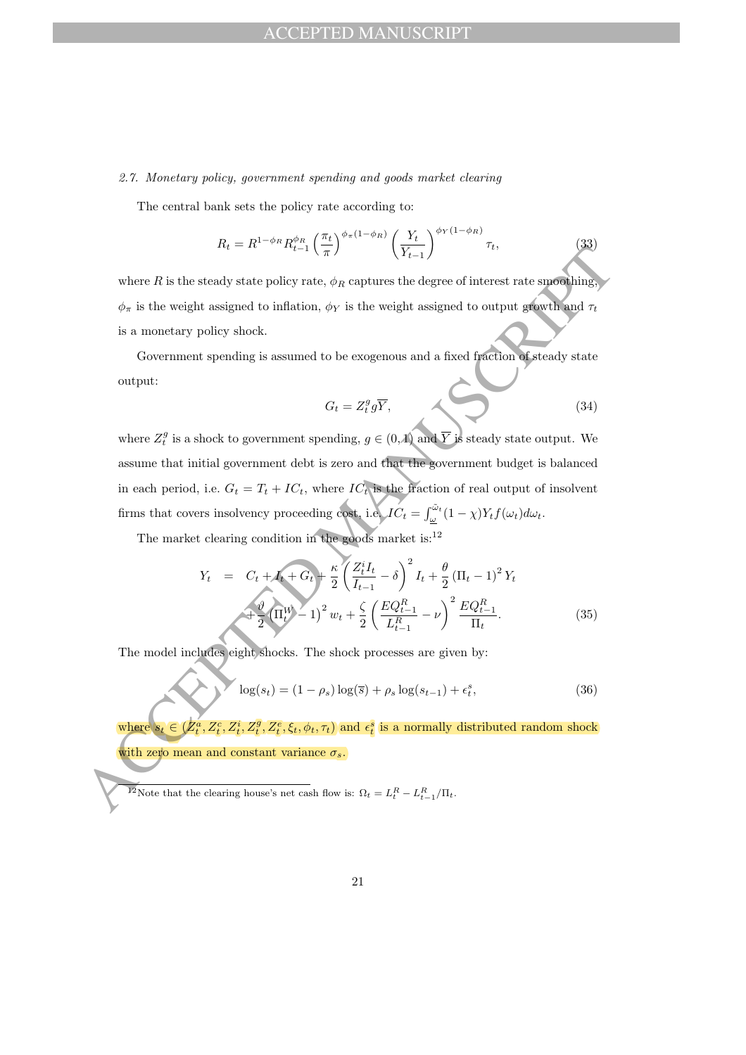*2.7. Monetary policy, government spending and goods market clearing*

The central bank sets the policy rate according to:

$$R_t = R^{1-\phi_R} R_{t-1}^{\phi_R} \left(\frac{\pi_t}{\pi}\right)^{\phi_\pi(1-\phi_R)} \left(\frac{Y_t}{Y_{t-1}}\right)^{\phi_Y(1-\phi_R)} \tau_t, \tag{33}$$

where $R$ is the steady state policy rate, $\phi_R$ captures the degree of interest rate smoothing, $\phi_\pi$ is the weight assigned to inflation, $\phi_Y$ is the weight assigned to output growth and $\tau_t$ is a monetary policy shock.

Government spending is assumed to be exogenous and a fixed fraction of steady state output:

$$G_t = Z_t^g g \overline{Y}, \tag{34}$$

where $Z_t^g$ is a shock to government spending, $g \in (0,1)$ and $\overline{Y}$ is steady state output. We assume that initial government debt is zero and that the government budget is balanced in each period, i.e. $G_t = T_t + IC_t$, where $IC_t$ is the fraction of real output of insolvent firms that covers insolvency proceeding cost, i.e. $IC_t = \int_{\underline{\omega}}^{\bar{\omega}_t} (1-\chi) Y_t f(\omega_t) d\omega_t$.

The market clearing condition in the goods market is:[12]

$$\begin{aligned} Y_t &= C_t + I_t + G_t + \frac{\kappa}{2}\left(\frac{Z_t^i I_t}{I_{t-1}} - \delta\right)^2 I_t + \frac{\theta}{2}\left(\Pi_t - 1\right)^2 Y_t \\ &\quad + \frac{\vartheta}{2}\left(\Pi_t^W - 1\right)^2 w_t + \frac{\zeta}{2}\left(\frac{EQ_{t-1}^R}{L_{t-1}^R} - \nu\right)^2 \frac{EQ_{t-1}^R}{\Pi_t}. \end{aligned} \tag{35}$$

The model includes eight shocks. The shock processes are given by:

$$\log(s_t) = (1-\rho_s)\log(\overline{s}) + \rho_s \log(s_{t-1}) + \epsilon_t^s, \tag{36}$$

where $s_t \in (Z_t^a, Z_t^c, Z_t^i, Z_t^g, Z_t^e, \xi_t, \phi_t, \tau_t)$ and $\epsilon_t^s$ is a normally distributed random shock with zero mean and constant variance $\sigma_s$.

[12] Note that the clearing house's net cash flow is: $\Omega_t = L_t^R - L_{t-1}^R / \Pi_t$.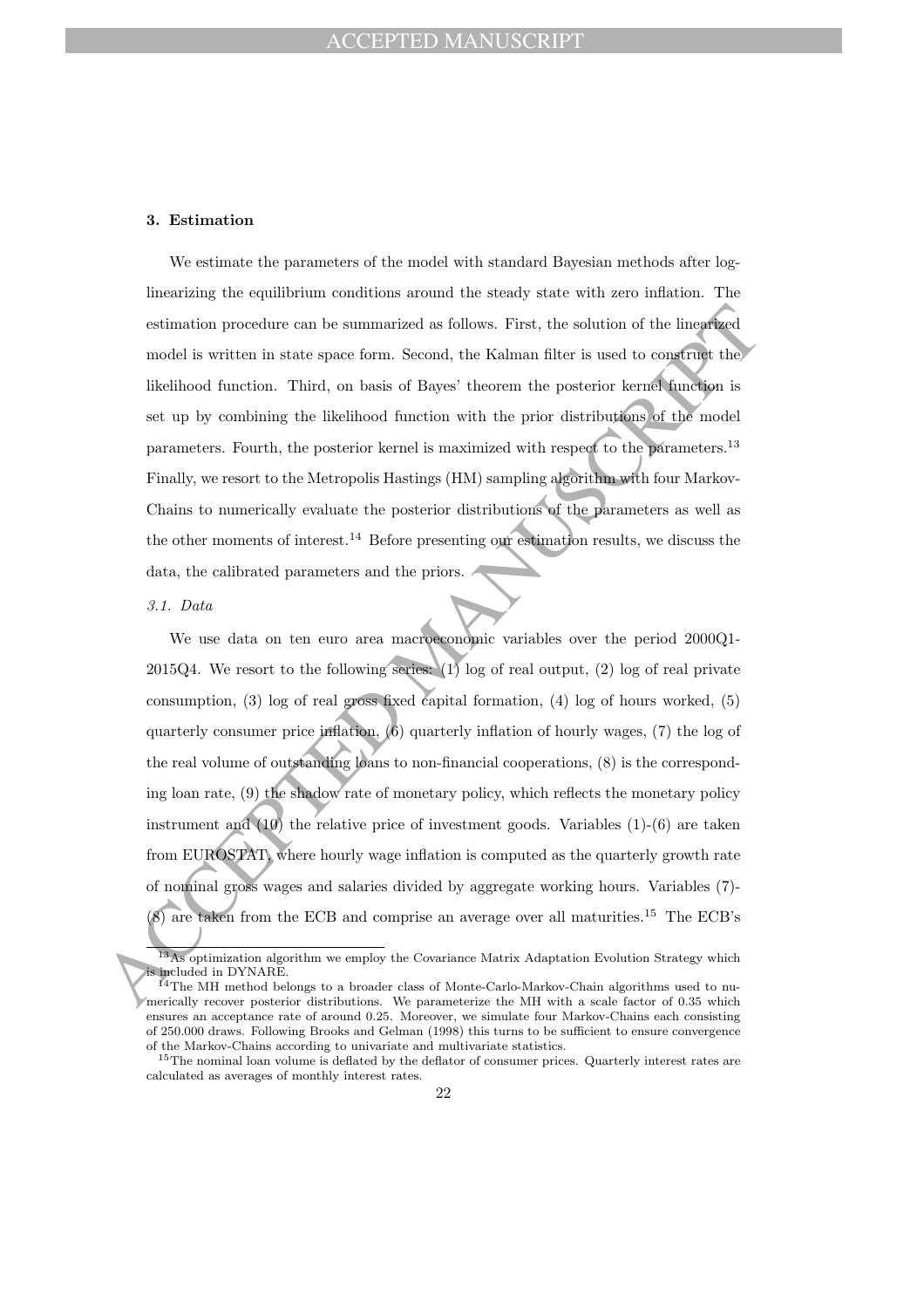### 3. Estimation

We estimate the parameters of the model with standard Bayesian methods after log-linearizing the equilibrium conditions around the steady state with zero inflation. The estimation procedure can be summarized as follows. First, the solution of the linearized model is written in state space form. Second, the Kalman filter is used to construct the likelihood function. Third, on basis of Bayes' theorem the posterior kernel function is set up by combining the likelihood function with the prior distributions of the model parameters. Fourth, the posterior kernel is maximized with respect to the parameters.[13] Finally, we resort to the Metropolis Hastings (HM) sampling algorithm with four Markov-Chains to numerically evaluate the posterior distributions of the parameters as well as the other moments of interest.[14] Before presenting our estimation results, we discuss the data, the calibrated parameters and the priors.

*3.1. Data*

We use data on ten euro area macroeconomic variables over the period 2000Q1-2015Q4. We resort to the following series: (1) log of real output, (2) log of real private consumption, (3) log of real gross fixed capital formation, (4) log of hours worked, (5) quarterly consumer price inflation, (6) quarterly inflation of hourly wages, (7) the log of the real volume of outstanding loans to non-financial cooperations, (8) is the corresponding loan rate, (9) the shadow rate of monetary policy, which reflects the monetary policy instrument and (10) the relative price of investment goods. Variables (1)-(6) are taken from EUROSTAT, where hourly wage inflation is computed as the quarterly growth rate of nominal gross wages and salaries divided by aggregate working hours. Variables (7)-(8) are taken from the ECB and comprise an average over all maturities.[15] The ECB's

---

[13] As optimization algorithm we employ the Covariance Matrix Adaptation Evolution Strategy which is included in DYNARE.

[14] The MH method belongs to a broader class of Monte-Carlo-Markov-Chain algorithms used to numerically recover posterior distributions. We parameterize the MH with a scale factor of 0.35 which ensures an acceptance rate of around 0.25. Moreover, we simulate four Markov-Chains each consisting of 250.000 draws. Following Brooks and Gelman (1998) this turns to be sufficient to ensure convergence of the Markov-Chains according to univariate and multivariate statistics.

[15] The nominal loan volume is deflated by the deflator of consumer prices. Quarterly interest rates are calculated as averages of monthly interest rates.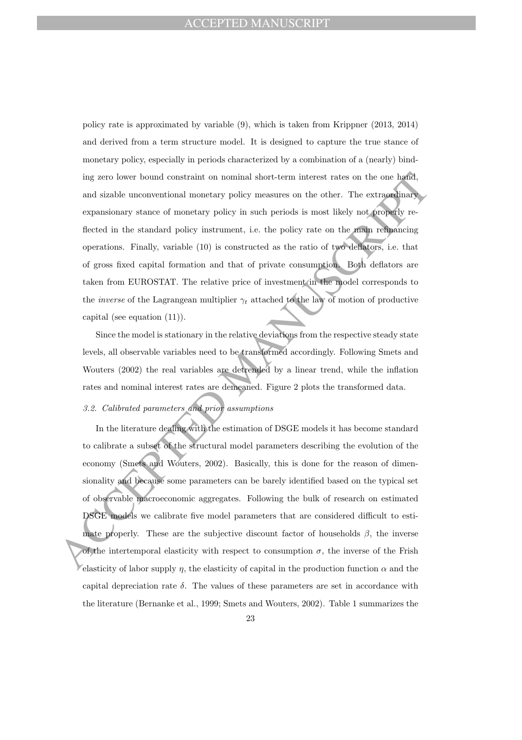policy rate is approximated by variable (9), which is taken from Krippner (2013, 2014) and derived from a term structure model. It is designed to capture the true stance of monetary policy, especially in periods characterized by a combination of a (nearly) binding zero lower bound constraint on nominal short-term interest rates on the one hand, and sizable unconventional monetary policy measures on the other. The extraordinary expansionary stance of monetary policy in such periods is most likely not properly reflected in the standard policy instrument, i.e. the policy rate on the main refinancing operations. Finally, variable (10) is constructed as the ratio of two deflators, i.e. that of gross fixed capital formation and that of private consumption. Both deflators are taken from EUROSTAT. The relative price of investment in the model corresponds to the *inverse* of the Lagrangean multiplier $\gamma_t$ attached to the law of motion of productive capital (see equation (11)).

Since the model is stationary in the relative deviations from the respective steady state levels, all observable variables need to be transformed accordingly. Following Smets and Wouters (2002) the real variables are detrended by a linear trend, while the inflation rates and nominal interest rates are demeaned. Figure 2 plots the transformed data.

### *3.2. Calibrated parameters and prior assumptions*

In the literature dealing with the estimation of DSGE models it has become standard to calibrate a subset of the structural model parameters describing the evolution of the economy (Smets and Wouters, 2002). Basically, this is done for the reason of dimensionality and because some parameters can be barely identified based on the typical set of observable macroeconomic aggregates. Following the bulk of research on estimated DSGE models we calibrate five model parameters that are considered difficult to estimate properly. These are the subjective discount factor of households $\beta$, the inverse of the intertemporal elasticity with respect to consumption $\sigma$, the inverse of the Frish elasticity of labor supply $\eta$, the elasticity of capital in the production function $\alpha$ and the capital depreciation rate $\delta$. The values of these parameters are set in accordance with the literature (Bernanke et al., 1999; Smets and Wouters, 2002). Table 1 summarizes the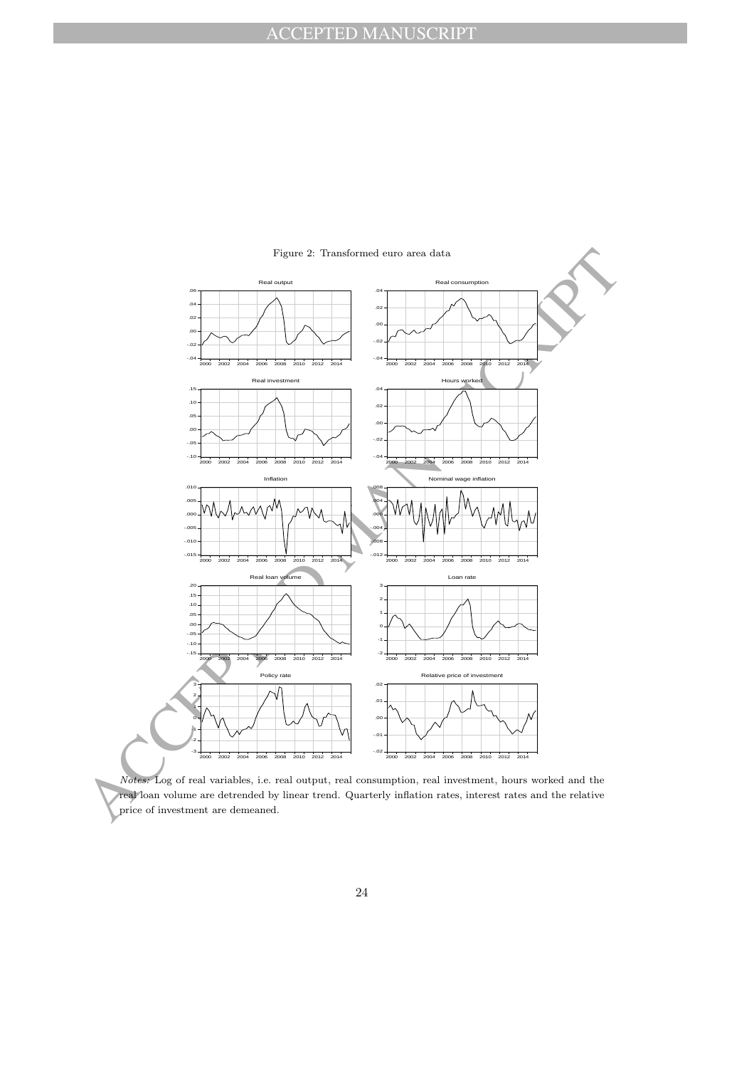Figure 2: Transformed euro area data

*Notes:* Log of real variables, i.e. real output, real consumption, real investment, hours worked and the real loan volume are detrended by linear trend. Quarterly inflation rates, interest rates and the relative price of investment are demeaned.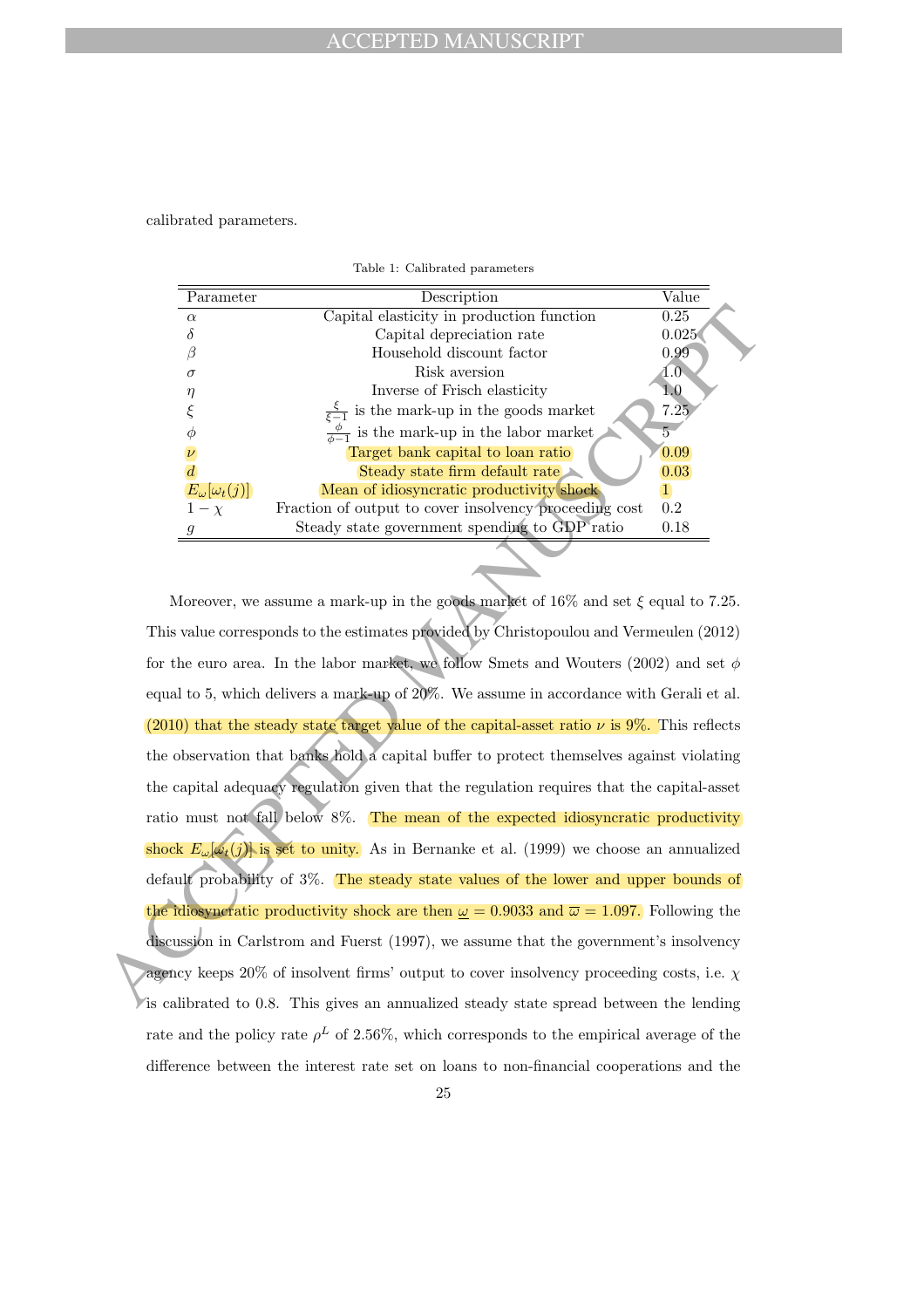calibrated parameters.

Table 1: Calibrated parameters

| Parameter | Description | Value |
|---|---|---|
| $\alpha$ | Capital elasticity in production function | 0.25 |
| $\delta$ | Capital depreciation rate | 0.025 |
| $\beta$ | Household discount factor | 0.99 |
| $\sigma$ | Risk aversion | 1.0 |
| $\eta$ | Inverse of Frisch elasticity | 1.0 |
| $\xi$ | $\frac{\xi}{\xi-1}$ is the mark-up in the goods market | 7.25 |
| $\phi$ | $\frac{\phi}{\phi-1}$ is the mark-up in the labor market | 5 |
| $\nu$ | Target bank capital to loan ratio | 0.09 |
| $d$ | Steady state firm default rate | 0.03 |
| $E_\omega[\omega_t(j)]$ | Mean of idiosyncratic productivity shock | 1 |
| $1-\chi$ | Fraction of output to cover insolvency proceeding cost | 0.2 |
| $g$ | Steady state government spending to GDP ratio | 0.18 |

Moreover, we assume a mark-up in the goods market of 16% and set $\xi$ equal to 7.25. This value corresponds to the estimates provided by Christopoulou and Vermeulen (2012) for the euro area. In the labor market, we follow Smets and Wouters (2002) and set $\phi$ equal to 5, which delivers a mark-up of 20%. We assume in accordance with Gerali et al. (2010) that the steady state target value of the capital-asset ratio $\nu$ is 9%. This reflects the observation that banks hold a capital buffer to protect themselves against violating the capital adequacy regulation given that the regulation requires that the capital-asset ratio must not fall below 8%. The mean of the expected idiosyncratic productivity shock $E_\omega[\omega_t(j)]$ is set to unity. As in Bernanke et al. (1999) we choose an annualized default probability of 3%. The steady state values of the lower and upper bounds of the idiosyncratic productivity shock are then $\underline{\omega} = 0.9033$ and $\overline{\omega} = 1.097$. Following the discussion in Carlstrom and Fuerst (1997), we assume that the government's insolvency agency keeps 20% of insolvent firms' output to cover insolvency proceeding costs, i.e. $\chi$ is calibrated to 0.8. This gives an annualized steady state spread between the lending rate and the policy rate $\rho^L$ of 2.56%, which corresponds to the empirical average of the difference between the interest rate set on loans to non-financial cooperations and the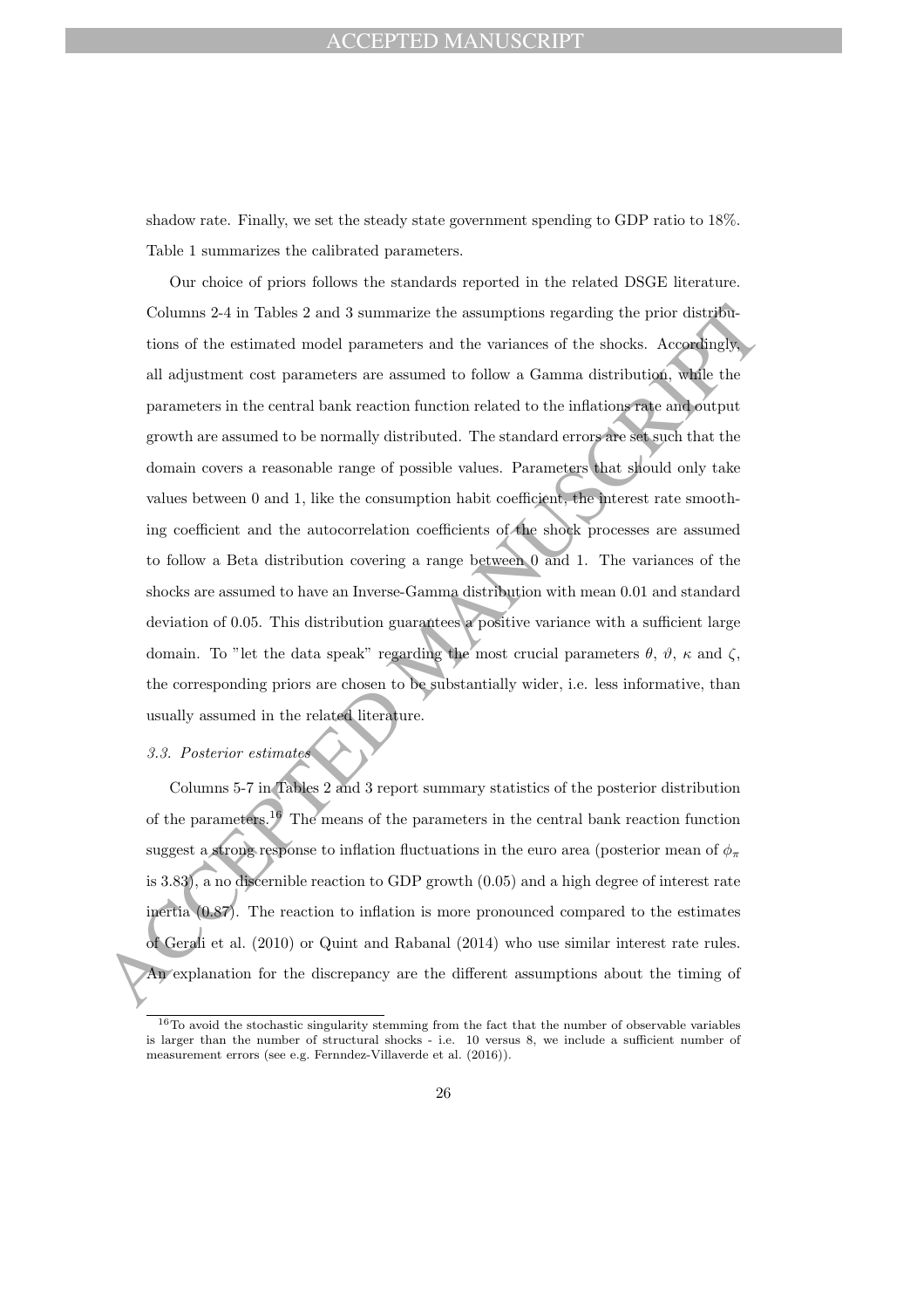shadow rate. Finally, we set the steady state government spending to GDP ratio to 18%. Table 1 summarizes the calibrated parameters.

Our choice of priors follows the standards reported in the related DSGE literature. Columns 2-4 in Tables 2 and 3 summarize the assumptions regarding the prior distributions of the estimated model parameters and the variances of the shocks. Accordingly, all adjustment cost parameters are assumed to follow a Gamma distribution, while the parameters in the central bank reaction function related to the inflations rate and output growth are assumed to be normally distributed. The standard errors are set such that the domain covers a reasonable range of possible values. Parameters that should only take values between 0 and 1, like the consumption habit coefficient, the interest rate smoothing coefficient and the autocorrelation coefficients of the shock processes are assumed to follow a Beta distribution covering a range between 0 and 1. The variances of the shocks are assumed to have an Inverse-Gamma distribution with mean 0.01 and standard deviation of 0.05. This distribution guarantees a positive variance with a sufficient large domain. To "let the data speak" regarding the most crucial parameters $\theta$, $\vartheta$, $\kappa$ and $\zeta$, the corresponding priors are chosen to be substantially wider, i.e. less informative, than usually assumed in the related literature.

### *3.3. Posterior estimates*

Columns 5-7 in Tables 2 and 3 report summary statistics of the posterior distribution of the parameters.[16] The means of the parameters in the central bank reaction function suggest a strong response to inflation fluctuations in the euro area (posterior mean of $\phi_\pi$ is 3.83), a no discernible reaction to GDP growth (0.05) and a high degree of interest rate inertia (0.87). The reaction to inflation is more pronounced compared to the estimates of Gerali et al. (2010) or Quint and Rabanal (2014) who use similar interest rate rules. An explanation for the discrepancy are the different assumptions about the timing of

[16] To avoid the stochastic singularity stemming from the fact that the number of observable variables is larger than the number of structural shocks - i.e. 10 versus 8, we include a sufficient number of measurement errors (see e.g. Fernndez-Villaverde et al. (2016)).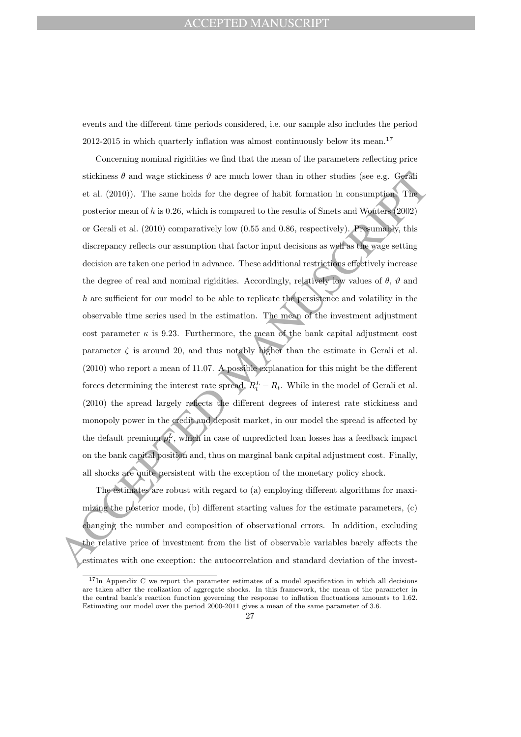events and the different time periods considered, i.e. our sample also includes the period 2012-2015 in which quarterly inflation was almost continuously below its mean.[17]

Concerning nominal rigidities we find that the mean of the parameters reflecting price stickiness $\theta$ and wage stickiness $\vartheta$ are much lower than in other studies (see e.g. Gerali et al. (2010)). The same holds for the degree of habit formation in consumption. The posterior mean of $h$ is 0.26, which is compared to the results of Smets and Wouters (2002) or Gerali et al. (2010) comparatively low (0.55 and 0.86, respectively). Presumably, this discrepancy reflects our assumption that factor input decisions as well as the wage setting decision are taken one period in advance. These additional restrictions effectively increase the degree of real and nominal rigidities. Accordingly, relatively low values of $\theta$, $\vartheta$ and $h$ are sufficient for our model to be able to replicate the persistence and volatility in the observable time series used in the estimation. The mean of the investment adjustment cost parameter $\kappa$ is 9.23. Furthermore, the mean of the bank capital adjustment cost parameter $\zeta$ is around 20, and thus notably higher than the estimate in Gerali et al. (2010) who report a mean of 11.07. A possible explanation for this might be the different forces determining the interest rate spread, $R_t^L - R_t$. While in the model of Gerali et al. (2010) the spread largely reflects the different degrees of interest rate stickiness and monopoly power in the credit and deposit market, in our model the spread is affected by the default premium $\rho_t^L$, which in case of unpredicted loan losses has a feedback impact on the bank capital position and, thus on marginal bank capital adjustment cost. Finally, all shocks are quite persistent with the exception of the monetary policy shock.

The estimates are robust with regard to (a) employing different algorithms for maximizing the posterior mode, (b) different starting values for the estimate parameters, (c) changing the number and composition of observational errors. In addition, excluding the relative price of investment from the list of observable variables barely affects the estimates with one exception: the autocorrelation and standard deviation of the invest-

[17] In Appendix C we report the parameter estimates of a model specification in which all decisions are taken after the realization of aggregate shocks. In this framework, the mean of the parameter in the central bank's reaction function governing the response to inflation fluctuations amounts to 1.62. Estimating our model over the period 2000-2011 gives a mean of the same parameter of 3.6.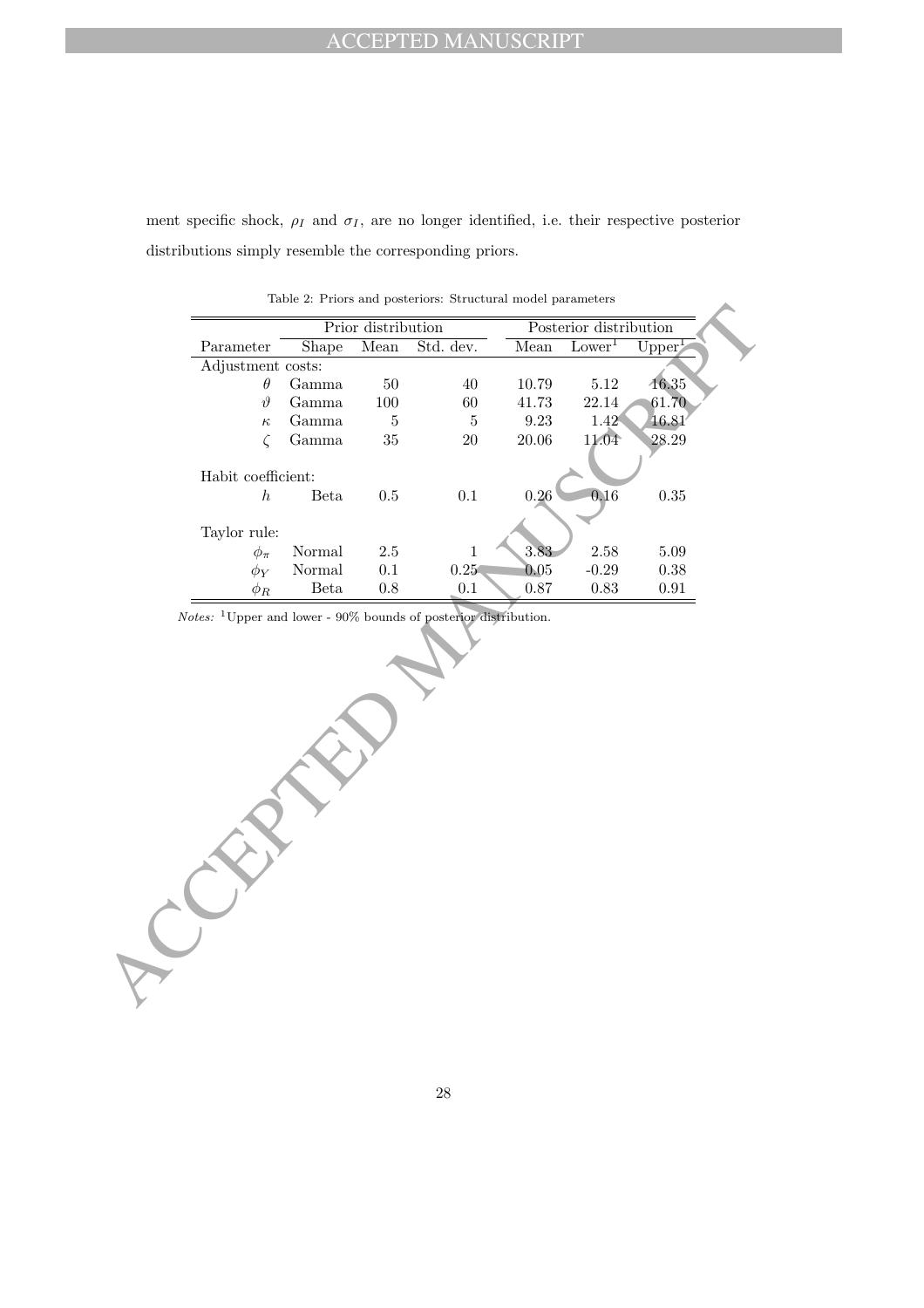ment specific shock, $\rho_I$ and $\sigma_I$, are no longer identified, i.e. their respective posterior distributions simply resemble the corresponding priors.

Table 2: Priors and posteriors: Structural model parameters

| | Prior distribution | | | Posterior distribution | | |
|---|---|---|---|---|---|---|
| Parameter | Shape | Mean | Std. dev. | Mean | Lower[1] | Upper[1] |
| Adjustment costs: | | | | | | |
| $\theta$ | Gamma | 50 | 40 | 10.79 | 5.12 | 16.35 |
| $\vartheta$ | Gamma | 100 | 60 | 41.73 | 22.14 | 61.70 |
| $\kappa$ | Gamma | 5 | 5 | 9.23 | 1.42 | 16.81 |
| $\zeta$ | Gamma | 35 | 20 | 20.06 | 11.04 | 28.29 |
| Habit coefficient: | | | | | | |
| $h$ | Beta | 0.5 | 0.1 | 0.26 | 0.16 | 0.35 |
| Taylor rule: | | | | | | |
| $\phi_\pi$ | Normal | 2.5 | 1 | 3.83 | 2.58 | 5.09 |
| $\phi_Y$ | Normal | 0.1 | 0.25 | 0.05 | -0.29 | 0.38 |
| $\phi_R$ | Beta | 0.8 | 0.1 | 0.87 | 0.83 | 0.91 |

*Notes:* [1]Upper and lower - 90% bounds of posterior distribution.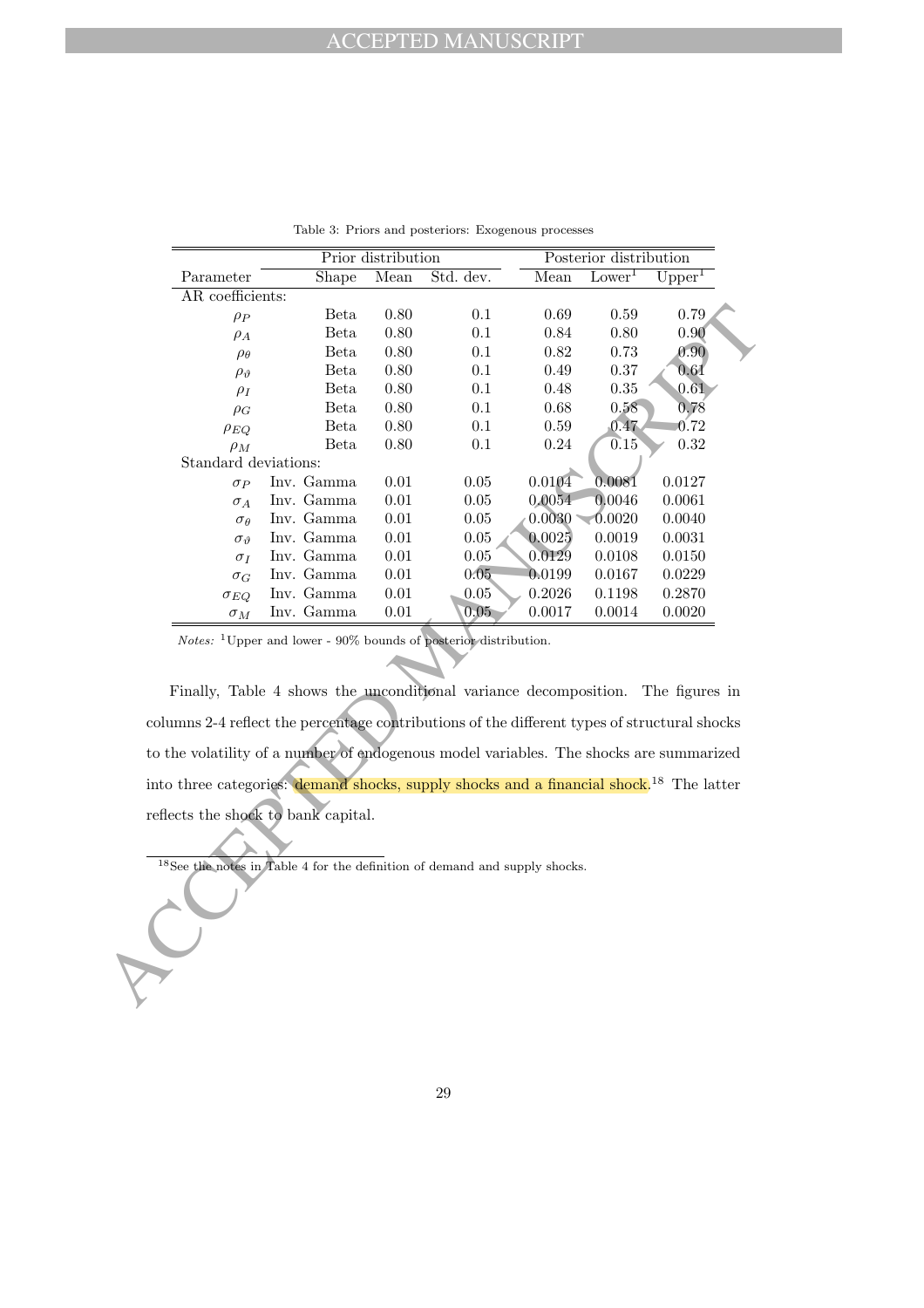Table 3: Priors and posteriors: Exogenous processes

| Parameter | Prior distribution | | | Posterior distribution | | |
|---|---|---|---|---|---|---|
| | Shape | Mean | Std. dev. | Mean | Lower[1] | Upper[1] |
| AR coefficients: | | | | | | |
| $\rho_P$ | Beta | 0.80 | 0.1 | 0.69 | 0.59 | 0.79 |
| $\rho_A$ | Beta | 0.80 | 0.1 | 0.84 | 0.80 | 0.90 |
| $\rho_\theta$ | Beta | 0.80 | 0.1 | 0.82 | 0.73 | 0.90 |
| $\rho_\vartheta$ | Beta | 0.80 | 0.1 | 0.49 | 0.37 | 0.61 |
| $\rho_I$ | Beta | 0.80 | 0.1 | 0.48 | 0.35 | 0.61 |
| $\rho_G$ | Beta | 0.80 | 0.1 | 0.68 | 0.58 | 0.78 |
| $\rho_{EQ}$ | Beta | 0.80 | 0.1 | 0.59 | 0.47 | 0.72 |
| $\rho_M$ | Beta | 0.80 | 0.1 | 0.24 | 0.15 | 0.32 |
| Standard deviations: | | | | | | |
| $\sigma_P$ | Inv. Gamma | 0.01 | 0.05 | 0.0104 | 0.0081 | 0.0127 |
| $\sigma_A$ | Inv. Gamma | 0.01 | 0.05 | 0.0054 | 0.0046 | 0.0061 |
| $\sigma_\theta$ | Inv. Gamma | 0.01 | 0.05 | 0.0030 | 0.0020 | 0.0040 |
| $\sigma_\vartheta$ | Inv. Gamma | 0.01 | 0.05 | 0.0025 | 0.0019 | 0.0031 |
| $\sigma_I$ | Inv. Gamma | 0.01 | 0.05 | 0.0129 | 0.0108 | 0.0150 |
| $\sigma_G$ | Inv. Gamma | 0.01 | 0.05 | 0.0199 | 0.0167 | 0.0229 |
| $\sigma_{EQ}$ | Inv. Gamma | 0.01 | 0.05 | 0.2026 | 0.1198 | 0.2870 |
| $\sigma_M$ | Inv. Gamma | 0.01 | 0.05 | 0.0017 | 0.0014 | 0.0020 |

*Notes:* [1]Upper and lower - 90% bounds of posterior distribution.

Finally, Table 4 shows the unconditional variance decomposition. The figures in columns 2-4 reflect the percentage contributions of the different types of structural shocks to the volatility of a number of endogenous model variables. The shocks are summarized into three categories: demand shocks, supply shocks and a financial shock.[18] The latter reflects the shock to bank capital.

[18]See the notes in Table 4 for the definition of demand and supply shocks.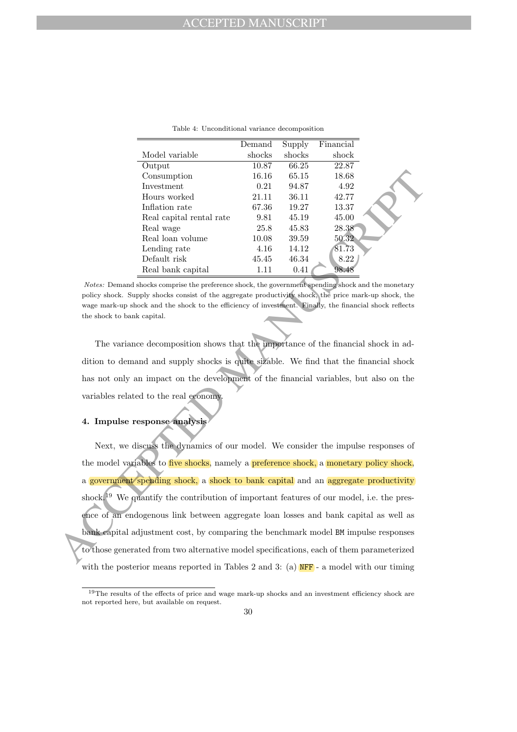Table 4: Unconditional variance decomposition

| Model variable | Demand shocks | Supply shocks | Financial shock |
|---|---|---|---|
| Output | 10.87 | 66.25 | 22.87 |
| Consumption | 16.16 | 65.15 | 18.68 |
| Investment | 0.21 | 94.87 | 4.92 |
| Hours worked | 21.11 | 36.11 | 42.77 |
| Inflation rate | 67.36 | 19.27 | 13.37 |
| Real capital rental rate | 9.81 | 45.19 | 45.00 |
| Real wage | 25.8 | 45.83 | 28.38 |
| Real loan volume | 10.08 | 39.59 | 50.32 |
| Lending rate | 4.16 | 14.12 | 81.73 |
| Default risk | 45.45 | 46.34 | 8.22 |
| Real bank capital | 1.11 | 0.41 | 98.48 |

*Notes:* Demand shocks comprise the preference shock, the government spending shock and the monetary policy shock. Supply shocks consist of the aggregate productivity shock, the price mark-up shock, the wage mark-up shock and the shock to the efficiency of investment. Finally, the financial shock reflects the shock to bank capital.

The variance decomposition shows that the importance of the financial shock in addition to demand and supply shocks is quite sizable. We find that the financial shock has not only an impact on the development of the financial variables, but also on the variables related to the real economy.

## 4. Impulse response analysis

Next, we discuss the dynamics of our model. We consider the impulse responses of the model variables to five shocks, namely a preference shock, a monetary policy shock, a government spending shock, a shock to bank capital and an aggregate productivity shock.[19] We quantify the contribution of important features of our model, i.e. the presence of an endogenous link between aggregate loan losses and bank capital as well as bank capital adjustment cost, by comparing the benchmark model `BM` impulse responses to those generated from two alternative model specifications, each of them parameterized with the posterior means reported in Tables 2 and 3: (a) `NFF` - a model with our timing

[19] The results of the effects of price and wage mark-up shocks and an investment efficiency shock are not reported here, but available on request.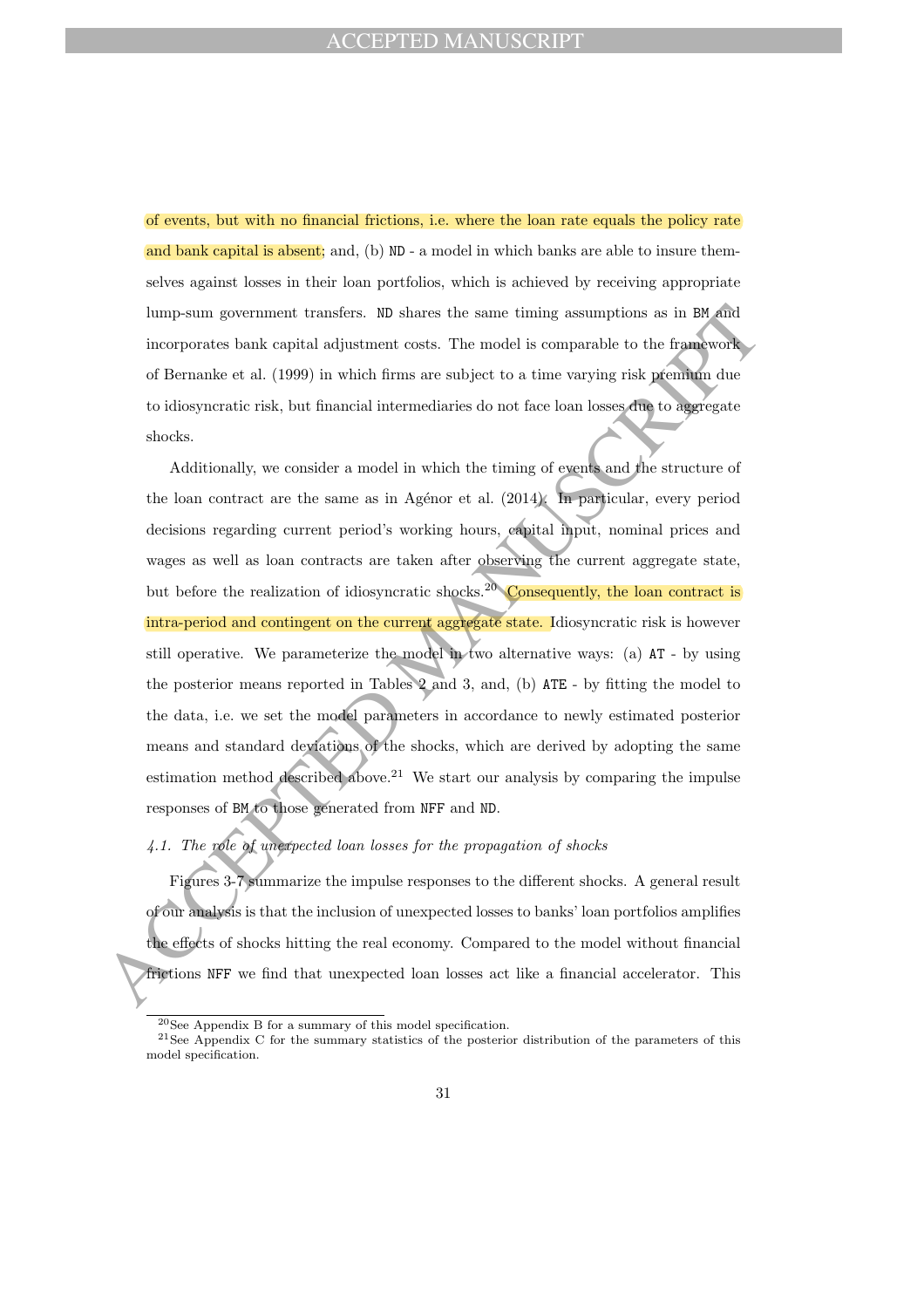of events, but with no financial frictions, i.e. where the loan rate equals the policy rate and bank capital is absent; and, (b) `ND` - a model in which banks are able to insure themselves against losses in their loan portfolios, which is achieved by receiving appropriate lump-sum government transfers. `ND` shares the same timing assumptions as in `BM` and incorporates bank capital adjustment costs. The model is comparable to the framework of Bernanke et al. (1999) in which firms are subject to a time varying risk premium due to idiosyncratic risk, but financial intermediaries do not face loan losses due to aggregate shocks.

Additionally, we consider a model in which the timing of events and the structure of the loan contract are the same as in Agénor et al. (2014). In particular, every period decisions regarding current period's working hours, capital input, nominal prices and wages as well as loan contracts are taken after observing the current aggregate state, but before the realization of idiosyncratic shocks.[20] Consequently, the loan contract is intra-period and contingent on the current aggregate state. Idiosyncratic risk is however still operative. We parameterize the model in two alternative ways: (a) `AT` - by using the posterior means reported in Tables 2 and 3, and, (b) `ATE` - by fitting the model to the data, i.e. we set the model parameters in accordance to newly estimated posterior means and standard deviations of the shocks, which are derived by adopting the same estimation method described above.[21] We start our analysis by comparing the impulse responses of `BM` to those generated from `NFF` and `ND`.

### *4.1. The role of unexpected loan losses for the propagation of shocks*

Figures 3-7 summarize the impulse responses to the different shocks. A general result of our analysis is that the inclusion of unexpected losses to banks' loan portfolios amplifies the effects of shocks hitting the real economy. Compared to the model without financial frictions `NFF` we find that unexpected loan losses act like a financial accelerator. This

[20] See Appendix B for a summary of this model specification.

[21] See Appendix C for the summary statistics of the posterior distribution of the parameters of this model specification.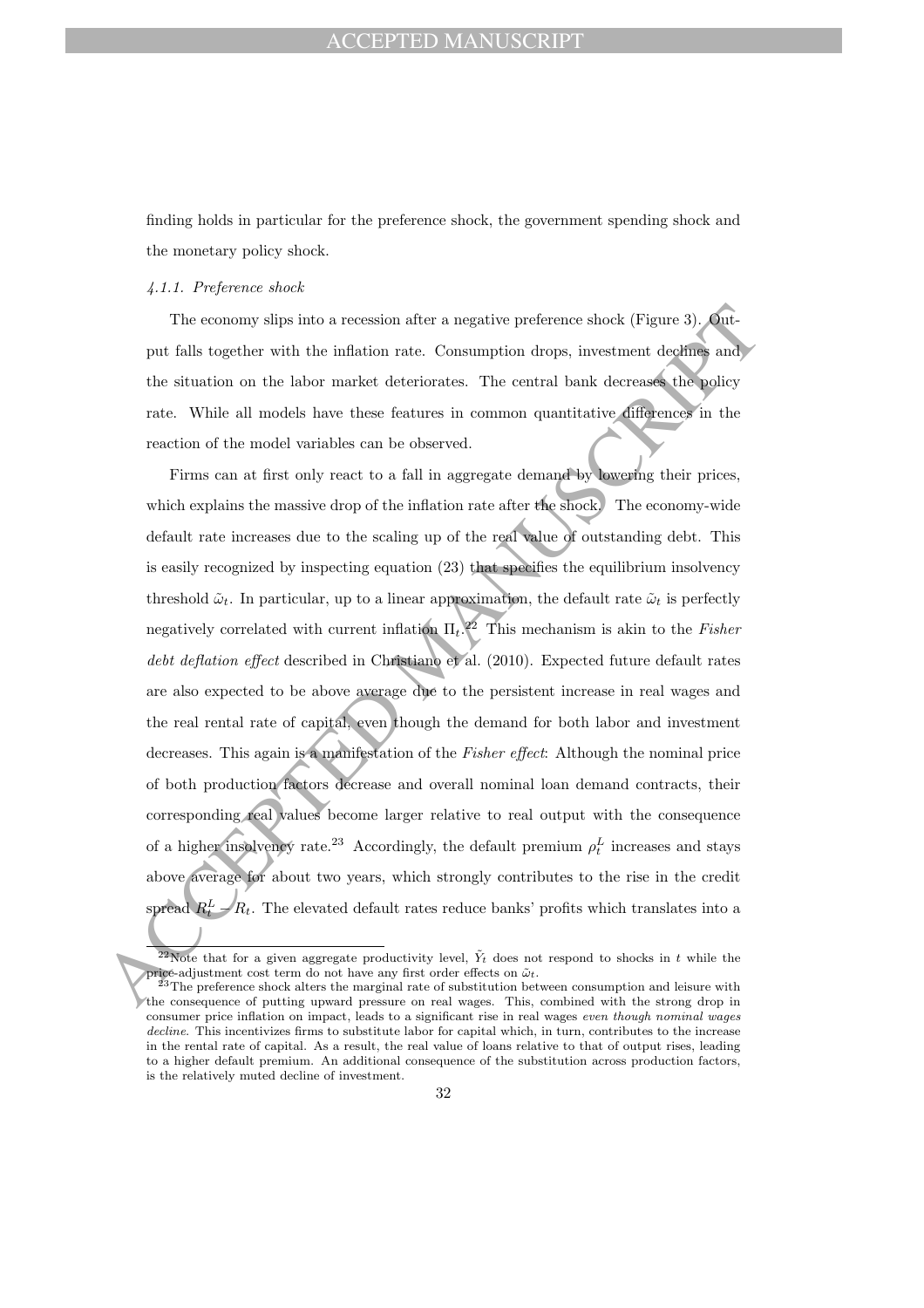finding holds in particular for the preference shock, the government spending shock and the monetary policy shock.

#### *4.1.1. Preference shock*

The economy slips into a recession after a negative preference shock (Figure 3). Output falls together with the inflation rate. Consumption drops, investment declines and the situation on the labor market deteriorates. The central bank decreases the policy rate. While all models have these features in common quantitative differences in the reaction of the model variables can be observed.

Firms can at first only react to a fall in aggregate demand by lowering their prices, which explains the massive drop of the inflation rate after the shock. The economy-wide default rate increases due to the scaling up of the real value of outstanding debt. This is easily recognized by inspecting equation (23) that specifies the equilibrium insolvency threshold $\tilde{\omega}_t$. In particular, up to a linear approximation, the default rate $\tilde{\omega}_t$ is perfectly negatively correlated with current inflation $\Pi_t$.[22] This mechanism is akin to the *Fisher debt deflation effect* described in Christiano et al. (2010). Expected future default rates are also expected to be above average due to the persistent increase in real wages and the real rental rate of capital, even though the demand for both labor and investment decreases. This again is a manifestation of the *Fisher effect*: Although the nominal price of both production factors decrease and overall nominal loan demand contracts, their corresponding real values become larger relative to real output with the consequence of a higher insolvency rate.[23] Accordingly, the default premium $\rho_t^L$ increases and stays above average for about two years, which strongly contributes to the rise in the credit spread $R_t^L - R_t$. The elevated default rates reduce banks' profits which translates into a

[22] Note that for a given aggregate productivity level, $\tilde{Y}_t$ does not respond to shocks in $t$ while the price-adjustment cost term do not have any first order effects on $\tilde{\omega}_t$.

[23] The preference shock alters the marginal rate of substitution between consumption and leisure with the consequence of putting upward pressure on real wages. This, combined with the strong drop in consumer price inflation on impact, leads to a significant rise in real wages *even though nominal wages decline*. This incentivizes firms to substitute labor for capital which, in turn, contributes to the increase in the rental rate of capital. As a result, the real value of loans relative to that of output rises, leading to a higher default premium. An additional consequence of the substitution across production factors, is the relatively muted decline of investment.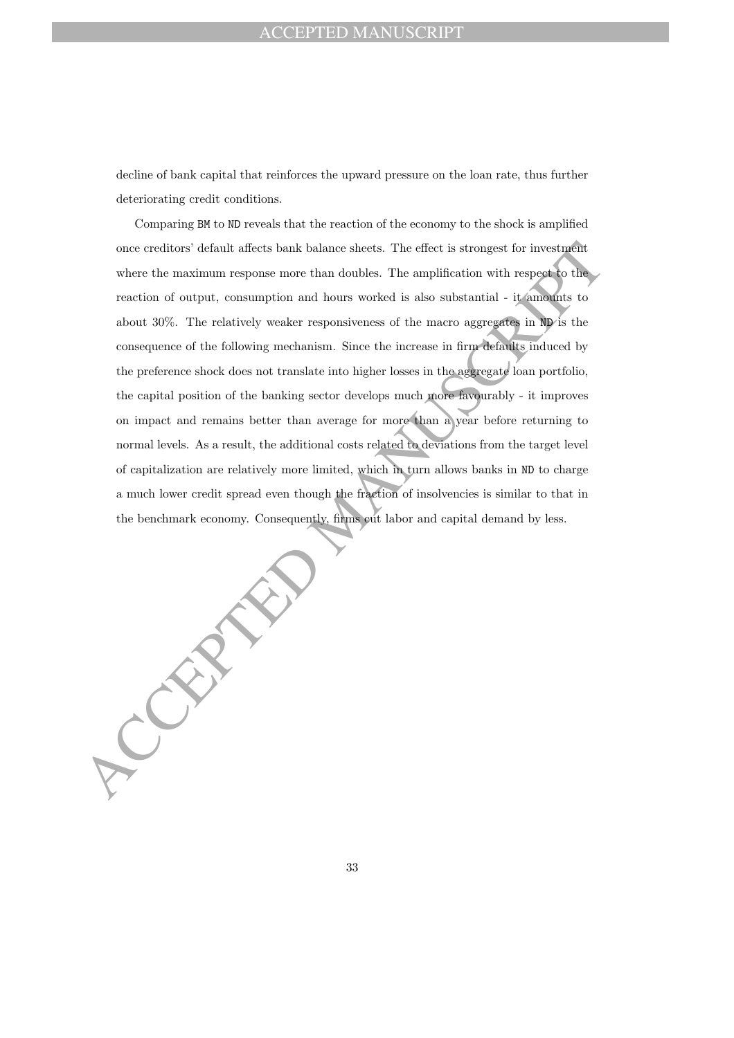decline of bank capital that reinforces the upward pressure on the loan rate, thus further deteriorating credit conditions.

Comparing BM to ND reveals that the reaction of the economy to the shock is amplified once creditors' default affects bank balance sheets. The effect is strongest for investment where the maximum response more than doubles. The amplification with respect to the reaction of output, consumption and hours worked is also substantial - it amounts to about 30%. The relatively weaker responsiveness of the macro aggregates in ND is the consequence of the following mechanism. Since the increase in firm defaults induced by the preference shock does not translate into higher losses in the aggregate loan portfolio, the capital position of the banking sector develops much more favourably - it improves on impact and remains better than average for more than a year before returning to normal levels. As a result, the additional costs related to deviations from the target level of capitalization are relatively more limited, which in turn allows banks in ND to charge a much lower credit spread even though the fraction of insolvencies is similar to that in the benchmark economy. Consequently, firms cut labor and capital demand by less.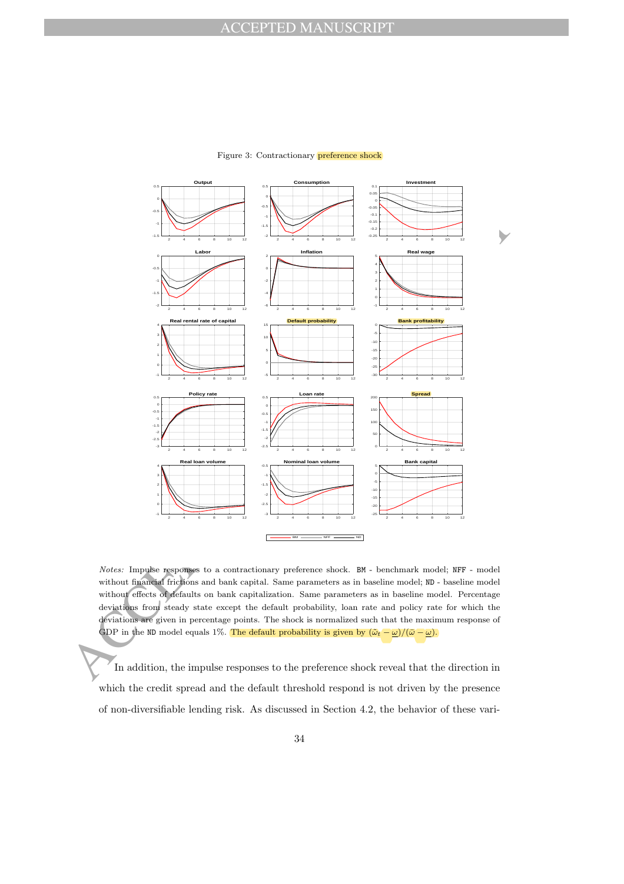Figure 3: Contractionary preference shock

*Notes:* Impulse responses to a contractionary preference shock. BM - benchmark model; NFF - model without financial frictions and bank capital. Same parameters as in baseline model; ND - baseline model without effects of defaults on bank capitalization. Same parameters as in baseline model. Percentage deviations from steady state except the default probability, loan rate and policy rate for which the deviations are given in percentage points. The shock is normalized such that the maximum response of GDP in the ND model equals 1%. The default probability is given by $(\bar{\omega}_t - \underline{\omega})/(\bar{\omega} - \underline{\omega})$.

In addition, the impulse responses to the preference shock reveal that the direction in which the credit spread and the default threshold respond is not driven by the presence of non-diversifiable lending risk. As discussed in Section 4.2, the behavior of these vari-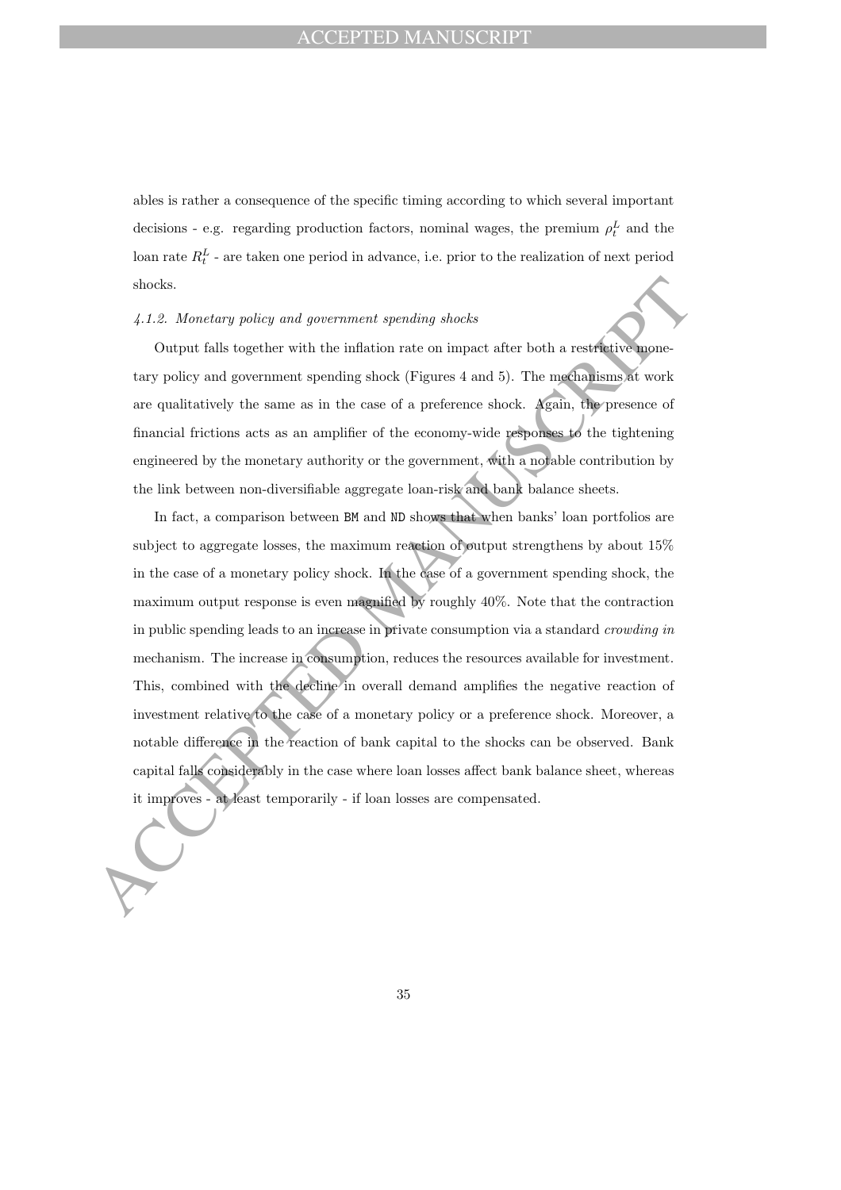ables is rather a consequence of the specific timing according to which several important decisions - e.g. regarding production factors, nominal wages, the premium $\rho_t^L$ and the loan rate $R_t^L$ - are taken one period in advance, i.e. prior to the realization of next period shocks.

#### *4.1.2. Monetary policy and government spending shocks*

Output falls together with the inflation rate on impact after both a restrictive monetary policy and government spending shock (Figures 4 and 5). The mechanisms at work are qualitatively the same as in the case of a preference shock. Again, the presence of financial frictions acts as an amplifier of the economy-wide responses to the tightening engineered by the monetary authority or the government, with a notable contribution by the link between non-diversifiable aggregate loan-risk and bank balance sheets.

In fact, a comparison between BM and ND shows that when banks' loan portfolios are subject to aggregate losses, the maximum reaction of output strengthens by about 15% in the case of a monetary policy shock. In the case of a government spending shock, the maximum output response is even magnified by roughly 40%. Note that the contraction in public spending leads to an increase in private consumption via a standard *crowding in* mechanism. The increase in consumption, reduces the resources available for investment. This, combined with the decline in overall demand amplifies the negative reaction of investment relative to the case of a monetary policy or a preference shock. Moreover, a notable difference in the reaction of bank capital to the shocks can be observed. Bank capital falls considerably in the case where loan losses affect bank balance sheet, whereas it improves - at least temporarily - if loan losses are compensated.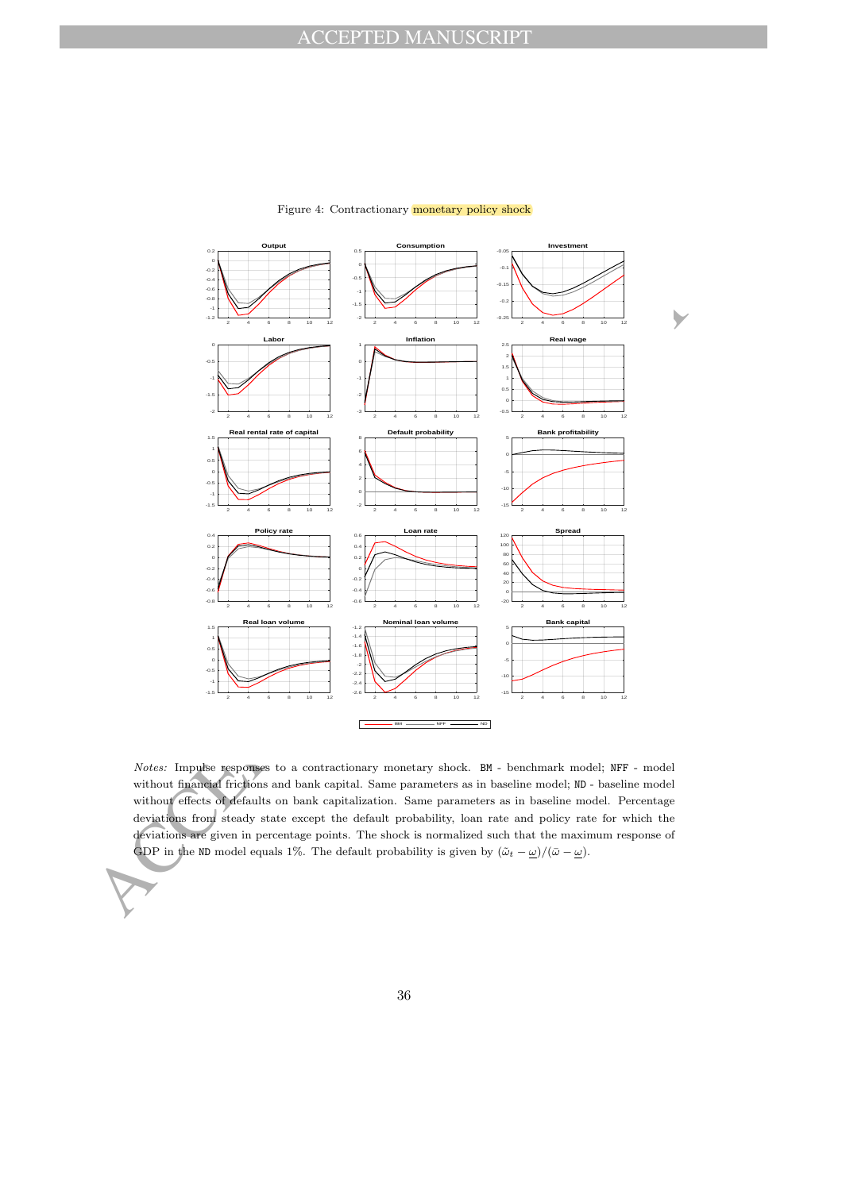Figure 4: Contractionary monetary policy shock

*Notes:* Impulse responses to a contractionary monetary shock. BM - benchmark model; NFF - model without financial frictions and bank capital. Same parameters as in baseline model; ND - baseline model without effects of defaults on bank capitalization. Same parameters as in baseline model. Percentage deviations from steady state except the default probability, loan rate and policy rate for which the deviations are given in percentage points. The shock is normalized such that the maximum response of GDP in the ND model equals 1%. The default probability is given by $(\tilde{\omega}_t - \underline{\omega})/(\bar{\omega} - \underline{\omega})$.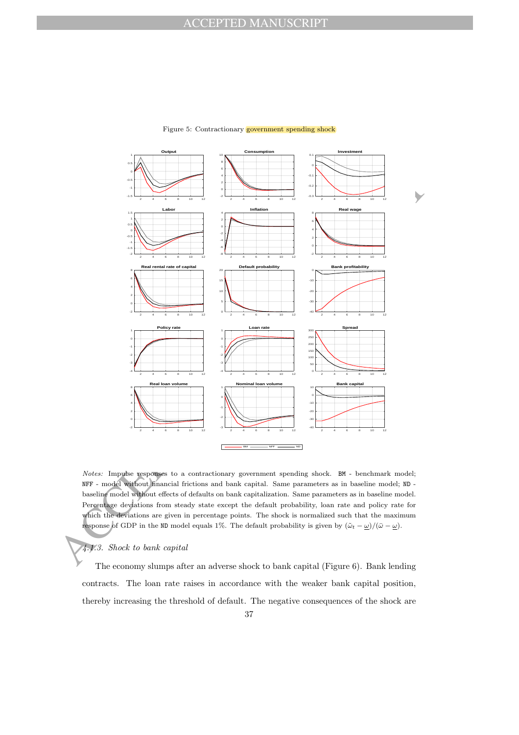Figure 5: Contractionary government spending shock

*Notes:* Impulse responses to a contractionary government spending shock. BM - benchmark model; NFF - model without financial frictions and bank capital. Same parameters as in baseline model; ND - baseline model without effects of defaults on bank capitalization. Same parameters as in baseline model. Percentage deviations from steady state except the default probability, loan rate and policy rate for which the deviations are given in percentage points. The shock is normalized such that the maximum response of GDP in the ND model equals 1%. The default probability is given by $(\bar{\omega}_t - \underline{\omega})/(\bar{\omega} - \underline{\omega})$.

### 4.1.3. Shock to bank capital

The economy slumps after an adverse shock to bank capital (Figure 6). Bank lending contracts. The loan rate raises in accordance with the weaker bank capital position, thereby increasing the threshold of default. The negative consequences of the shock are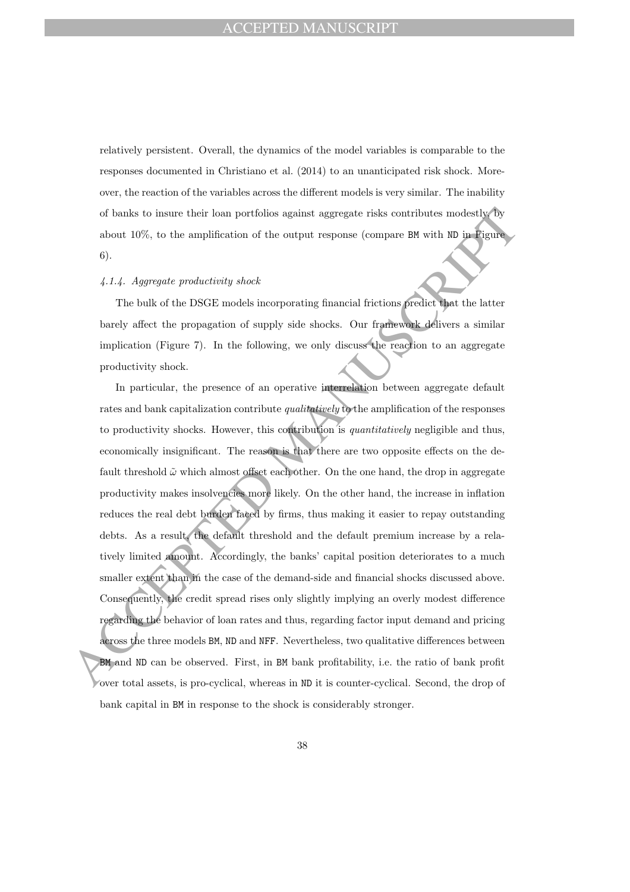relatively persistent. Overall, the dynamics of the model variables is comparable to the responses documented in Christiano et al. (2014) to an unanticipated risk shock. Moreover, the reaction of the variables across the different models is very similar. The inability of banks to insure their loan portfolios against aggregate risks contributes modestly, by about 10%, to the amplification of the output response (compare `BM` with `ND` in Figure 6).

#### *4.1.4. Aggregate productivity shock*

The bulk of the DSGE models incorporating financial frictions predict that the latter barely affect the propagation of supply side shocks. Our framework delivers a similar implication (Figure 7). In the following, we only discuss the reaction to an aggregate productivity shock.

In particular, the presence of an operative interrelation between aggregate default rates and bank capitalization contribute *qualitatively* to the amplification of the responses to productivity shocks. However, this contribution is *quantitatively* negligible and thus, economically insignificant. The reason is that there are two opposite effects on the default threshold $\tilde{\omega}$ which almost offset each other. On the one hand, the drop in aggregate productivity makes insolvencies more likely. On the other hand, the increase in inflation reduces the real debt burden faced by firms, thus making it easier to repay outstanding debts. As a result, the default threshold and the default premium increase by a relatively limited amount. Accordingly, the banks' capital position deteriorates to a much smaller extent than in the case of the demand-side and financial shocks discussed above. Consequently, the credit spread rises only slightly implying an overly modest difference regarding the behavior of loan rates and thus, regarding factor input demand and pricing across the three models `BM`, `ND` and `NFF`. Nevertheless, two qualitative differences between `BM` and `ND` can be observed. First, in `BM` bank profitability, i.e. the ratio of bank profit over total assets, is pro-cyclical, whereas in `ND` it is counter-cyclical. Second, the drop of bank capital in `BM` in response to the shock is considerably stronger.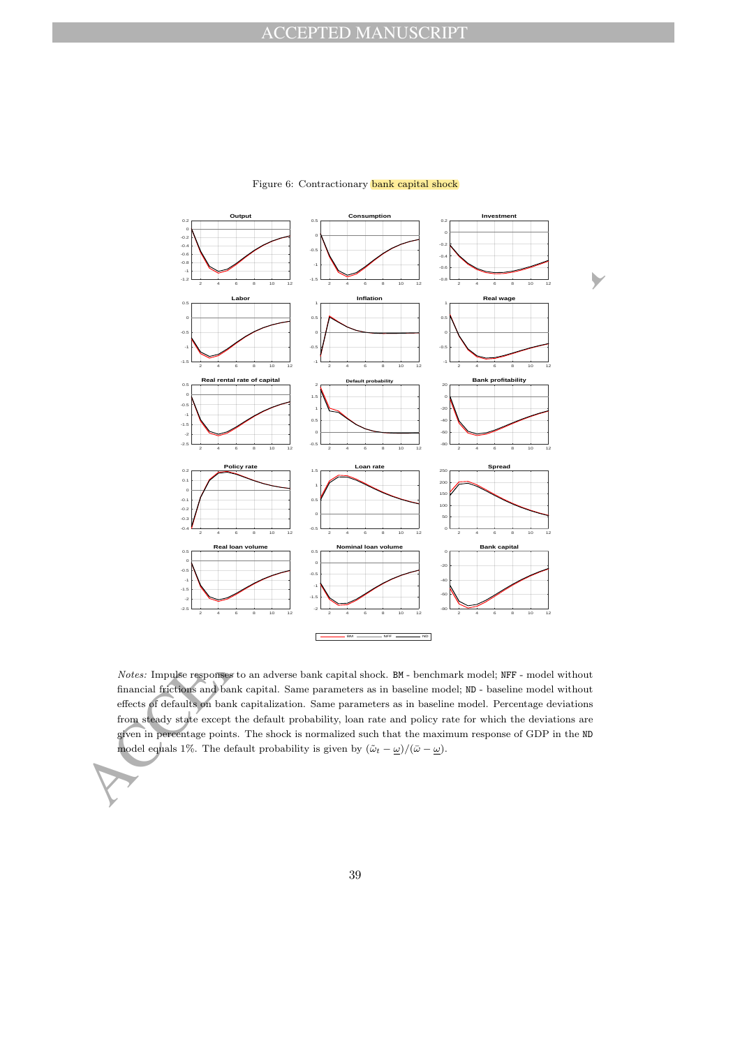Figure 6: Contractionary bank capital shock

*Notes:* Impulse responses to an adverse bank capital shock. BM - benchmark model; NFF - model without financial frictions and bank capital. Same parameters as in baseline model; ND - baseline model without effects of defaults on bank capitalization. Same parameters as in baseline model. Percentage deviations from steady state except the default probability, loan rate and policy rate for which the deviations are given in percentage points. The shock is normalized such that the maximum response of GDP in the ND model equals 1%. The default probability is given by $(\bar{\omega}_t - \underline{\omega})/(\bar{\omega} - \underline{\omega})$.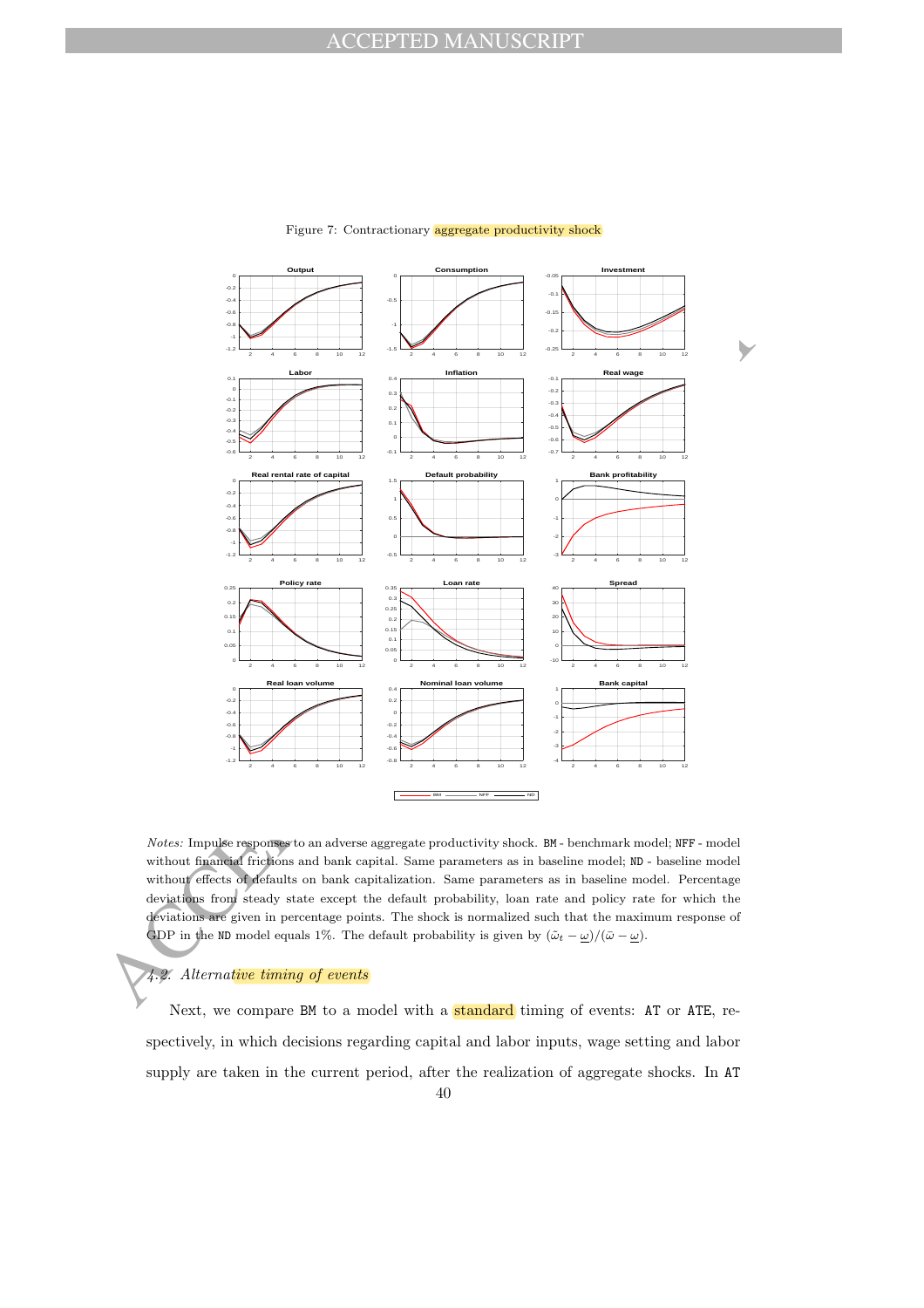Figure 7: Contractionary aggregate productivity shock

*Notes:* Impulse responses to an adverse aggregate productivity shock. BM - benchmark model; NFF - model without financial frictions and bank capital. Same parameters as in baseline model; ND - baseline model without effects of defaults on bank capitalization. Same parameters as in baseline model. Percentage deviations from steady state except the default probability, loan rate and policy rate for which the deviations are given in percentage points. The shock is normalized such that the maximum response of GDP in the ND model equals 1%. The default probability is given by $(\bar{\omega}_t - \underline{\omega})/(\bar{\omega} - \underline{\omega})$.

### 4.2. Alternative timing of events

Next, we compare BM to a model with a standard timing of events: AT or ATE, respectively, in which decisions regarding capital and labor inputs, wage setting and labor supply are taken in the current period, after the realization of aggregate shocks. In AT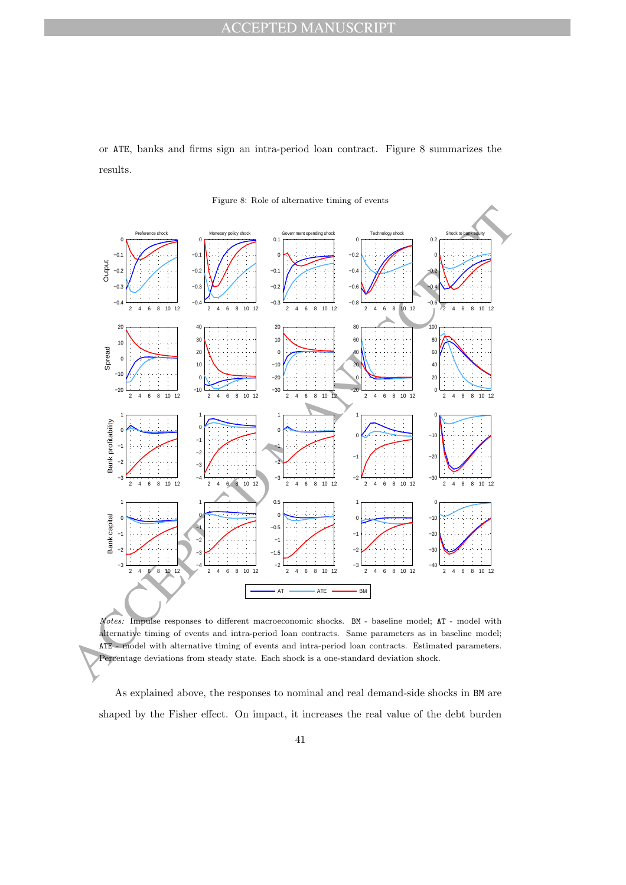or ATE, banks and firms sign an intra-period loan contract. Figure 8 summarizes the results.

Figure 8: Role of alternative timing of events

*Notes:* Impulse responses to different macroeconomic shocks. BM - baseline model; AT - model with alternative timing of events and intra-period loan contracts. Same parameters as in baseline model; ATE - model with alternative timing of events and intra-period loan contracts. Estimated parameters. Percentage deviations from steady state. Each shock is a one-standard deviation shock.

As explained above, the responses to nominal and real demand-side shocks in BM are shaped by the Fisher effect. On impact, it increases the real value of the debt burden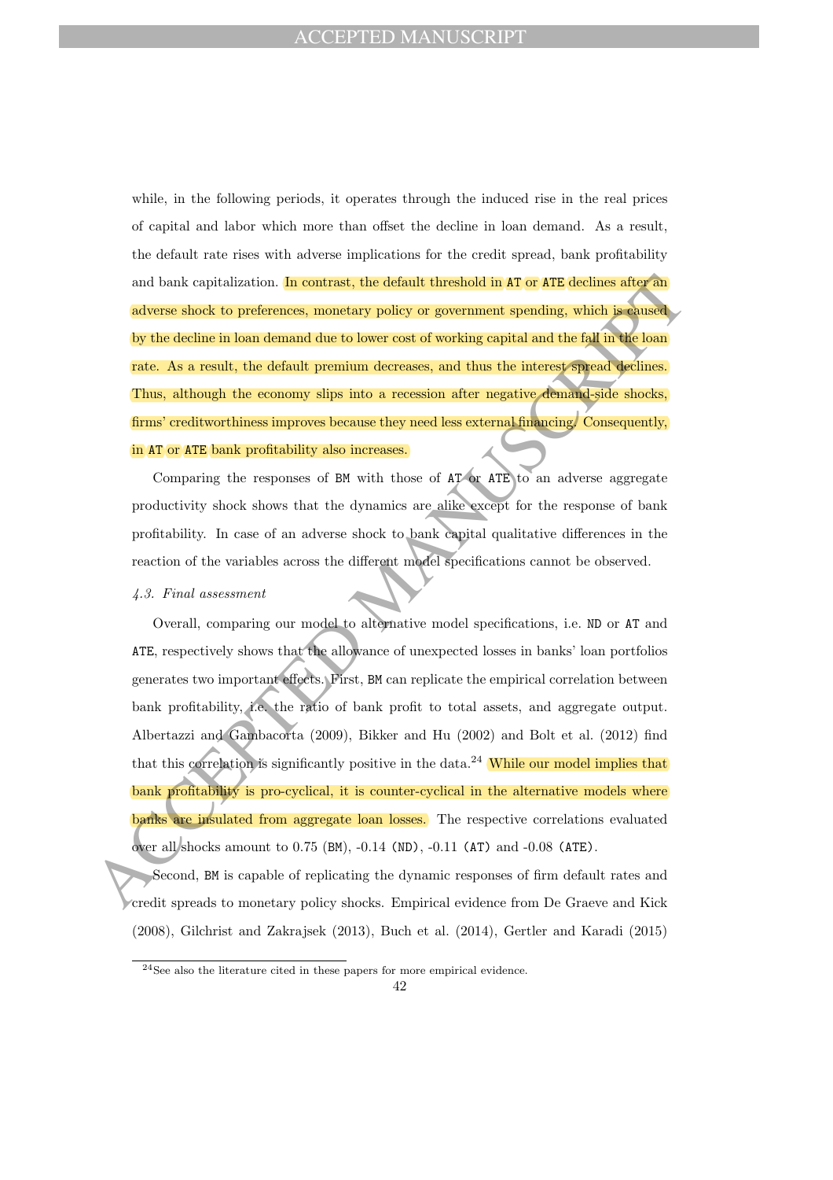while, in the following periods, it operates through the induced rise in the real prices of capital and labor which more than offset the decline in loan demand. As a result, the default rate rises with adverse implications for the credit spread, bank profitability and bank capitalization. In contrast, the default threshold in AT or ATE declines after an adverse shock to preferences, monetary policy or government spending, which is caused by the decline in loan demand due to lower cost of working capital and the fall in the loan rate. As a result, the default premium decreases, and thus the interest spread declines. Thus, although the economy slips into a recession after negative demand-side shocks, firms' creditworthiness improves because they need less external financing. Consequently, in AT or ATE bank profitability also increases.

Comparing the responses of BM with those of AT or ATE to an adverse aggregate productivity shock shows that the dynamics are alike except for the response of bank profitability. In case of an adverse shock to bank capital qualitative differences in the reaction of the variables across the different model specifications cannot be observed.

### *4.3. Final assessment*

Overall, comparing our model to alternative model specifications, i.e. ND or AT and ATE, respectively shows that the allowance of unexpected losses in banks' loan portfolios generates two important effects. First, BM can replicate the empirical correlation between bank profitability, i.e. the ratio of bank profit to total assets, and aggregate output. Albertazzi and Gambacorta (2009), Bikker and Hu (2002) and Bolt et al. (2012) find that this correlation is significantly positive in the data.[24] While our model implies that bank profitability is pro-cyclical, it is counter-cyclical in the alternative models where banks are insulated from aggregate loan losses. The respective correlations evaluated over all shocks amount to 0.75 (BM), -0.14 (ND), -0.11 (AT) and -0.08 (ATE).

Second, BM is capable of replicating the dynamic responses of firm default rates and credit spreads to monetary policy shocks. Empirical evidence from De Graeve and Kick (2008), Gilchrist and Zakrajsek (2013), Buch et al. (2014), Gertler and Karadi (2015)

[24] See also the literature cited in these papers for more empirical evidence.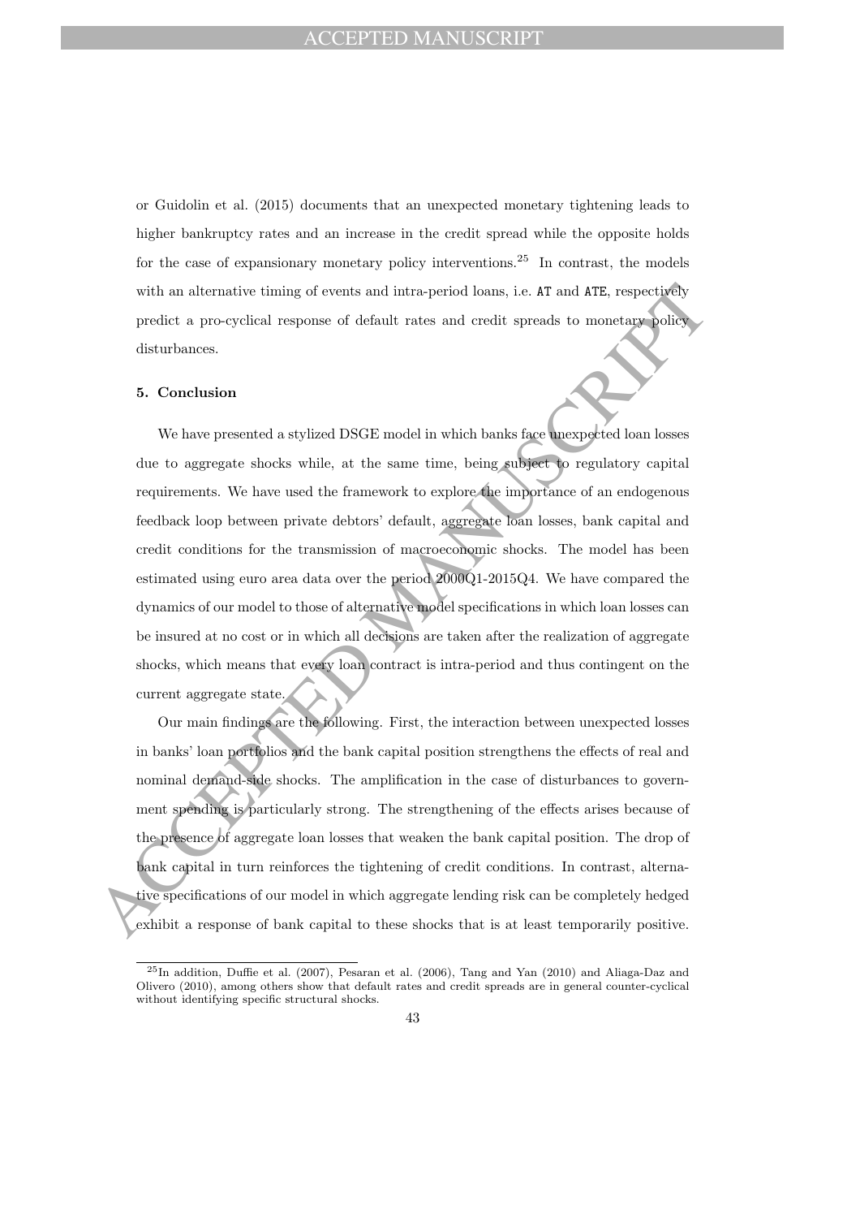or Guidolin et al. (2015) documents that an unexpected monetary tightening leads to higher bankruptcy rates and an increase in the credit spread while the opposite holds for the case of expansionary monetary policy interventions.[25] In contrast, the models with an alternative timing of events and intra-period loans, i.e. `AT` and `ATE`, respectively predict a pro-cyclical response of default rates and credit spreads to monetary policy disturbances.

### 5. Conclusion

We have presented a stylized DSGE model in which banks face unexpected loan losses due to aggregate shocks while, at the same time, being subject to regulatory capital requirements. We have used the framework to explore the importance of an endogenous feedback loop between private debtors' default, aggregate loan losses, bank capital and credit conditions for the transmission of macroeconomic shocks. The model has been estimated using euro area data over the period 2000Q1-2015Q4. We have compared the dynamics of our model to those of alternative model specifications in which loan losses can be insured at no cost or in which all decisions are taken after the realization of aggregate shocks, which means that every loan contract is intra-period and thus contingent on the current aggregate state.

Our main findings are the following. First, the interaction between unexpected losses in banks' loan portfolios and the bank capital position strengthens the effects of real and nominal demand-side shocks. The amplification in the case of disturbances to government spending is particularly strong. The strengthening of the effects arises because of the presence of aggregate loan losses that weaken the bank capital position. The drop of bank capital in turn reinforces the tightening of credit conditions. In contrast, alternative specifications of our model in which aggregate lending risk can be completely hedged exhibit a response of bank capital to these shocks that is at least temporarily positive.

[25] In addition, Duffie et al. (2007), Pesaran et al. (2006), Tang and Yan (2010) and Aliaga-Daz and Olivero (2010), among others show that default rates and credit spreads are in general counter-cyclical without identifying specific structural shocks.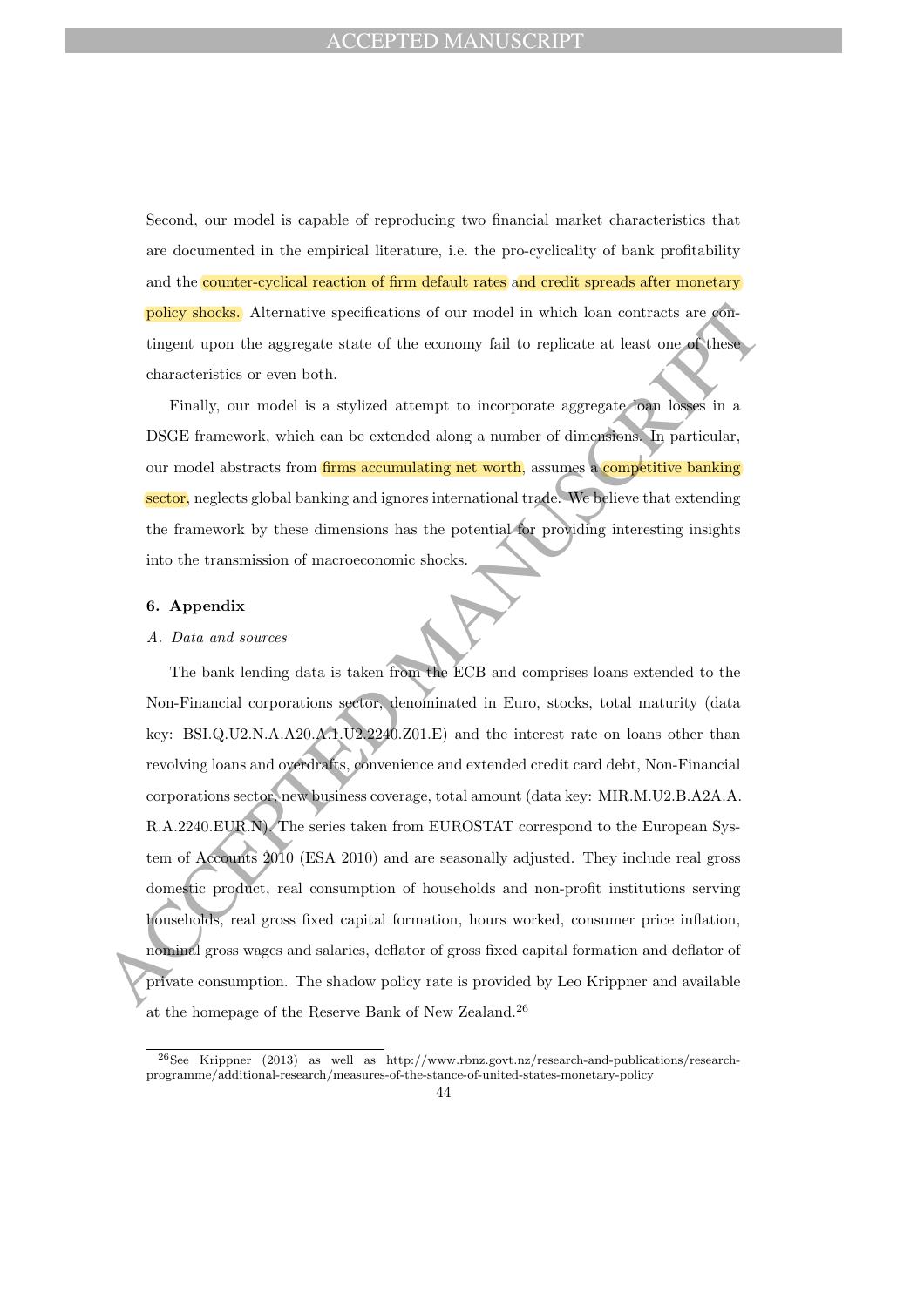Second, our model is capable of reproducing two financial market characteristics that are documented in the empirical literature, i.e. the pro-cyclicality of bank profitability and the counter-cyclical reaction of firm default rates and credit spreads after monetary policy shocks. Alternative specifications of our model in which loan contracts are contingent upon the aggregate state of the economy fail to replicate at least one of these characteristics or even both.

Finally, our model is a stylized attempt to incorporate aggregate loan losses in a DSGE framework, which can be extended along a number of dimensions. In particular, our model abstracts from firms accumulating net worth, assumes a competitive banking sector, neglects global banking and ignores international trade. We believe that extending the framework by these dimensions has the potential for providing interesting insights into the transmission of macroeconomic shocks.

### 6. Appendix

*A. Data and sources*

The bank lending data is taken from the ECB and comprises loans extended to the Non-Financial corporations sector, denominated in Euro, stocks, total maturity (data key: BSI.Q.U2.N.A.A20.A.1.U2.2240.Z01.E) and the interest rate on loans other than revolving loans and overdrafts, convenience and extended credit card debt, Non-Financial corporations sector, new business coverage, total amount (data key: MIR.M.U2.B.A2A.A.R.A.2240.EUR.N). The series taken from EUROSTAT correspond to the European System of Accounts 2010 (ESA 2010) and are seasonally adjusted. They include real gross domestic product, real consumption of households and non-profit institutions serving households, real gross fixed capital formation, hours worked, consumer price inflation, nominal gross wages and salaries, deflator of gross fixed capital formation and deflator of private consumption. The shadow policy rate is provided by Leo Krippner and available at the homepage of the Reserve Bank of New Zealand.[26]

[26] See Krippner (2013) as well as http://www.rbnz.govt.nz/research-and-publications/research-programme/additional-research/measures-of-the-stance-of-united-states-monetary-policy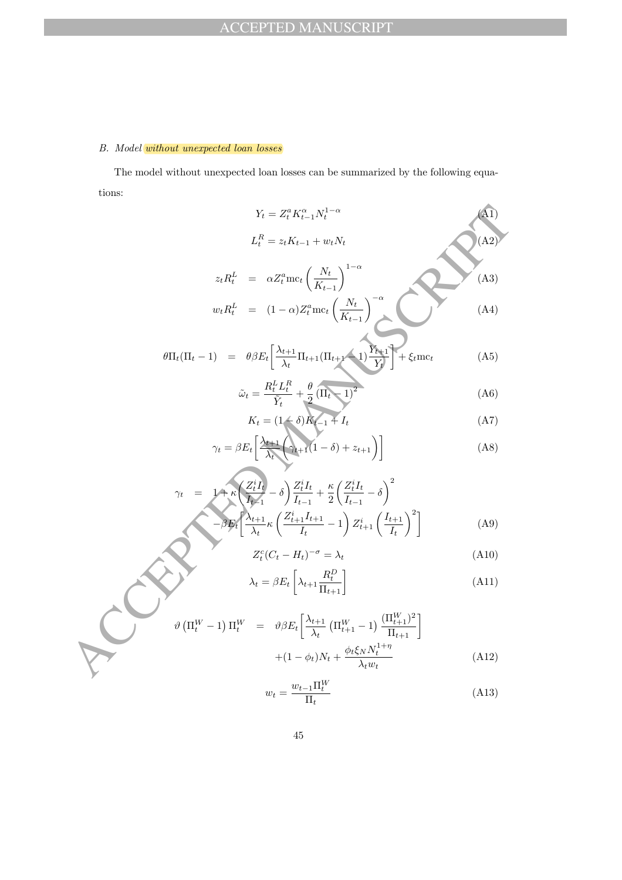### B. Model *without unexpected loan losses*

The model without unexpected loan losses can be summarized by the following equations:

$$Y_t = Z_t^a K_{t-1}^{\alpha} N_t^{1-\alpha} \tag{A1}$$

$$L_t^R = z_t K_{t-1} + w_t N_t \tag{A2}$$

$$z_t R_t^L = \alpha Z_t^a \text{mc}_t \left( \frac{N_t}{K_{t-1}} \right)^{1-\alpha} \tag{A3}$$

$$w_t R_t^L = (1-\alpha) Z_t^a \text{mc}_t \left( \frac{N_t}{K_{t-1}} \right)^{-\alpha} \tag{A4}$$

$$\theta \Pi_t (\Pi_t - 1) = \theta \beta E_t \left[ \frac{\lambda_{t+1}}{\lambda_t} \Pi_{t+1} (\Pi_{t+1} - 1) \frac{Y_{t+1}}{Y_t} \right] + \xi_t \text{mc}_t \tag{A5}$$

$$\tilde{\omega}_t = \frac{R_t^L L_t^R}{\tilde{Y}_t} + \frac{\theta}{2} (\Pi_t - 1)^2 \tag{A6}$$

$$K_t = (1-\delta) K_{t-1} + I_t \tag{A7}$$

$$\gamma_t = \beta E_t \left[ \frac{\lambda_{t+1}}{\lambda_t} \left( \gamma_{t+1} (1-\delta) + z_{t+1} \right) \right] \tag{A8}$$

$$\begin{aligned} \gamma_t = \; & 1 + \kappa \left( \frac{Z_t^i I_t}{I_{t-1}} - \delta \right) \frac{Z_t^i I_t}{I_{t-1}} + \frac{\kappa}{2} \left( \frac{Z_t^i I_t}{I_{t-1}} - \delta \right)^2 \\ & - \beta E_t \left[ \frac{\lambda_{t+1}}{\lambda_t} \kappa \left( \frac{Z_{t+1}^i I_{t+1}}{I_t} - 1 \right) Z_{t+1}^i \left( \frac{I_{t+1}}{I_t} \right)^2 \right] \end{aligned} \tag{A9}$$

$$Z_t^c (C_t - H_t)^{-\sigma} = \lambda_t \tag{A10}$$

$$\lambda_t = \beta E_t \left[ \lambda_{t+1} \frac{R_t^D}{\Pi_{t+1}} \right] \tag{A11}$$

$$\begin{aligned} \vartheta \left( \Pi_t^W - 1 \right) \Pi_t^W = \; & \vartheta \beta E_t \left[ \frac{\lambda_{t+1}}{\lambda_t} \left( \Pi_{t+1}^W - 1 \right) \frac{(\Pi_{t+1}^W)^2}{\Pi_{t+1}} \right] \\ & + (1 - \phi_t) N_t + \frac{\phi_t \xi_N N_t^{1+\eta}}{\lambda_t w_t} \end{aligned} \tag{A12}$$

$$w_t = \frac{w_{t-1} \Pi_t^W}{\Pi_t} \tag{A13}$$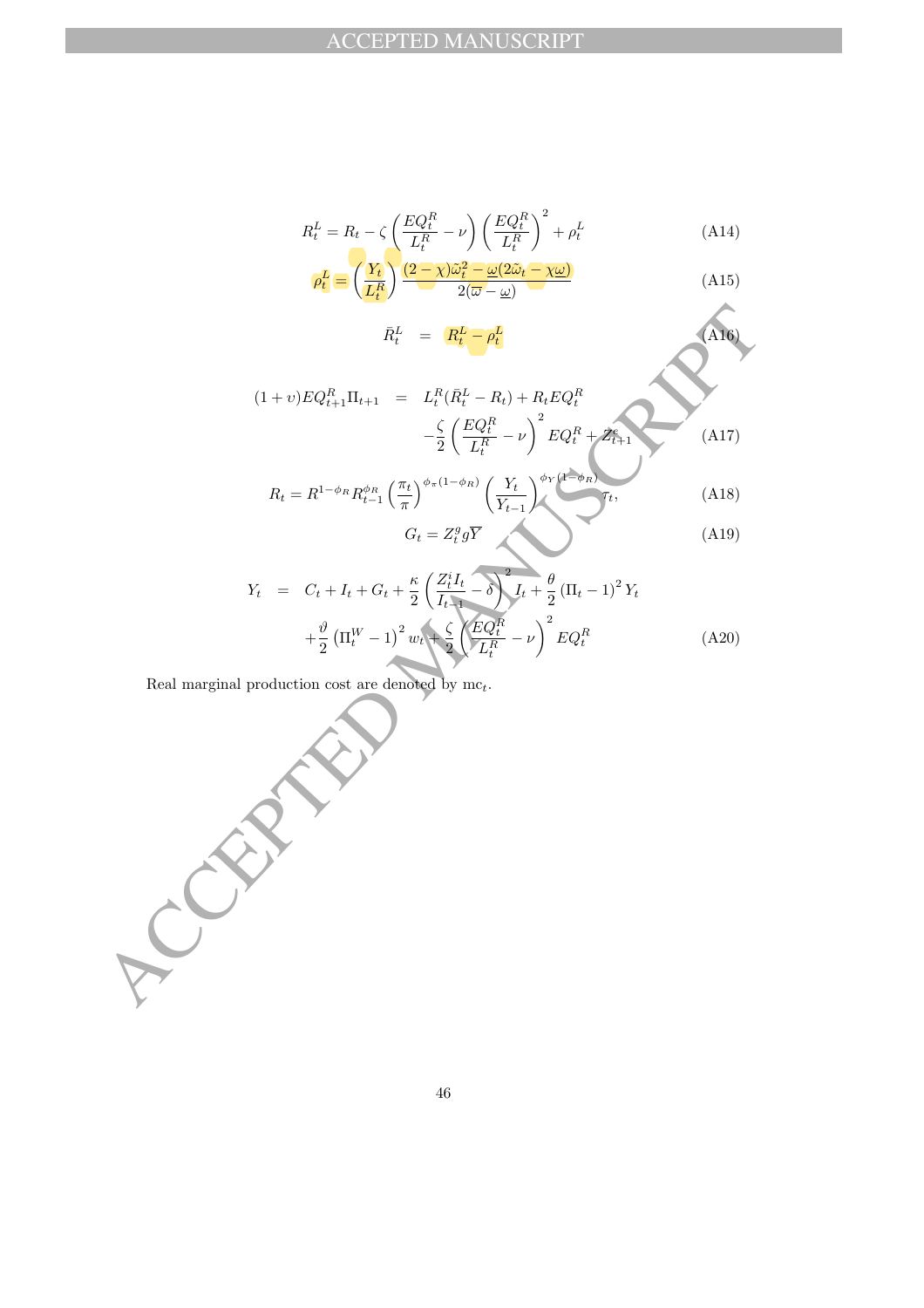$$R_t^L = R_t - \zeta \left( \frac{EQ_t^R}{L_t^R} - \nu \right) \left( \frac{EQ_t^R}{L_t^R} \right)^2 + \rho_t^L \tag{A14}$$

$$\rho_t^L = \left( \frac{Y_t}{L_t^R} \right) \frac{(2-\chi)\tilde{\omega}_t^2 - \underline{\omega}(2\tilde{\omega}_t - \chi\underline{\omega})}{2(\overline{\omega} - \underline{\omega})} \tag{A15}$$

$$\bar{R}_t^L = R_t^L - \rho_t^L \tag{A16}$$

$$\begin{aligned}
(1+\upsilon)EQ_{t+1}^R \Pi_{t+1} &= L_t^R(\bar{R}_t^L - R_t) + R_t EQ_t^R \\
&\quad - \frac{\zeta}{2} \left( \frac{EQ_t^R}{L_t^R} - \nu \right)^2 EQ_t^R + Z_{t+1}^e
\end{aligned} \tag{A17}$$

$$R_t = R^{1-\phi_R} R_{t-1}^{\phi_R} \left( \frac{\pi_t}{\pi} \right)^{\phi_\pi (1-\phi_R)} \left( \frac{Y_t}{Y_{t-1}} \right)^{\phi_Y (1-\phi_R)} \varepsilon_t, \tag{A18}$$

$$G_t = Z_t^g g \overline{Y} \tag{A19}$$

$$\begin{aligned}
Y_t &= C_t + I_t + G_t + \frac{\kappa}{2} \left( \frac{Z_t^i I_t}{I_{t-1}} - \delta \right)^2 I_t + \frac{\theta}{2} (\Pi_t - 1)^2 Y_t \\
&\quad + \frac{\vartheta}{2} \left( \Pi_t^W - 1 \right)^2 w_t + \frac{\zeta}{2} \left( \frac{EQ_t^R}{L_t^R} - \nu \right)^2 EQ_t^R
\end{aligned} \tag{A20}$$

Real marginal production cost are denoted by $\text{mc}_t$.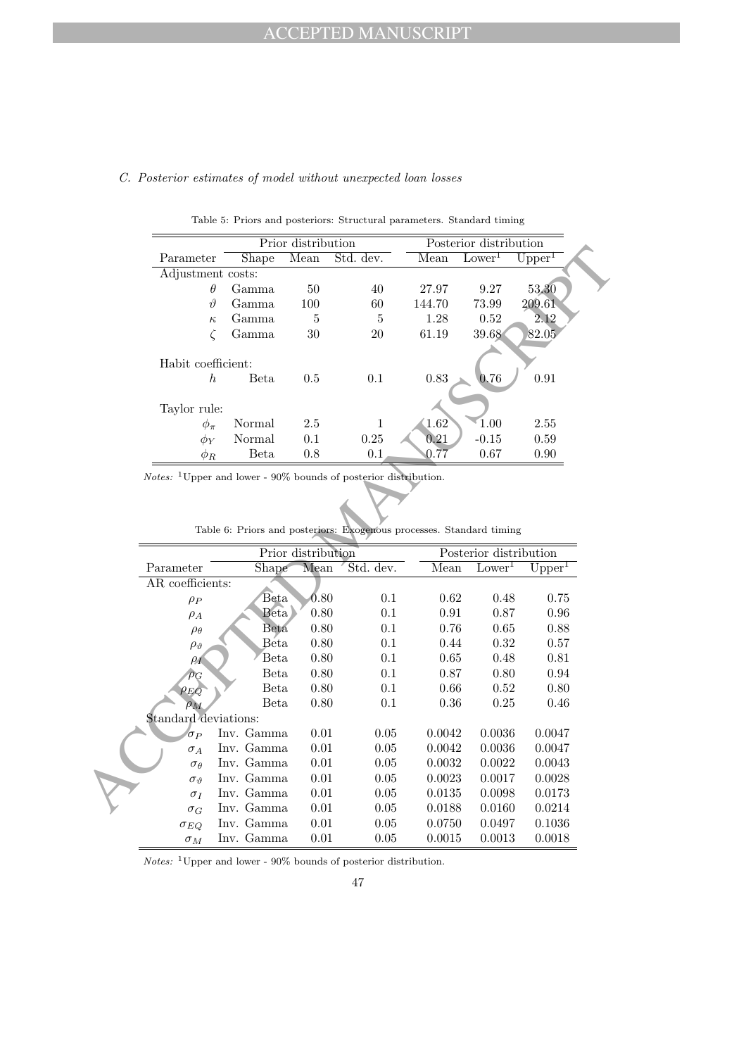*C. Posterior estimates of model without unexpected loan losses*

Table 5: Priors and posteriors: Structural parameters. Standard timing

| | Prior distribution | | | Posterior distribution | | |
|---|---|---|---|---|---|---|
| Parameter | Shape | Mean | Std. dev. | Mean | Lower[1] | Upper[1] |
| Adjustment costs: | | | | | | |
| $\theta$ | Gamma | 50 | 40 | 27.97 | 9.27 | 53.30 |
| $\vartheta$ | Gamma | 100 | 60 | 144.70 | 73.99 | 209.61 |
| $\kappa$ | Gamma | 5 | 5 | 1.28 | 0.52 | 2.12 |
| $\zeta$ | Gamma | 30 | 20 | 61.19 | 39.68 | 82.05 |
| Habit coefficient: | | | | | | |
| $h$ | Beta | 0.5 | 0.1 | 0.83 | 0.76 | 0.91 |
| Taylor rule: | | | | | | |
| $\phi_\pi$ | Normal | 2.5 | 1 | 1.62 | 1.00 | 2.55 |
| $\phi_Y$ | Normal | 0.1 | 0.25 | 0.21 | -0.15 | 0.59 |
| $\phi_R$ | Beta | 0.8 | 0.1 | 0.77 | 0.67 | 0.90 |

*Notes:* [1]Upper and lower - 90% bounds of posterior distribution.

Table 6: Priors and posteriors: Exogenous processes. Standard timing

| | Prior distribution | | | Posterior distribution | | |
|---|---|---|---|---|---|---|
| Parameter | Shape | Mean | Std. dev. | Mean | Lower[1] | Upper[1] |
| AR coefficients: | | | | | | |
| $\rho_P$ | Beta | 0.80 | 0.1 | 0.62 | 0.48 | 0.75 |
| $\rho_A$ | Beta | 0.80 | 0.1 | 0.91 | 0.87 | 0.96 |
| $\rho_\theta$ | Beta | 0.80 | 0.1 | 0.76 | 0.65 | 0.88 |
| $\rho_\vartheta$ | Beta | 0.80 | 0.1 | 0.44 | 0.32 | 0.57 |
| $\rho_I$ | Beta | 0.80 | 0.1 | 0.65 | 0.48 | 0.81 |
| $\rho_G$ | Beta | 0.80 | 0.1 | 0.87 | 0.80 | 0.94 |
| $\rho_{EQ}$ | Beta | 0.80 | 0.1 | 0.66 | 0.52 | 0.80 |
| $\rho_M$ | Beta | 0.80 | 0.1 | 0.36 | 0.25 | 0.46 |
| Standard deviations: | | | | | | |
| $\sigma_P$ | Inv. Gamma | 0.01 | 0.05 | 0.0042 | 0.0036 | 0.0047 |
| $\sigma_A$ | Inv. Gamma | 0.01 | 0.05 | 0.0042 | 0.0036 | 0.0047 |
| $\sigma_\theta$ | Inv. Gamma | 0.01 | 0.05 | 0.0032 | 0.0022 | 0.0043 |
| $\sigma_\vartheta$ | Inv. Gamma | 0.01 | 0.05 | 0.0023 | 0.0017 | 0.0028 |
| $\sigma_I$ | Inv. Gamma | 0.01 | 0.05 | 0.0135 | 0.0098 | 0.0173 |
| $\sigma_G$ | Inv. Gamma | 0.01 | 0.05 | 0.0188 | 0.0160 | 0.0214 |
| $\sigma_{EQ}$ | Inv. Gamma | 0.01 | 0.05 | 0.0750 | 0.0497 | 0.1036 |
| $\sigma_M$ | Inv. Gamma | 0.01 | 0.05 | 0.0015 | 0.0013 | 0.0018 |

*Notes:* [1]Upper and lower - 90% bounds of posterior distribution.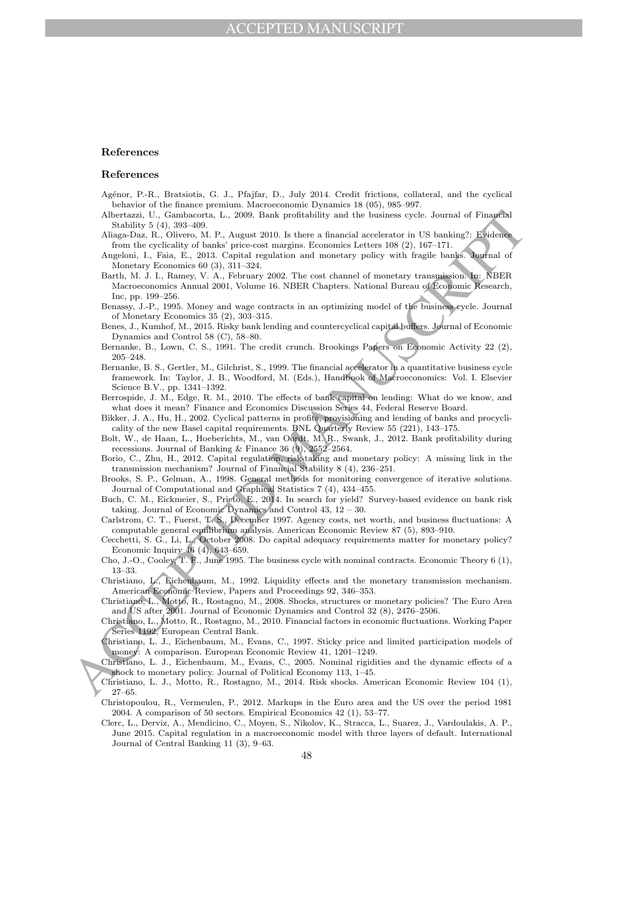## References

## References

Agénor, P.-R., Bratsiotis, G. J., Pfajfar, D., July 2014. Credit frictions, collateral, and the cyclical behavior of the finance premium. Macroeconomic Dynamics 18 (05), 985–997.

Albertazzi, U., Gambacorta, L., 2009. Bank profitability and the business cycle. Journal of Financial Stability 5 (4), 393–409.

Aliaga-Daz, R., Olivero, M. P., August 2010. Is there a financial accelerator in US banking?: Evidence from the cyclicality of banks' price-cost margins. Economics Letters 108 (2), 167–171.

Angeloni, I., Faia, E., 2013. Capital regulation and monetary policy with fragile banks. Journal of Monetary Economics 60 (3), 311–324.

Barth, M. J. I., Ramey, V. A., February 2002. The cost channel of monetary transmission. In: NBER Macroeconomics Annual 2001, Volume 16. NBER Chapters. National Bureau of Economic Research, Inc, pp. 199–256.

Benassy, J.-P., 1995. Money and wage contracts in an optimizing model of the business cycle. Journal of Monetary Economics 35 (2), 303–315.

Benes, J., Kumhof, M., 2015. Risky bank lending and countercyclical capital buffers. Journal of Economic Dynamics and Control 58 (C), 58–80.

Bernanke, B., Lown, C. S., 1991. The credit crunch. Brookings Papers on Economic Activity 22 (2), 205–248.

Bernanke, B. S., Gertler, M., Gilchrist, S., 1999. The financial accelerator in a quantitative business cycle framework. In: Taylor, J. B., Woodford, M. (Eds.), Handbook of Macroeconomics: Vol. I. Elsevier Science B.V., pp. 1341–1392.

Berrospide, J. M., Edge, R. M., 2010. The effects of bank capital on lending: What do we know, and what does it mean? Finance and Economics Discussion Series 44, Federal Reserve Board.

Bikker, J. A., Hu, H., 2002. Cyclical patterns in profits, provisioning and lending of banks and procyclicality of the new Basel capital requirements. BNL Quarterly Review 55 (221), 143–175.

Bolt, W., de Haan, L., Hoeberichts, M., van Oordt, M. R., Swank, J., 2012. Bank profitability during recessions. Journal of Banking & Finance 36 (9), 2552–2564.

Borio, C., Zhu, H., 2012. Capital regulation, risk-taking and monetary policy: A missing link in the transmission mechanism? Journal of Financial Stability 8 (4), 236–251.

Brooks, S. P., Gelman, A., 1998. General methods for monitoring convergence of iterative solutions. Journal of Computational and Graphical Statistics 7 (4), 434–455.

Buch, C. M., Eickmeier, S., Prieto, E., 2014. In search for yield? Survey-based evidence on bank risk taking. Journal of Economic Dynamics and Control 43, 12 – 30.

Carlstrom, C. T., Fuerst, T. S., December 1997. Agency costs, net worth, and business fluctuations: A computable general equilibrium analysis. American Economic Review 87 (5), 893–910.

Cecchetti, S. G., Li, L., October 2008. Do capital adequacy requirements matter for monetary policy? Economic Inquiry 46 (4), 643–659.

Cho, J.-O., Cooley, T. F., June 1995. The business cycle with nominal contracts. Economic Theory 6 (1), 13–33.

Christiano, L., Eichenbaum, M., 1992. Liquidity effects and the monetary transmission mechanism. American Economic Review, Papers and Proceedings 92, 346–353.

Christiano, L., Motto, R., Rostagno, M., 2008. Shocks, structures or monetary policies? The Euro Area and US after 2001. Journal of Economic Dynamics and Control 32 (8), 2476–2506.

Christiano, L., Motto, R., Rostagno, M., 2010. Financial factors in economic fluctuations. Working Paper Series 1192, European Central Bank.

Christiano, L. J., Eichenbaum, M., Evans, C., 1997. Sticky price and limited participation models of money: A comparison. European Economic Review 41, 1201–1249.

Christiano, L. J., Eichenbaum, M., Evans, C., 2005. Nominal rigidities and the dynamic effects of a shock to monetary policy. Journal of Political Economy 113, 1–45.

Christiano, L. J., Motto, R., Rostagno, M., 2014. Risk shocks. American Economic Review 104 (1), 27–65.

Christopoulou, R., Vermeulen, P., 2012. Markups in the Euro area and the US over the period 1981 2004. A comparison of 50 sectors. Empirical Economics 42 (1), 53–77.

Clerc, L., Derviz, A., Mendicino, C., Moyen, S., Nikolov, K., Stracca, L., Suarez, J., Vardoulakis, A. P., June 2015. Capital regulation in a macroeconomic model with three layers of default. International Journal of Central Banking 11 (3), 9–63.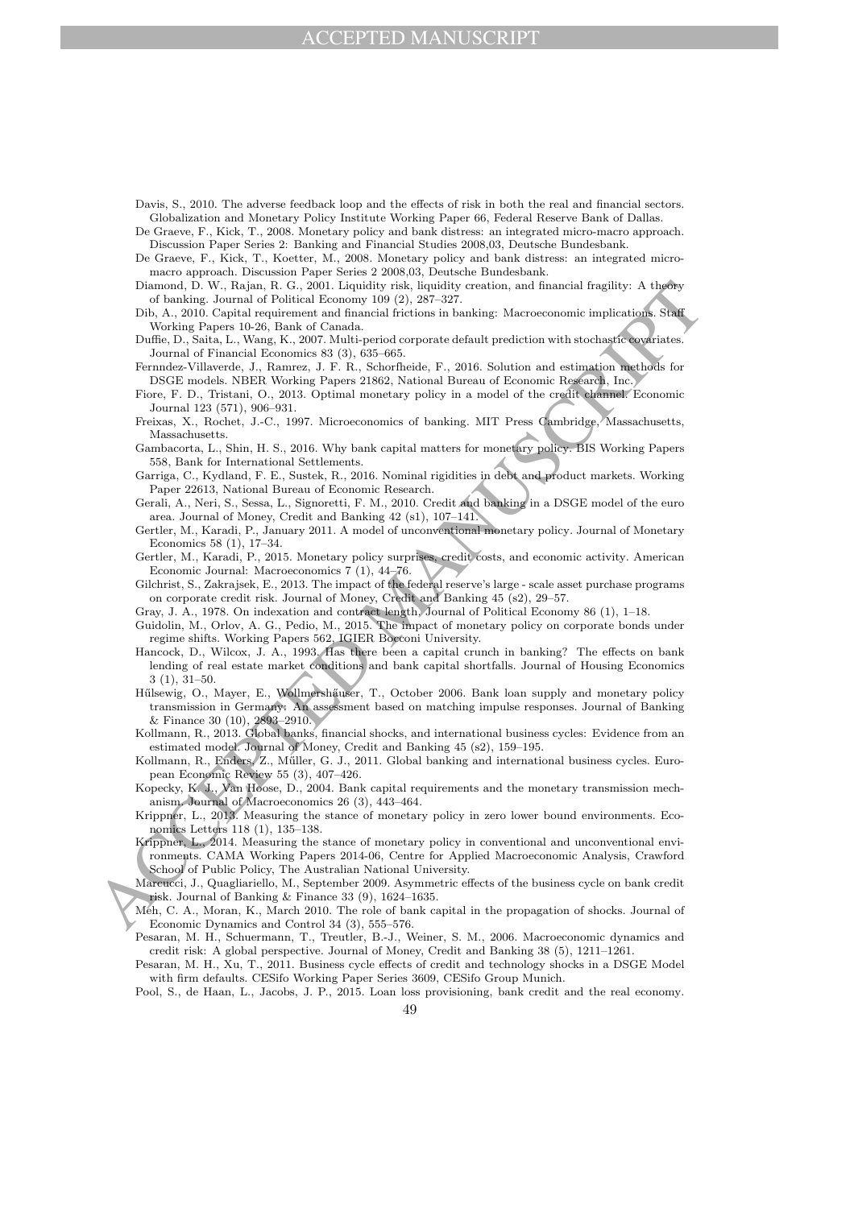Davis, S., 2010. The adverse feedback loop and the effects of risk in both the real and financial sectors. Globalization and Monetary Policy Institute Working Paper 66, Federal Reserve Bank of Dallas.

De Graeve, F., Kick, T., 2008. Monetary policy and bank distress: an integrated micro-macro approach. Discussion Paper Series 2: Banking and Financial Studies 2008,03, Deutsche Bundesbank.

De Graeve, F., Kick, T., Koetter, M., 2008. Monetary policy and bank distress: an integrated micro-macro approach. Discussion Paper Series 2 2008,03, Deutsche Bundesbank.

Diamond, D. W., Rajan, R. G., 2001. Liquidity risk, liquidity creation, and financial fragility: A theory of banking. Journal of Political Economy 109 (2), 287–327.

Dib, A., 2010. Capital requirement and financial frictions in banking: Macroeconomic implications. Staff Working Papers 10-26, Bank of Canada.

Duffie, D., Saita, L., Wang, K., 2007. Multi-period corporate default prediction with stochastic covariates. Journal of Financial Economics 83 (3), 635–665.

Fernndez-Villaverde, J., Ramrez, J. F. R., Schorfheide, F., 2016. Solution and estimation methods for DSGE models. NBER Working Papers 21862, National Bureau of Economic Research, Inc.

Fiore, F. D., Tristani, O., 2013. Optimal monetary policy in a model of the credit channel. Economic Journal 123 (571), 906–931.

Freixas, X., Rochet, J.-C., 1997. Microeconomics of banking. MIT Press Cambridge, Massachusetts, Massachusetts.

Gambacorta, L., Shin, H. S., 2016. Why bank capital matters for monetary policy. BIS Working Papers 558, Bank for International Settlements.

Garriga, C., Kydland, F. E., Sustek, R., 2016. Nominal rigidities in debt and product markets. Working Paper 22613, National Bureau of Economic Research.

Gerali, A., Neri, S., Sessa, L., Signoretti, F. M., 2010. Credit and banking in a DSGE model of the euro area. Journal of Money, Credit and Banking 42 (s1), 107–141.

Gertler, M., Karadi, P., January 2011. A model of unconventional monetary policy. Journal of Monetary Economics 58 (1), 17–34.

Gertler, M., Karadi, P., 2015. Monetary policy surprises, credit costs, and economic activity. American Economic Journal: Macroeconomics 7 (1), 44–76.

Gilchrist, S., Zakrajsek, E., 2013. The impact of the federal reserve's large - scale asset purchase programs on corporate credit risk. Journal of Money, Credit and Banking 45 (s2), 29–57.

Gray, J. A., 1978. On indexation and contract length. Journal of Political Economy 86 (1), 1–18.

Guidolin, M., Orlov, A. G., Pedio, M., 2015. The impact of monetary policy on corporate bonds under regime shifts. Working Papers 562, IGIER Bocconi University.

Hancock, D., Wilcox, J. A., 1993. Has there been a capital crunch in banking? The effects on bank lending of real estate market conditions and bank capital shortfalls. Journal of Housing Economics 3 (1), 31–50.

Hűlsewig, O., Mayer, E., Wollmershǎuser, T., October 2006. Bank loan supply and monetary policy transmission in Germany: An assessment based on matching impulse responses. Journal of Banking & Finance 30 (10), 2893–2910.

Kollmann, R., 2013. Global banks, financial shocks, and international business cycles: Evidence from an estimated model. Journal of Money, Credit and Banking 45 (s2), 159–195.

Kollmann, R., Enders, Z., Műller, G. J., 2011. Global banking and international business cycles. European Economic Review 55 (3), 407–426.

Kopecky, K. J., Van Hoose, D., 2004. Bank capital requirements and the monetary transmission mechanism. Journal of Macroeconomics 26 (3), 443–464.

Krippner, L., 2013. Measuring the stance of monetary policy in zero lower bound environments. Economics Letters 118 (1), 135–138.

Krippner, L., 2014. Measuring the stance of monetary policy in conventional and unconventional environments. CAMA Working Papers 2014-06, Centre for Applied Macroeconomic Analysis, Crawford School of Public Policy, The Australian National University.

Marcucci, J., Quagliariello, M., September 2009. Asymmetric effects of the business cycle on bank credit risk. Journal of Banking & Finance 33 (9), 1624–1635.

Meh, C. A., Moran, K., March 2010. The role of bank capital in the propagation of shocks. Journal of Economic Dynamics and Control 34 (3), 555–576.

Pesaran, M. H., Schuermann, T., Treutler, B.-J., Weiner, S. M., 2006. Macroeconomic dynamics and credit risk: A global perspective. Journal of Money, Credit and Banking 38 (5), 1211–1261.

Pesaran, M. H., Xu, T., 2011. Business cycle effects of credit and technology shocks in a DSGE Model with firm defaults. CESifo Working Paper Series 3609, CESifo Group Munich.

Pool, S., de Haan, L., Jacobs, J. P., 2015. Loan loss provisioning, bank credit and the real economy.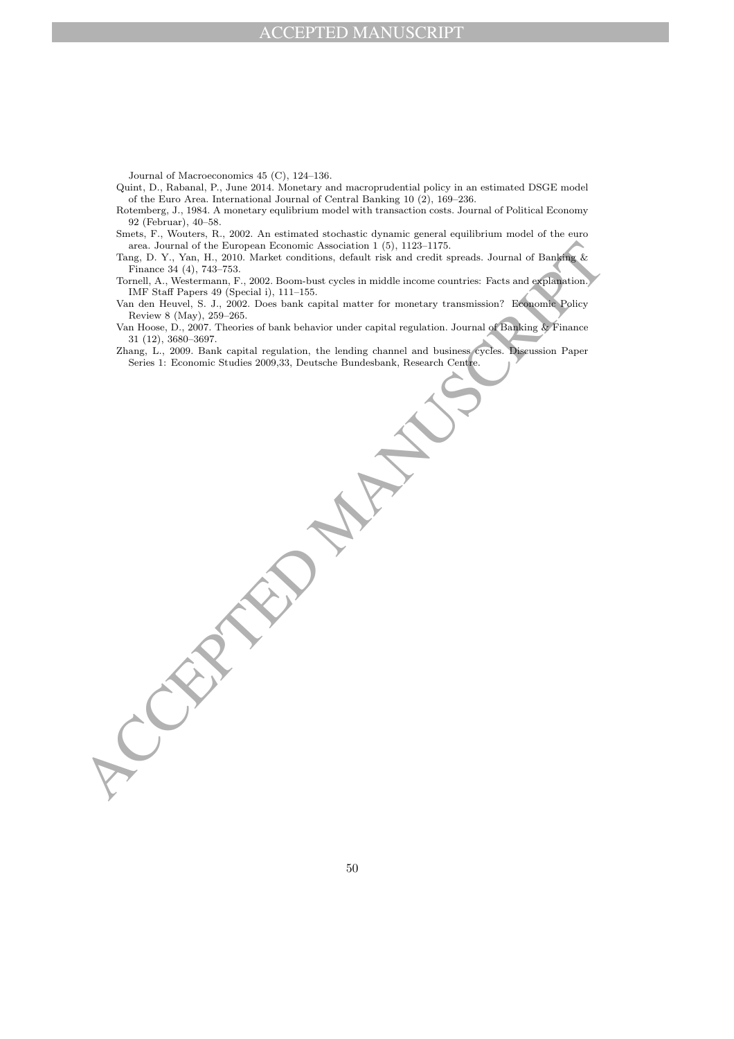Journal of Macroeconomics 45 (C), 124–136.

Quint, D., Rabanal, P., June 2014. Monetary and macroprudential policy in an estimated DSGE model of the Euro Area. International Journal of Central Banking 10 (2), 169–236.

Rotemberg, J., 1984. A monetary equlibrium model with transaction costs. Journal of Political Economy 92 (Februar), 40–58.

Smets, F., Wouters, R., 2002. An estimated stochastic dynamic general equilibrium model of the euro area. Journal of the European Economic Association 1 (5), 1123–1175.

Tang, D. Y., Yan, H., 2010. Market conditions, default risk and credit spreads. Journal of Banking & Finance 34 (4), 743–753.

Tornell, A., Westermann, F., 2002. Boom-bust cycles in middle income countries: Facts and explanation. IMF Staff Papers 49 (Special i), 111–155.

Van den Heuvel, S. J., 2002. Does bank capital matter for monetary transmission? Economic Policy Review 8 (May), 259–265.

Van Hoose, D., 2007. Theories of bank behavior under capital regulation. Journal of Banking & Finance 31 (12), 3680–3697.

Zhang, L., 2009. Bank capital regulation, the lending channel and business cycles. Discussion Paper Series 1: Economic Studies 2009,33, Deutsche Bundesbank, Research Centre.